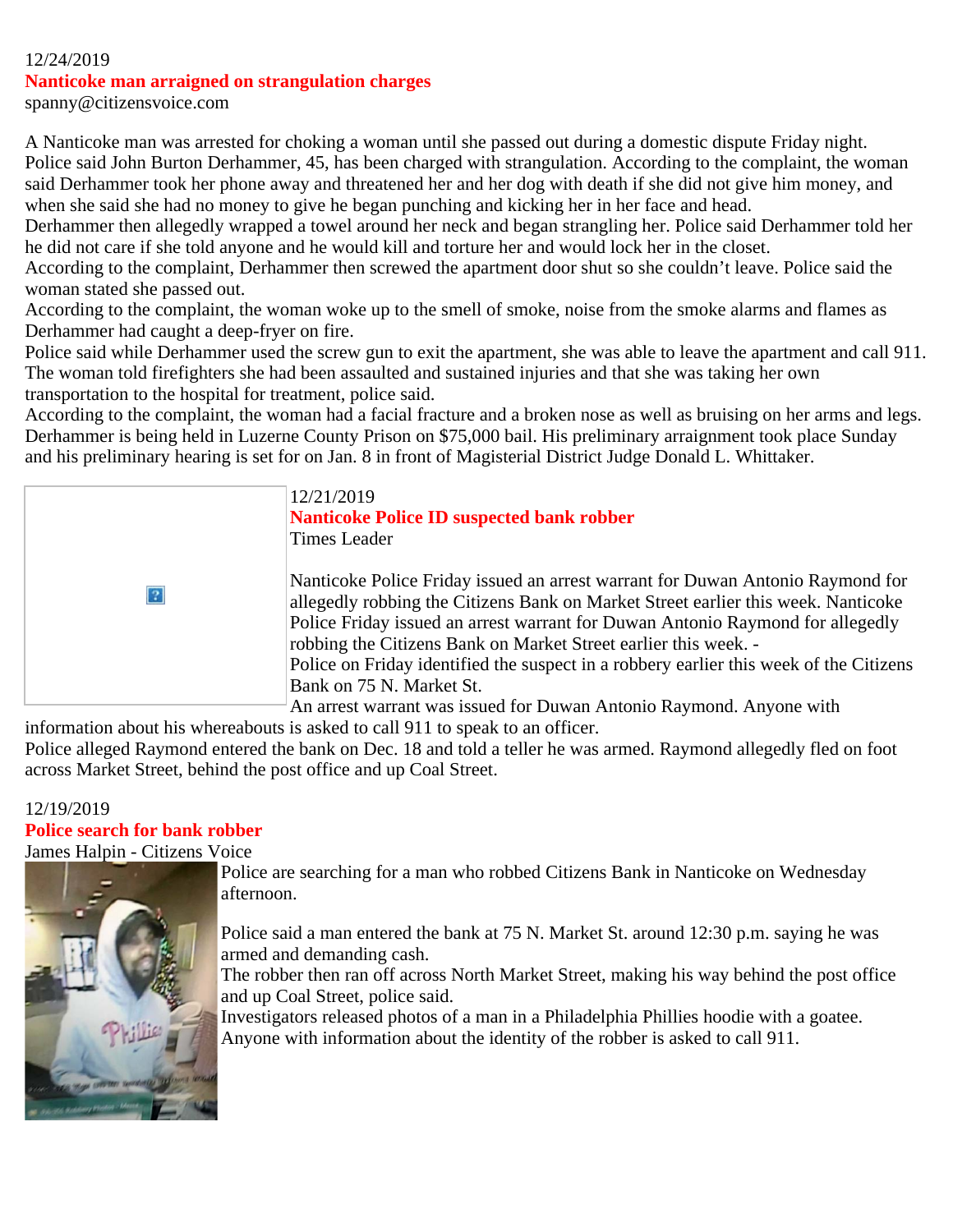12/24/2019

## Nanticoke man arraigned on strangulation charges

spanny@citizensvoice.com

A Nanticoke man was arrested for choking a woman until she passed out during a domestic dispute Friday night.
Police said John Burton Derhammer, 45, has been charged with strangulation. According to the complaint, the woman said Derhammer took her phone away and threatened her and her dog with death if she did not give him money, and when she said she had no money to give he began punching and kicking her in her face and head.
Derhammer then allegedly wrapped a towel around her neck and began strangling her. Police said Derhammer told her he did not care if she told anyone and he would kill and torture her and would lock her in the closet.
According to the complaint, Derhammer then screwed the apartment door shut so she couldn't leave. Police said the woman stated she passed out.
According to the complaint, the woman woke up to the smell of smoke, noise from the smoke alarms and flames as Derhammer had caught a deep-fryer on fire.
Police said while Derhammer used the screw gun to exit the apartment, she was able to leave the apartment and call 911. The woman told firefighters she had been assaulted and sustained injuries and that she was taking her own transportation to the hospital for treatment, police said.
According to the complaint, the woman had a facial fracture and a broken nose as well as bruising on her arms and legs.
Derhammer is being held in Luzerne County Prison on $75,000 bail. His preliminary arraignment took place Sunday and his preliminary hearing is set for on Jan. 8 in front of Magisterial District Judge Donald L. Whittaker.

12/21/2019

## Nanticoke Police ID suspected bank robber

Times Leader

Nanticoke Police Friday issued an arrest warrant for Duwan Antonio Raymond for allegedly robbing the Citizens Bank on Market Street earlier this week. Nanticoke Police Friday issued an arrest warrant for Duwan Antonio Raymond for allegedly robbing the Citizens Bank on Market Street earlier this week. -
Police on Friday identified the suspect in a robbery earlier this week of the Citizens Bank on 75 N. Market St.
An arrest warrant was issued for Duwan Antonio Raymond. Anyone with information about his whereabouts is asked to call 911 to speak to an officer.
Police alleged Raymond entered the bank on Dec. 18 and told a teller he was armed. Raymond allegedly fled on foot across Market Street, behind the post office and up Coal Street.

12/19/2019

## Police search for bank robber

James Halpin - Citizens Voice

Police are searching for a man who robbed Citizens Bank in Nanticoke on Wednesday afternoon.

Police said a man entered the bank at 75 N. Market St. around 12:30 p.m. saying he was armed and demanding cash.
The robber then ran off across North Market Street, making his way behind the post office and up Coal Street, police said.
Investigators released photos of a man in a Philadelphia Phillies hoodie with a goatee.
Anyone with information about the identity of the robber is asked to call 911.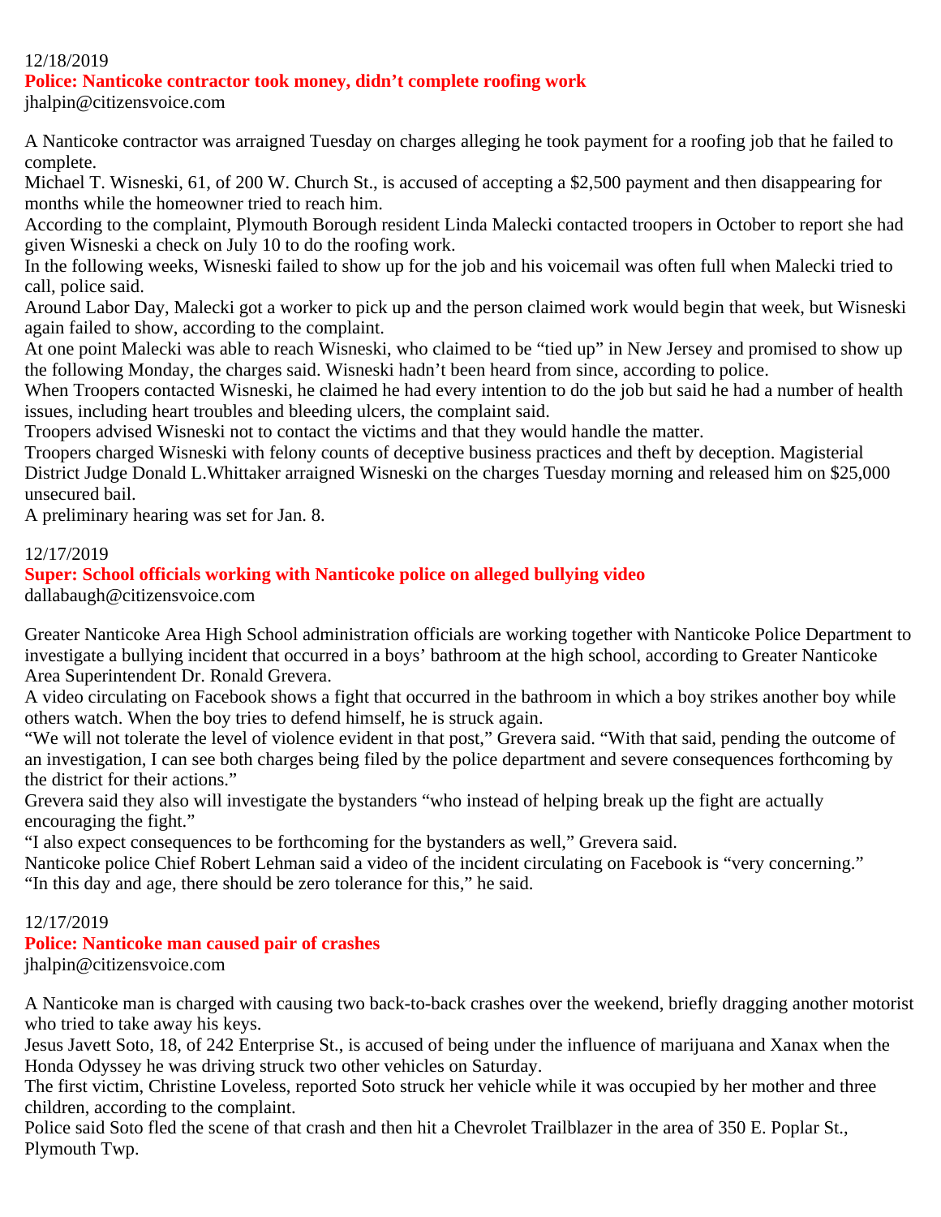12/18/2019

## Police: Nanticoke contractor took money, didn't complete roofing work

jhalpin@citizensvoice.com

A Nanticoke contractor was arraigned Tuesday on charges alleging he took payment for a roofing job that he failed to complete.

Michael T. Wisneski, 61, of 200 W. Church St., is accused of accepting a $2,500 payment and then disappearing for months while the homeowner tried to reach him.

According to the complaint, Plymouth Borough resident Linda Malecki contacted troopers in October to report she had given Wisneski a check on July 10 to do the roofing work.

In the following weeks, Wisneski failed to show up for the job and his voicemail was often full when Malecki tried to call, police said.

Around Labor Day, Malecki got a worker to pick up and the person claimed work would begin that week, but Wisneski again failed to show, according to the complaint.

At one point Malecki was able to reach Wisneski, who claimed to be "tied up" in New Jersey and promised to show up the following Monday, the charges said. Wisneski hadn't been heard from since, according to police.

When Troopers contacted Wisneski, he claimed he had every intention to do the job but said he had a number of health issues, including heart troubles and bleeding ulcers, the complaint said.

Troopers advised Wisneski not to contact the victims and that they would handle the matter.

Troopers charged Wisneski with felony counts of deceptive business practices and theft by deception. Magisterial District Judge Donald L.Whittaker arraigned Wisneski on the charges Tuesday morning and released him on $25,000 unsecured bail.

A preliminary hearing was set for Jan. 8.

12/17/2019

## Super: School officials working with Nanticoke police on alleged bullying video

dallabaugh@citizensvoice.com

Greater Nanticoke Area High School administration officials are working together with Nanticoke Police Department to investigate a bullying incident that occurred in a boys' bathroom at the high school, according to Greater Nanticoke Area Superintendent Dr. Ronald Grevera.

A video circulating on Facebook shows a fight that occurred in the bathroom in which a boy strikes another boy while others watch. When the boy tries to defend himself, he is struck again.

"We will not tolerate the level of violence evident in that post," Grevera said. "With that said, pending the outcome of an investigation, I can see both charges being filed by the police department and severe consequences forthcoming by the district for their actions."

Grevera said they also will investigate the bystanders "who instead of helping break up the fight are actually encouraging the fight."

"I also expect consequences to be forthcoming for the bystanders as well," Grevera said.

Nanticoke police Chief Robert Lehman said a video of the incident circulating on Facebook is "very concerning."

"In this day and age, there should be zero tolerance for this," he said.

12/17/2019

## Police: Nanticoke man caused pair of crashes

jhalpin@citizensvoice.com

A Nanticoke man is charged with causing two back-to-back crashes over the weekend, briefly dragging another motorist who tried to take away his keys.

Jesus Javett Soto, 18, of 242 Enterprise St., is accused of being under the influence of marijuana and Xanax when the Honda Odyssey he was driving struck two other vehicles on Saturday.

The first victim, Christine Loveless, reported Soto struck her vehicle while it was occupied by her mother and three children, according to the complaint.

Police said Soto fled the scene of that crash and then hit a Chevrolet Trailblazer in the area of 350 E. Poplar St., Plymouth Twp.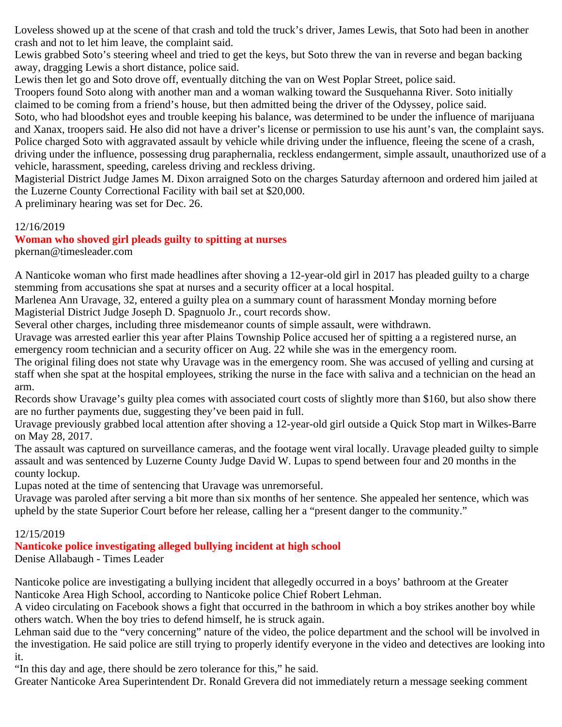Loveless showed up at the scene of that crash and told the truck's driver, James Lewis, that Soto had been in another crash and not to let him leave, the complaint said.

Lewis grabbed Soto's steering wheel and tried to get the keys, but Soto threw the van in reverse and began backing away, dragging Lewis a short distance, police said.

Lewis then let go and Soto drove off, eventually ditching the van on West Poplar Street, police said.

Troopers found Soto along with another man and a woman walking toward the Susquehanna River. Soto initially claimed to be coming from a friend's house, but then admitted being the driver of the Odyssey, police said.

Soto, who had bloodshot eyes and trouble keeping his balance, was determined to be under the influence of marijuana and Xanax, troopers said. He also did not have a driver's license or permission to use his aunt's van, the complaint says.

Police charged Soto with aggravated assault by vehicle while driving under the influence, fleeing the scene of a crash, driving under the influence, possessing drug paraphernalia, reckless endangerment, simple assault, unauthorized use of a vehicle, harassment, speeding, careless driving and reckless driving.

Magisterial District Judge James M. Dixon arraigned Soto on the charges Saturday afternoon and ordered him jailed at the Luzerne County Correctional Facility with bail set at $20,000.

A preliminary hearing was set for Dec. 26.

12/16/2019

## Woman who shoved girl pleads guilty to spitting at nurses

pkernan@timesleader.com

A Nanticoke woman who first made headlines after shoving a 12-year-old girl in 2017 has pleaded guilty to a charge stemming from accusations she spat at nurses and a security officer at a local hospital.

Marlenea Ann Uravage, 32, entered a guilty plea on a summary count of harassment Monday morning before Magisterial District Judge Joseph D. Spagnuolo Jr., court records show.

Several other charges, including three misdemeanor counts of simple assault, were withdrawn.

Uravage was arrested earlier this year after Plains Township Police accused her of spitting a a registered nurse, an emergency room technician and a security officer on Aug. 22 while she was in the emergency room.

The original filing does not state why Uravage was in the emergency room. She was accused of yelling and cursing at staff when she spat at the hospital employees, striking the nurse in the face with saliva and a technician on the head an arm.

Records show Uravage's guilty plea comes with associated court costs of slightly more than $160, but also show there are no further payments due, suggesting they've been paid in full.

Uravage previously grabbed local attention after shoving a 12-year-old girl outside a Quick Stop mart in Wilkes-Barre on May 28, 2017.

The assault was captured on surveillance cameras, and the footage went viral locally. Uravage pleaded guilty to simple assault and was sentenced by Luzerne County Judge David W. Lupas to spend between four and 20 months in the county lockup.

Lupas noted at the time of sentencing that Uravage was unremorseful.

Uravage was paroled after serving a bit more than six months of her sentence. She appealed her sentence, which was upheld by the state Superior Court before her release, calling her a "present danger to the community."

12/15/2019

## Nanticoke police investigating alleged bullying incident at high school

Denise Allabaugh - Times Leader

Nanticoke police are investigating a bullying incident that allegedly occurred in a boys' bathroom at the Greater Nanticoke Area High School, according to Nanticoke police Chief Robert Lehman.

A video circulating on Facebook shows a fight that occurred in the bathroom in which a boy strikes another boy while others watch. When the boy tries to defend himself, he is struck again.

Lehman said due to the "very concerning" nature of the video, the police department and the school will be involved in the investigation. He said police are still trying to properly identify everyone in the video and detectives are looking into it.

"In this day and age, there should be zero tolerance for this," he said.

Greater Nanticoke Area Superintendent Dr. Ronald Grevera did not immediately return a message seeking comment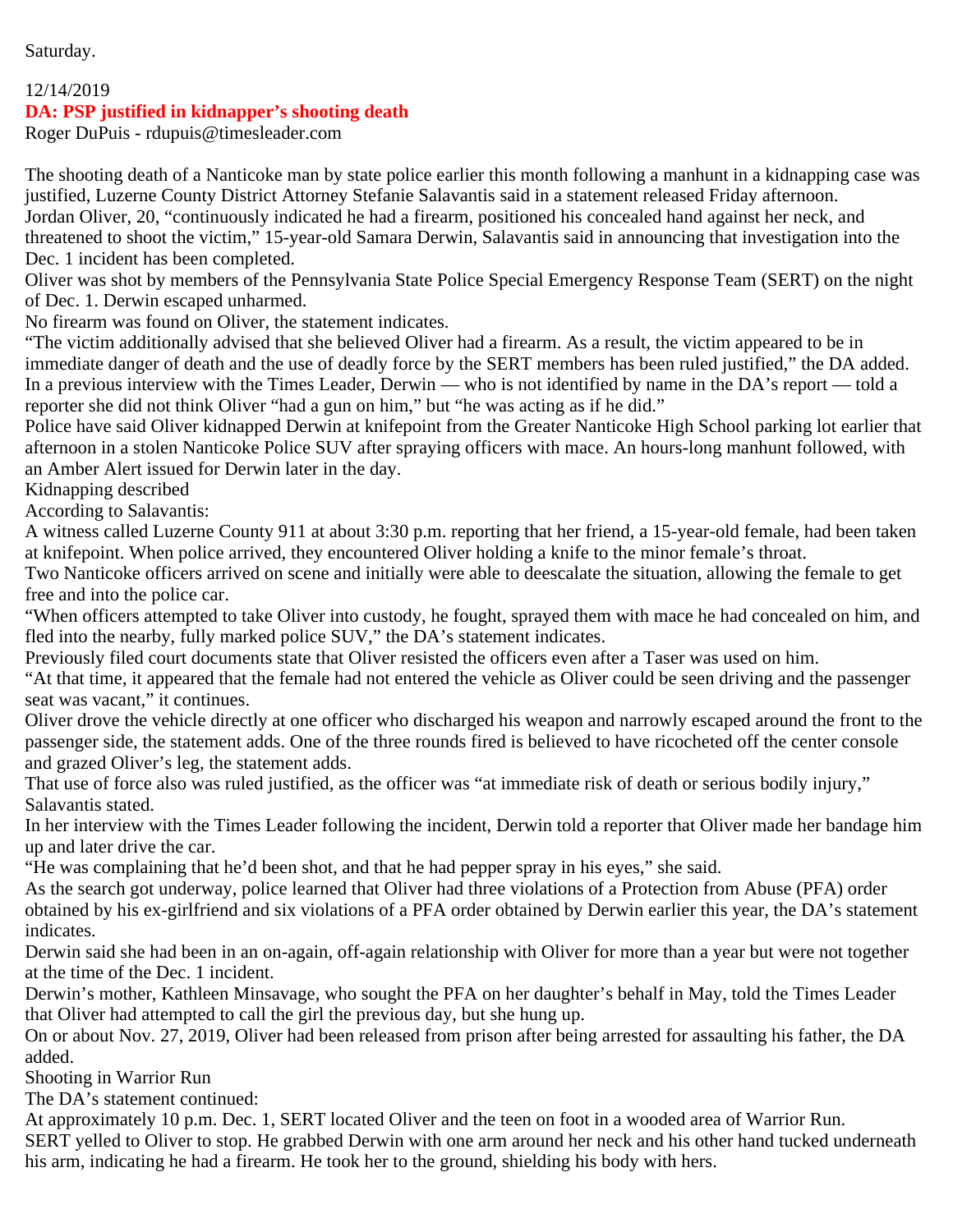Saturday.

12/14/2019

## DA: PSP justified in kidnapper's shooting death

Roger DuPuis - rdupuis@timesleader.com

The shooting death of a Nanticoke man by state police earlier this month following a manhunt in a kidnapping case was justified, Luzerne County District Attorney Stefanie Salavantis said in a statement released Friday afternoon.

Jordan Oliver, 20, "continuously indicated he had a firearm, positioned his concealed hand against her neck, and threatened to shoot the victim," 15-year-old Samara Derwin, Salavantis said in announcing that investigation into the Dec. 1 incident has been completed.

Oliver was shot by members of the Pennsylvania State Police Special Emergency Response Team (SERT) on the night of Dec. 1. Derwin escaped unharmed.

No firearm was found on Oliver, the statement indicates.

"The victim additionally advised that she believed Oliver had a firearm. As a result, the victim appeared to be in immediate danger of death and the use of deadly force by the SERT members has been ruled justified," the DA added.

In a previous interview with the Times Leader, Derwin — who is not identified by name in the DA's report — told a reporter she did not think Oliver "had a gun on him," but "he was acting as if he did."

Police have said Oliver kidnapped Derwin at knifepoint from the Greater Nanticoke High School parking lot earlier that afternoon in a stolen Nanticoke Police SUV after spraying officers with mace. An hours-long manhunt followed, with an Amber Alert issued for Derwin later in the day.

Kidnapping described

According to Salavantis:

A witness called Luzerne County 911 at about 3:30 p.m. reporting that her friend, a 15-year-old female, had been taken at knifepoint. When police arrived, they encountered Oliver holding a knife to the minor female's throat.

Two Nanticoke officers arrived on scene and initially were able to deescalate the situation, allowing the female to get free and into the police car.

"When officers attempted to take Oliver into custody, he fought, sprayed them with mace he had concealed on him, and fled into the nearby, fully marked police SUV," the DA's statement indicates.

Previously filed court documents state that Oliver resisted the officers even after a Taser was used on him.

"At that time, it appeared that the female had not entered the vehicle as Oliver could be seen driving and the passenger seat was vacant," it continues.

Oliver drove the vehicle directly at one officer who discharged his weapon and narrowly escaped around the front to the passenger side, the statement adds. One of the three rounds fired is believed to have ricocheted off the center console and grazed Oliver's leg, the statement adds.

That use of force also was ruled justified, as the officer was "at immediate risk of death or serious bodily injury," Salavantis stated.

In her interview with the Times Leader following the incident, Derwin told a reporter that Oliver made her bandage him up and later drive the car.

"He was complaining that he'd been shot, and that he had pepper spray in his eyes," she said.

As the search got underway, police learned that Oliver had three violations of a Protection from Abuse (PFA) order obtained by his ex-girlfriend and six violations of a PFA order obtained by Derwin earlier this year, the DA's statement indicates.

Derwin said she had been in an on-again, off-again relationship with Oliver for more than a year but were not together at the time of the Dec. 1 incident.

Derwin's mother, Kathleen Minsavage, who sought the PFA on her daughter's behalf in May, told the Times Leader that Oliver had attempted to call the girl the previous day, but she hung up.

On or about Nov. 27, 2019, Oliver had been released from prison after being arrested for assaulting his father, the DA added.

Shooting in Warrior Run

The DA's statement continued:

At approximately 10 p.m. Dec. 1, SERT located Oliver and the teen on foot in a wooded area of Warrior Run.

SERT yelled to Oliver to stop. He grabbed Derwin with one arm around her neck and his other hand tucked underneath his arm, indicating he had a firearm. He took her to the ground, shielding his body with hers.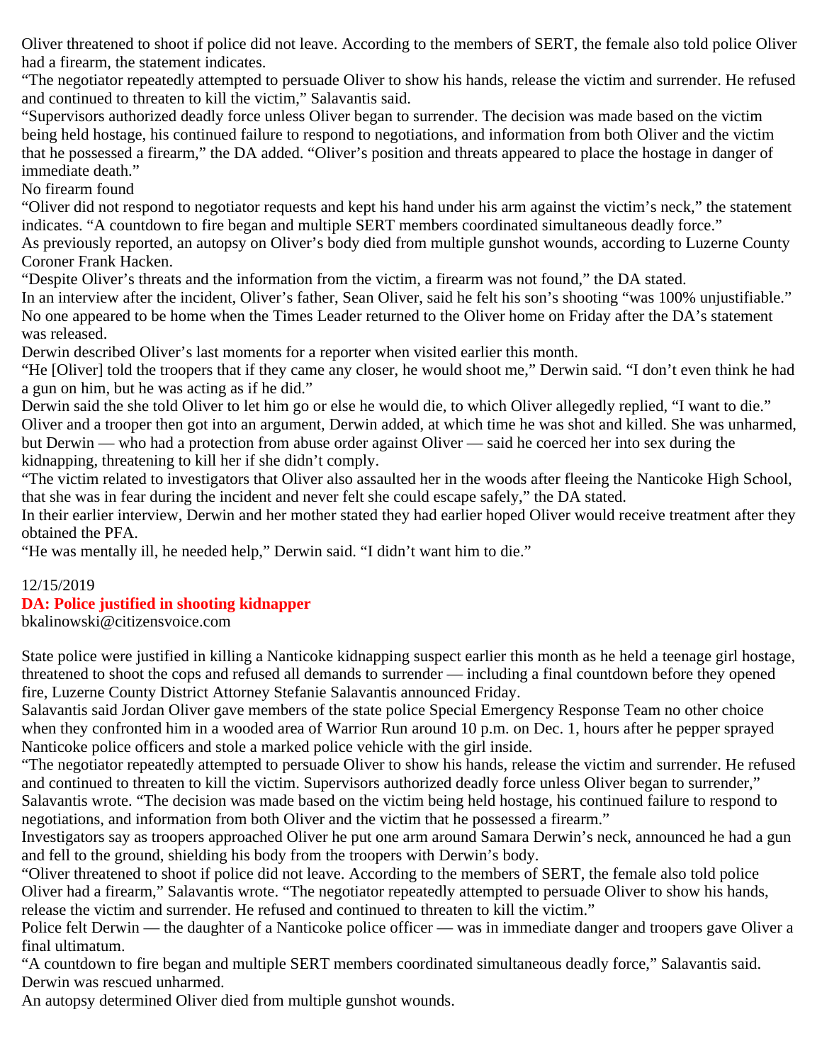Oliver threatened to shoot if police did not leave. According to the members of SERT, the female also told police Oliver had a firearm, the statement indicates.

"The negotiator repeatedly attempted to persuade Oliver to show his hands, release the victim and surrender. He refused and continued to threaten to kill the victim," Salavantis said.

"Supervisors authorized deadly force unless Oliver began to surrender. The decision was made based on the victim being held hostage, his continued failure to respond to negotiations, and information from both Oliver and the victim that he possessed a firearm," the DA added. "Oliver's position and threats appeared to place the hostage in danger of immediate death."

No firearm found

"Oliver did not respond to negotiator requests and kept his hand under his arm against the victim's neck," the statement indicates. "A countdown to fire began and multiple SERT members coordinated simultaneous deadly force."

As previously reported, an autopsy on Oliver's body died from multiple gunshot wounds, according to Luzerne County Coroner Frank Hacken.

"Despite Oliver's threats and the information from the victim, a firearm was not found," the DA stated.

In an interview after the incident, Oliver's father, Sean Oliver, said he felt his son's shooting "was 100% unjustifiable."

No one appeared to be home when the Times Leader returned to the Oliver home on Friday after the DA's statement was released.

Derwin described Oliver's last moments for a reporter when visited earlier this month.

"He [Oliver] told the troopers that if they came any closer, he would shoot me," Derwin said. "I don't even think he had a gun on him, but he was acting as if he did."

Derwin said the she told Oliver to let him go or else he would die, to which Oliver allegedly replied, "I want to die."

Oliver and a trooper then got into an argument, Derwin added, at which time he was shot and killed. She was unharmed, but Derwin — who had a protection from abuse order against Oliver — said he coerced her into sex during the kidnapping, threatening to kill her if she didn't comply.

"The victim related to investigators that Oliver also assaulted her in the woods after fleeing the Nanticoke High School, that she was in fear during the incident and never felt she could escape safely," the DA stated.

In their earlier interview, Derwin and her mother stated they had earlier hoped Oliver would receive treatment after they obtained the PFA.

"He was mentally ill, he needed help," Derwin said. "I didn't want him to die."

12/15/2019

## DA: Police justified in shooting kidnapper

bkalinowski@citizensvoice.com

State police were justified in killing a Nanticoke kidnapping suspect earlier this month as he held a teenage girl hostage, threatened to shoot the cops and refused all demands to surrender — including a final countdown before they opened fire, Luzerne County District Attorney Stefanie Salavantis announced Friday.

Salavantis said Jordan Oliver gave members of the state police Special Emergency Response Team no other choice when they confronted him in a wooded area of Warrior Run around 10 p.m. on Dec. 1, hours after he pepper sprayed Nanticoke police officers and stole a marked police vehicle with the girl inside.

"The negotiator repeatedly attempted to persuade Oliver to show his hands, release the victim and surrender. He refused and continued to threaten to kill the victim. Supervisors authorized deadly force unless Oliver began to surrender," Salavantis wrote. "The decision was made based on the victim being held hostage, his continued failure to respond to negotiations, and information from both Oliver and the victim that he possessed a firearm."

Investigators say as troopers approached Oliver he put one arm around Samara Derwin's neck, announced he had a gun and fell to the ground, shielding his body from the troopers with Derwin's body.

"Oliver threatened to shoot if police did not leave. According to the members of SERT, the female also told police Oliver had a firearm," Salavantis wrote. "The negotiator repeatedly attempted to persuade Oliver to show his hands, release the victim and surrender. He refused and continued to threaten to kill the victim."

Police felt Derwin — the daughter of a Nanticoke police officer — was in immediate danger and troopers gave Oliver a final ultimatum.

"A countdown to fire began and multiple SERT members coordinated simultaneous deadly force," Salavantis said.

Derwin was rescued unharmed.

An autopsy determined Oliver died from multiple gunshot wounds.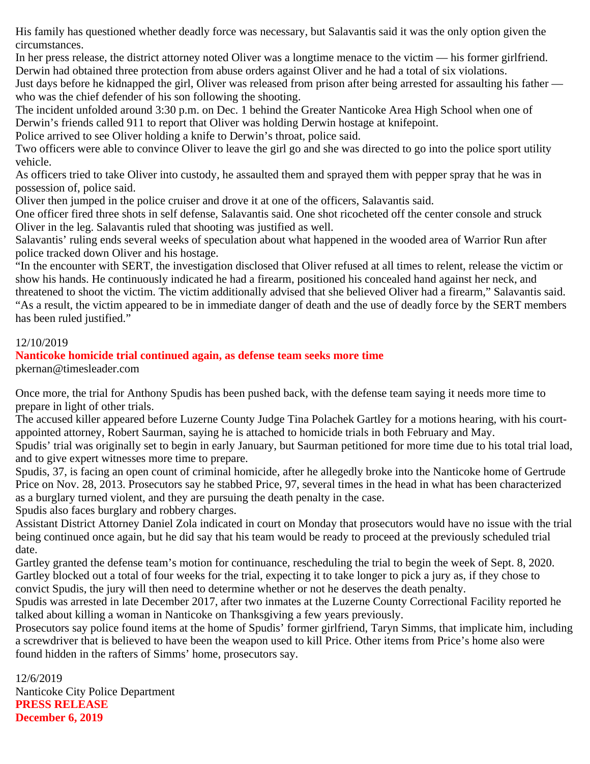His family has questioned whether deadly force was necessary, but Salavantis said it was the only option given the circumstances.

In her press release, the district attorney noted Oliver was a longtime menace to the victim — his former girlfriend. Derwin had obtained three protection from abuse orders against Oliver and he had a total of six violations.

Just days before he kidnapped the girl, Oliver was released from prison after being arrested for assaulting his father — who was the chief defender of his son following the shooting.

The incident unfolded around 3:30 p.m. on Dec. 1 behind the Greater Nanticoke Area High School when one of Derwin's friends called 911 to report that Oliver was holding Derwin hostage at knifepoint.

Police arrived to see Oliver holding a knife to Derwin's throat, police said.

Two officers were able to convince Oliver to leave the girl go and she was directed to go into the police sport utility vehicle.

As officers tried to take Oliver into custody, he assaulted them and sprayed them with pepper spray that he was in possession of, police said.

Oliver then jumped in the police cruiser and drove it at one of the officers, Salavantis said.

One officer fired three shots in self defense, Salavantis said. One shot ricocheted off the center console and struck Oliver in the leg. Salavantis ruled that shooting was justified as well.

Salavantis' ruling ends several weeks of speculation about what happened in the wooded area of Warrior Run after police tracked down Oliver and his hostage.

"In the encounter with SERT, the investigation disclosed that Oliver refused at all times to relent, release the victim or show his hands. He continuously indicated he had a firearm, positioned his concealed hand against her neck, and threatened to shoot the victim. The victim additionally advised that she believed Oliver had a firearm," Salavantis said. "As a result, the victim appeared to be in immediate danger of death and the use of deadly force by the SERT members has been ruled justified."

12/10/2019

**Nanticoke homicide trial continued again, as defense team seeks more time**

pkernan@timesleader.com

Once more, the trial for Anthony Spudis has been pushed back, with the defense team saying it needs more time to prepare in light of other trials.

The accused killer appeared before Luzerne County Judge Tina Polachek Gartley for a motions hearing, with his court-appointed attorney, Robert Saurman, saying he is attached to homicide trials in both February and May.

Spudis' trial was originally set to begin in early January, but Saurman petitioned for more time due to his total trial load, and to give expert witnesses more time to prepare.

Spudis, 37, is facing an open count of criminal homicide, after he allegedly broke into the Nanticoke home of Gertrude Price on Nov. 28, 2013. Prosecutors say he stabbed Price, 97, several times in the head in what has been characterized as a burglary turned violent, and they are pursuing the death penalty in the case.

Spudis also faces burglary and robbery charges.

Assistant District Attorney Daniel Zola indicated in court on Monday that prosecutors would have no issue with the trial being continued once again, but he did say that his team would be ready to proceed at the previously scheduled trial date.

Gartley granted the defense team's motion for continuance, rescheduling the trial to begin the week of Sept. 8, 2020. Gartley blocked out a total of four weeks for the trial, expecting it to take longer to pick a jury as, if they chose to convict Spudis, the jury will then need to determine whether or not he deserves the death penalty.

Spudis was arrested in late December 2017, after two inmates at the Luzerne County Correctional Facility reported he talked about killing a woman in Nanticoke on Thanksgiving a few years previously.

Prosecutors say police found items at the home of Spudis' former girlfriend, Taryn Simms, that implicate him, including a screwdriver that is believed to have been the weapon used to kill Price. Other items from Price's home also were found hidden in the rafters of Simms' home, prosecutors say.

12/6/2019

Nanticoke City Police Department

**PRESS RELEASE**

**December 6, 2019**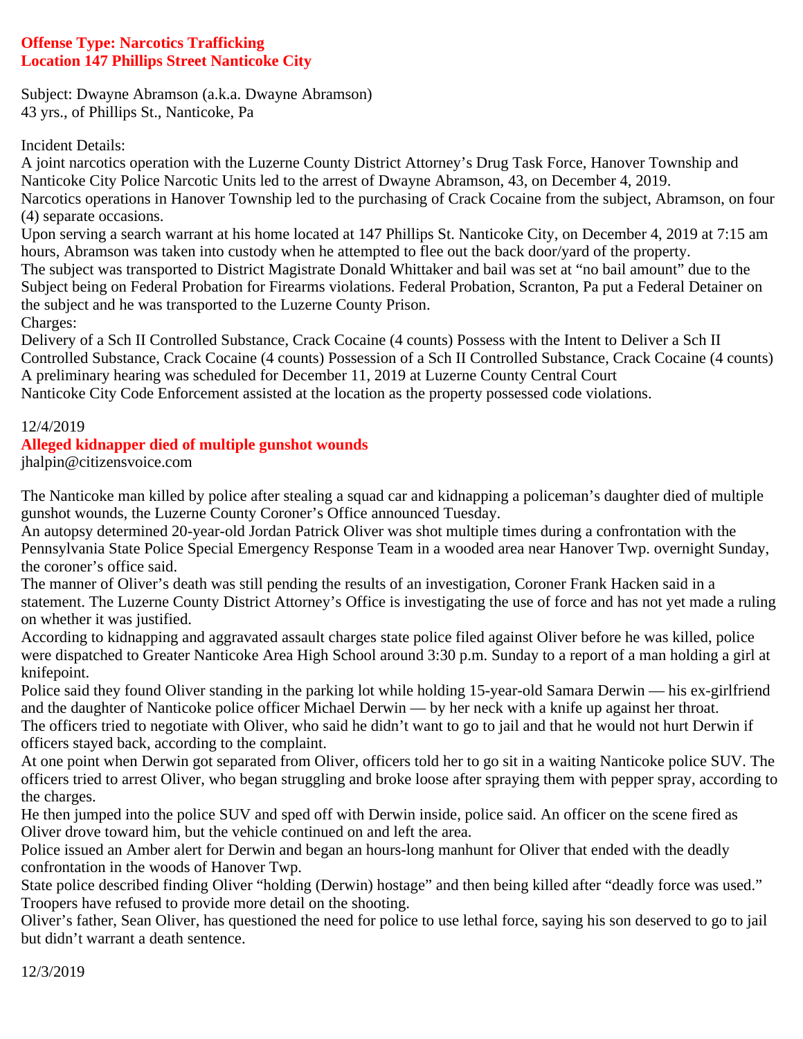**Offense Type: Narcotics Trafficking**
**Location 147 Phillips Street Nanticoke City**

Subject: Dwayne Abramson (a.k.a. Dwayne Abramson)
43 yrs., of Phillips St., Nanticoke, Pa

Incident Details:
A joint narcotics operation with the Luzerne County District Attorney's Drug Task Force, Hanover Township and Nanticoke City Police Narcotic Units led to the arrest of Dwayne Abramson, 43, on December 4, 2019.
Narcotics operations in Hanover Township led to the purchasing of Crack Cocaine from the subject, Abramson, on four (4) separate occasions.
Upon serving a search warrant at his home located at 147 Phillips St. Nanticoke City, on December 4, 2019 at 7:15 am hours, Abramson was taken into custody when he attempted to flee out the back door/yard of the property.
The subject was transported to District Magistrate Donald Whittaker and bail was set at "no bail amount" due to the Subject being on Federal Probation for Firearms violations. Federal Probation, Scranton, Pa put a Federal Detainer on the subject and he was transported to the Luzerne County Prison.
Charges:
Delivery of a Sch II Controlled Substance, Crack Cocaine (4 counts) Possess with the Intent to Deliver a Sch II Controlled Substance, Crack Cocaine (4 counts) Possession of a Sch II Controlled Substance, Crack Cocaine (4 counts)
A preliminary hearing was scheduled for December 11, 2019 at Luzerne County Central Court
Nanticoke City Code Enforcement assisted at the location as the property possessed code violations.

12/4/2019

**Alleged kidnapper died of multiple gunshot wounds**

jhalpin@citizensvoice.com

The Nanticoke man killed by police after stealing a squad car and kidnapping a policeman's daughter died of multiple gunshot wounds, the Luzerne County Coroner's Office announced Tuesday.
An autopsy determined 20-year-old Jordan Patrick Oliver was shot multiple times during a confrontation with the Pennsylvania State Police Special Emergency Response Team in a wooded area near Hanover Twp. overnight Sunday, the coroner's office said.
The manner of Oliver's death was still pending the results of an investigation, Coroner Frank Hacken said in a statement. The Luzerne County District Attorney's Office is investigating the use of force and has not yet made a ruling on whether it was justified.
According to kidnapping and aggravated assault charges state police filed against Oliver before he was killed, police were dispatched to Greater Nanticoke Area High School around 3:30 p.m. Sunday to a report of a man holding a girl at knifepoint.
Police said they found Oliver standing in the parking lot while holding 15-year-old Samara Derwin — his ex-girlfriend and the daughter of Nanticoke police officer Michael Derwin — by her neck with a knife up against her throat.
The officers tried to negotiate with Oliver, who said he didn't want to go to jail and that he would not hurt Derwin if officers stayed back, according to the complaint.
At one point when Derwin got separated from Oliver, officers told her to go sit in a waiting Nanticoke police SUV. The officers tried to arrest Oliver, who began struggling and broke loose after spraying them with pepper spray, according to the charges.
He then jumped into the police SUV and sped off with Derwin inside, police said. An officer on the scene fired as Oliver drove toward him, but the vehicle continued on and left the area.
Police issued an Amber alert for Derwin and began an hours-long manhunt for Oliver that ended with the deadly confrontation in the woods of Hanover Twp.
State police described finding Oliver "holding (Derwin) hostage" and then being killed after "deadly force was used." Troopers have refused to provide more detail on the shooting.
Oliver's father, Sean Oliver, has questioned the need for police to use lethal force, saying his son deserved to go to jail but didn't warrant a death sentence.

12/3/2019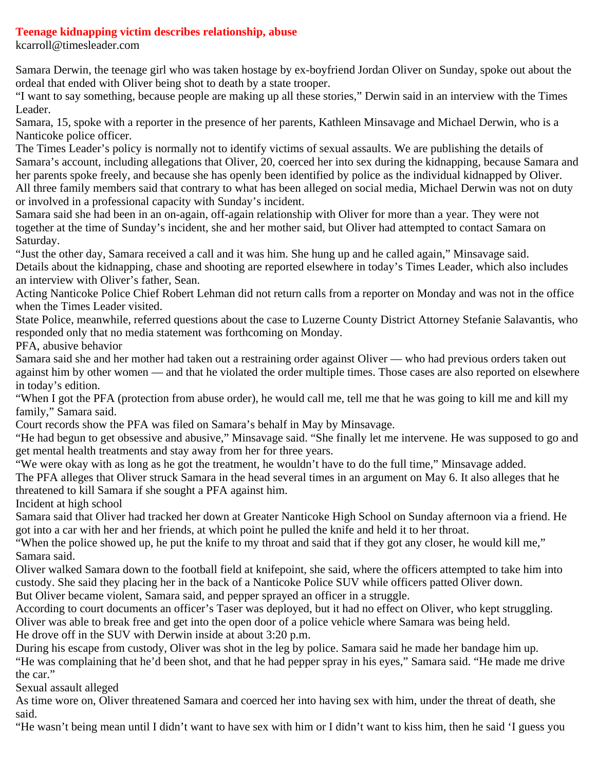# Teenage kidnapping victim describes relationship, abuse

kcarroll@timesleader.com

Samara Derwin, the teenage girl who was taken hostage by ex-boyfriend Jordan Oliver on Sunday, spoke out about the ordeal that ended with Oliver being shot to death by a state trooper.

"I want to say something, because people are making up all these stories," Derwin said in an interview with the Times Leader.

Samara, 15, spoke with a reporter in the presence of her parents, Kathleen Minsavage and Michael Derwin, who is a Nanticoke police officer.

The Times Leader's policy is normally not to identify victims of sexual assaults. We are publishing the details of Samara's account, including allegations that Oliver, 20, coerced her into sex during the kidnapping, because Samara and her parents spoke freely, and because she has openly been identified by police as the individual kidnapped by Oliver.

All three family members said that contrary to what has been alleged on social media, Michael Derwin was not on duty or involved in a professional capacity with Sunday's incident.

Samara said she had been in an on-again, off-again relationship with Oliver for more than a year. They were not together at the time of Sunday's incident, she and her mother said, but Oliver had attempted to contact Samara on Saturday.

"Just the other day, Samara received a call and it was him. She hung up and he called again," Minsavage said.

Details about the kidnapping, chase and shooting are reported elsewhere in today's Times Leader, which also includes an interview with Oliver's father, Sean.

Acting Nanticoke Police Chief Robert Lehman did not return calls from a reporter on Monday and was not in the office when the Times Leader visited.

State Police, meanwhile, referred questions about the case to Luzerne County District Attorney Stefanie Salavantis, who responded only that no media statement was forthcoming on Monday.

PFA, abusive behavior

Samara said she and her mother had taken out a restraining order against Oliver — who had previous orders taken out against him by other women — and that he violated the order multiple times. Those cases are also reported on elsewhere in today's edition.

"When I got the PFA (protection from abuse order), he would call me, tell me that he was going to kill me and kill my family," Samara said.

Court records show the PFA was filed on Samara's behalf in May by Minsavage.

"He had begun to get obsessive and abusive," Minsavage said. "She finally let me intervene. He was supposed to go and get mental health treatments and stay away from her for three years.

"We were okay with as long as he got the treatment, he wouldn't have to do the full time," Minsavage added.

The PFA alleges that Oliver struck Samara in the head several times in an argument on May 6. It also alleges that he threatened to kill Samara if she sought a PFA against him.

Incident at high school

Samara said that Oliver had tracked her down at Greater Nanticoke High School on Sunday afternoon via a friend. He got into a car with her and her friends, at which point he pulled the knife and held it to her throat.

"When the police showed up, he put the knife to my throat and said that if they got any closer, he would kill me," Samara said.

Oliver walked Samara down to the football field at knifepoint, she said, where the officers attempted to take him into custody. She said they placing her in the back of a Nanticoke Police SUV while officers patted Oliver down.

But Oliver became violent, Samara said, and pepper sprayed an officer in a struggle.

According to court documents an officer's Taser was deployed, but it had no effect on Oliver, who kept struggling.

Oliver was able to break free and get into the open door of a police vehicle where Samara was being held.

He drove off in the SUV with Derwin inside at about 3:20 p.m.

During his escape from custody, Oliver was shot in the leg by police. Samara said he made her bandage him up.

"He was complaining that he'd been shot, and that he had pepper spray in his eyes," Samara said. "He made me drive the car."

Sexual assault alleged

As time wore on, Oliver threatened Samara and coerced her into having sex with him, under the threat of death, she said.

"He wasn't being mean until I didn't want to have sex with him or I didn't want to kiss him, then he said 'I guess you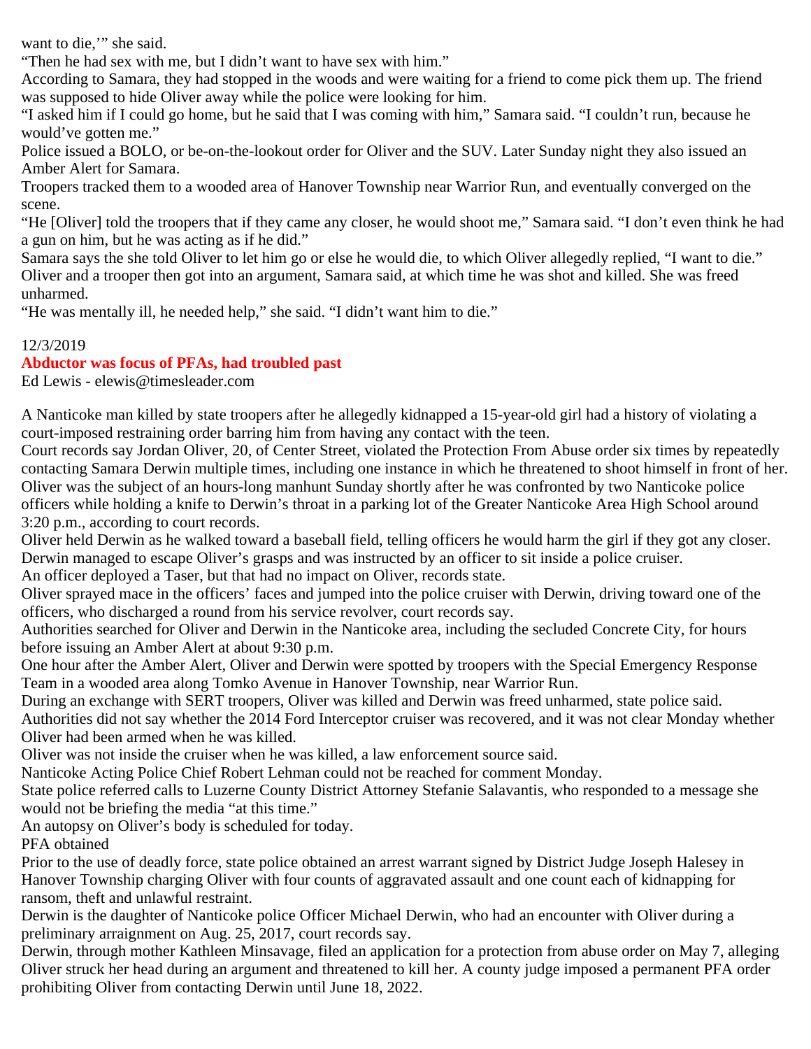want to die,'" she said.

"Then he had sex with me, but I didn't want to have sex with him."

According to Samara, they had stopped in the woods and were waiting for a friend to come pick them up. The friend was supposed to hide Oliver away while the police were looking for him.

"I asked him if I could go home, but he said that I was coming with him," Samara said. "I couldn't run, because he would've gotten me."

Police issued a BOLO, or be-on-the-lookout order for Oliver and the SUV. Later Sunday night they also issued an Amber Alert for Samara.

Troopers tracked them to a wooded area of Hanover Township near Warrior Run, and eventually converged on the scene.

"He [Oliver] told the troopers that if they came any closer, he would shoot me," Samara said. "I don't even think he had a gun on him, but he was acting as if he did."

Samara says the she told Oliver to let him go or else he would die, to which Oliver allegedly replied, "I want to die."

Oliver and a trooper then got into an argument, Samara said, at which time he was shot and killed. She was freed unharmed.

"He was mentally ill, he needed help," she said. "I didn't want him to die."

12/3/2019

## Abductor was focus of PFAs, had troubled past

Ed Lewis - elewis@timesleader.com

A Nanticoke man killed by state troopers after he allegedly kidnapped a 15-year-old girl had a history of violating a court-imposed restraining order barring him from having any contact with the teen.

Court records say Jordan Oliver, 20, of Center Street, violated the Protection From Abuse order six times by repeatedly contacting Samara Derwin multiple times, including one instance in which he threatened to shoot himself in front of her.

Oliver was the subject of an hours-long manhunt Sunday shortly after he was confronted by two Nanticoke police officers while holding a knife to Derwin's throat in a parking lot of the Greater Nanticoke Area High School around 3:20 p.m., according to court records.

Oliver held Derwin as he walked toward a baseball field, telling officers he would harm the girl if they got any closer.

Derwin managed to escape Oliver's grasps and was instructed by an officer to sit inside a police cruiser.

An officer deployed a Taser, but that had no impact on Oliver, records state.

Oliver sprayed mace in the officers' faces and jumped into the police cruiser with Derwin, driving toward one of the officers, who discharged a round from his service revolver, court records say.

Authorities searched for Oliver and Derwin in the Nanticoke area, including the secluded Concrete City, for hours before issuing an Amber Alert at about 9:30 p.m.

One hour after the Amber Alert, Oliver and Derwin were spotted by troopers with the Special Emergency Response Team in a wooded area along Tomko Avenue in Hanover Township, near Warrior Run.

During an exchange with SERT troopers, Oliver was killed and Derwin was freed unharmed, state police said.

Authorities did not say whether the 2014 Ford Interceptor cruiser was recovered, and it was not clear Monday whether Oliver had been armed when he was killed.

Oliver was not inside the cruiser when he was killed, a law enforcement source said.

Nanticoke Acting Police Chief Robert Lehman could not be reached for comment Monday.

State police referred calls to Luzerne County District Attorney Stefanie Salavantis, who responded to a message she would not be briefing the media "at this time."

An autopsy on Oliver's body is scheduled for today.

PFA obtained

Prior to the use of deadly force, state police obtained an arrest warrant signed by District Judge Joseph Halesey in Hanover Township charging Oliver with four counts of aggravated assault and one count each of kidnapping for ransom, theft and unlawful restraint.

Derwin is the daughter of Nanticoke police Officer Michael Derwin, who had an encounter with Oliver during a preliminary arraignment on Aug. 25, 2017, court records say.

Derwin, through mother Kathleen Minsavage, filed an application for a protection from abuse order on May 7, alleging Oliver struck her head during an argument and threatened to kill her. A county judge imposed a permanent PFA order prohibiting Oliver from contacting Derwin until June 18, 2022.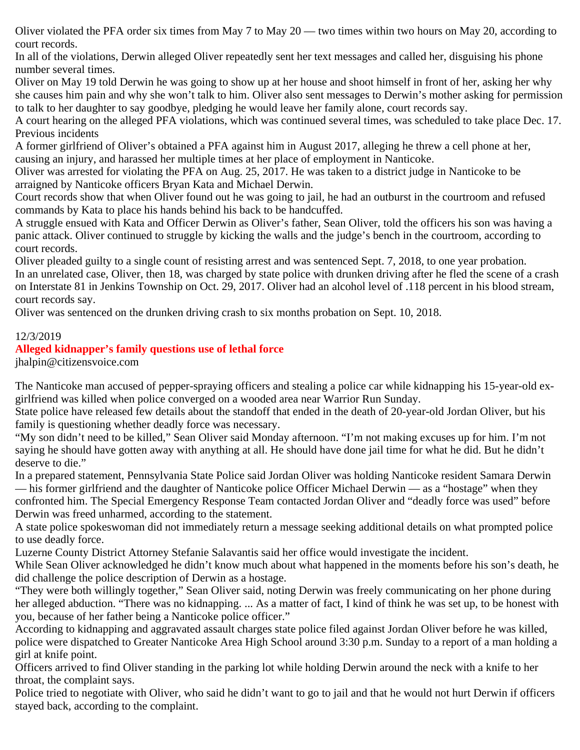Oliver violated the PFA order six times from May 7 to May 20 — two times within two hours on May 20, according to court records.

In all of the violations, Derwin alleged Oliver repeatedly sent her text messages and called her, disguising his phone number several times.

Oliver on May 19 told Derwin he was going to show up at her house and shoot himself in front of her, asking her why she causes him pain and why she won't talk to him. Oliver also sent messages to Derwin's mother asking for permission to talk to her daughter to say goodbye, pledging he would leave her family alone, court records say.

A court hearing on the alleged PFA violations, which was continued several times, was scheduled to take place Dec. 17.

Previous incidents

A former girlfriend of Oliver's obtained a PFA against him in August 2017, alleging he threw a cell phone at her, causing an injury, and harassed her multiple times at her place of employment in Nanticoke.

Oliver was arrested for violating the PFA on Aug. 25, 2017. He was taken to a district judge in Nanticoke to be arraigned by Nanticoke officers Bryan Kata and Michael Derwin.

Court records show that when Oliver found out he was going to jail, he had an outburst in the courtroom and refused commands by Kata to place his hands behind his back to be handcuffed.

A struggle ensued with Kata and Officer Derwin as Oliver's father, Sean Oliver, told the officers his son was having a panic attack. Oliver continued to struggle by kicking the walls and the judge's bench in the courtroom, according to court records.

Oliver pleaded guilty to a single count of resisting arrest and was sentenced Sept. 7, 2018, to one year probation.

In an unrelated case, Oliver, then 18, was charged by state police with drunken driving after he fled the scene of a crash on Interstate 81 in Jenkins Township on Oct. 29, 2017. Oliver had an alcohol level of .118 percent in his blood stream, court records say.

Oliver was sentenced on the drunken driving crash to six months probation on Sept. 10, 2018.

12/3/2019

## Alleged kidnapper's family questions use of lethal force

jhalpin@citizensvoice.com

The Nanticoke man accused of pepper-spraying officers and stealing a police car while kidnapping his 15-year-old ex-girlfriend was killed when police converged on a wooded area near Warrior Run Sunday.

State police have released few details about the standoff that ended in the death of 20-year-old Jordan Oliver, but his family is questioning whether deadly force was necessary.

"My son didn't need to be killed," Sean Oliver said Monday afternoon. "I'm not making excuses up for him. I'm not saying he should have gotten away with anything at all. He should have done jail time for what he did. But he didn't deserve to die."

In a prepared statement, Pennsylvania State Police said Jordan Oliver was holding Nanticoke resident Samara Derwin — his former girlfriend and the daughter of Nanticoke police Officer Michael Derwin — as a "hostage" when they confronted him. The Special Emergency Response Team contacted Jordan Oliver and "deadly force was used" before Derwin was freed unharmed, according to the statement.

A state police spokeswoman did not immediately return a message seeking additional details on what prompted police to use deadly force.

Luzerne County District Attorney Stefanie Salavantis said her office would investigate the incident.

While Sean Oliver acknowledged he didn't know much about what happened in the moments before his son's death, he did challenge the police description of Derwin as a hostage.

"They were both willingly together," Sean Oliver said, noting Derwin was freely communicating on her phone during her alleged abduction. "There was no kidnapping. ... As a matter of fact, I kind of think he was set up, to be honest with you, because of her father being a Nanticoke police officer."

According to kidnapping and aggravated assault charges state police filed against Jordan Oliver before he was killed, police were dispatched to Greater Nanticoke Area High School around 3:30 p.m. Sunday to a report of a man holding a girl at knife point.

Officers arrived to find Oliver standing in the parking lot while holding Derwin around the neck with a knife to her throat, the complaint says.

Police tried to negotiate with Oliver, who said he didn't want to go to jail and that he would not hurt Derwin if officers stayed back, according to the complaint.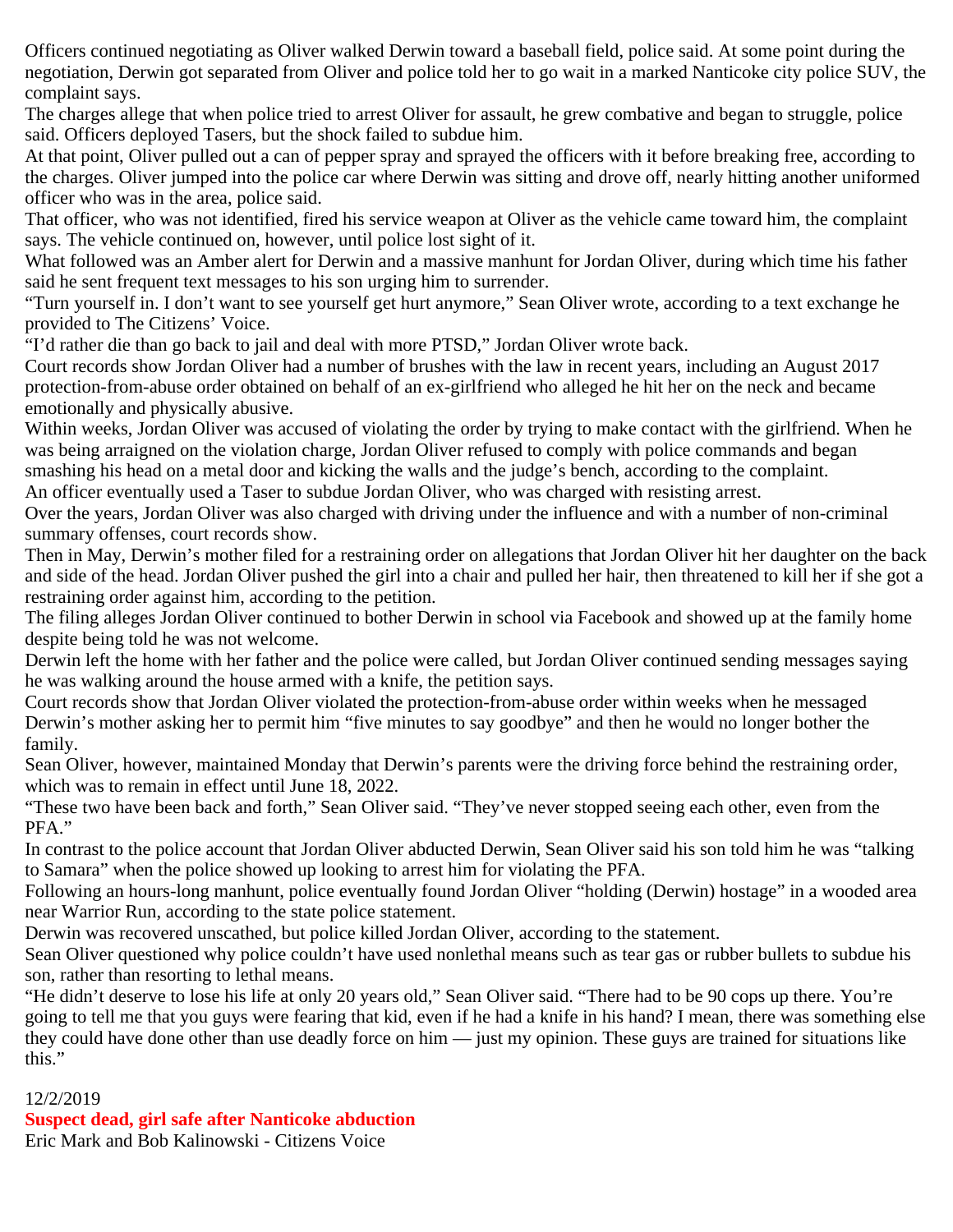Officers continued negotiating as Oliver walked Derwin toward a baseball field, police said. At some point during the negotiation, Derwin got separated from Oliver and police told her to go wait in a marked Nanticoke city police SUV, the complaint says.

The charges allege that when police tried to arrest Oliver for assault, he grew combative and began to struggle, police said. Officers deployed Tasers, but the shock failed to subdue him.

At that point, Oliver pulled out a can of pepper spray and sprayed the officers with it before breaking free, according to the charges. Oliver jumped into the police car where Derwin was sitting and drove off, nearly hitting another uniformed officer who was in the area, police said.

That officer, who was not identified, fired his service weapon at Oliver as the vehicle came toward him, the complaint says. The vehicle continued on, however, until police lost sight of it.

What followed was an Amber alert for Derwin and a massive manhunt for Jordan Oliver, during which time his father said he sent frequent text messages to his son urging him to surrender.

"Turn yourself in. I don't want to see yourself get hurt anymore," Sean Oliver wrote, according to a text exchange he provided to The Citizens' Voice.

"I'd rather die than go back to jail and deal with more PTSD," Jordan Oliver wrote back.

Court records show Jordan Oliver had a number of brushes with the law in recent years, including an August 2017 protection-from-abuse order obtained on behalf of an ex-girlfriend who alleged he hit her on the neck and became emotionally and physically abusive.

Within weeks, Jordan Oliver was accused of violating the order by trying to make contact with the girlfriend. When he was being arraigned on the violation charge, Jordan Oliver refused to comply with police commands and began smashing his head on a metal door and kicking the walls and the judge's bench, according to the complaint.

An officer eventually used a Taser to subdue Jordan Oliver, who was charged with resisting arrest.

Over the years, Jordan Oliver was also charged with driving under the influence and with a number of non-criminal summary offenses, court records show.

Then in May, Derwin's mother filed for a restraining order on allegations that Jordan Oliver hit her daughter on the back and side of the head. Jordan Oliver pushed the girl into a chair and pulled her hair, then threatened to kill her if she got a restraining order against him, according to the petition.

The filing alleges Jordan Oliver continued to bother Derwin in school via Facebook and showed up at the family home despite being told he was not welcome.

Derwin left the home with her father and the police were called, but Jordan Oliver continued sending messages saying he was walking around the house armed with a knife, the petition says.

Court records show that Jordan Oliver violated the protection-from-abuse order within weeks when he messaged Derwin's mother asking her to permit him "five minutes to say goodbye" and then he would no longer bother the family.

Sean Oliver, however, maintained Monday that Derwin's parents were the driving force behind the restraining order, which was to remain in effect until June 18, 2022.

"These two have been back and forth," Sean Oliver said. "They've never stopped seeing each other, even from the PFA."

In contrast to the police account that Jordan Oliver abducted Derwin, Sean Oliver said his son told him he was "talking to Samara" when the police showed up looking to arrest him for violating the PFA.

Following an hours-long manhunt, police eventually found Jordan Oliver "holding (Derwin) hostage" in a wooded area near Warrior Run, according to the state police statement.

Derwin was recovered unscathed, but police killed Jordan Oliver, according to the statement.

Sean Oliver questioned why police couldn't have used nonlethal means such as tear gas or rubber bullets to subdue his son, rather than resorting to lethal means.

"He didn't deserve to lose his life at only 20 years old," Sean Oliver said. "There had to be 90 cops up there. You're going to tell me that you guys were fearing that kid, even if he had a knife in his hand? I mean, there was something else they could have done other than use deadly force on him — just my opinion. These guys are trained for situations like this."

12/2/2019

**Suspect dead, girl safe after Nanticoke abduction**

Eric Mark and Bob Kalinowski - Citizens Voice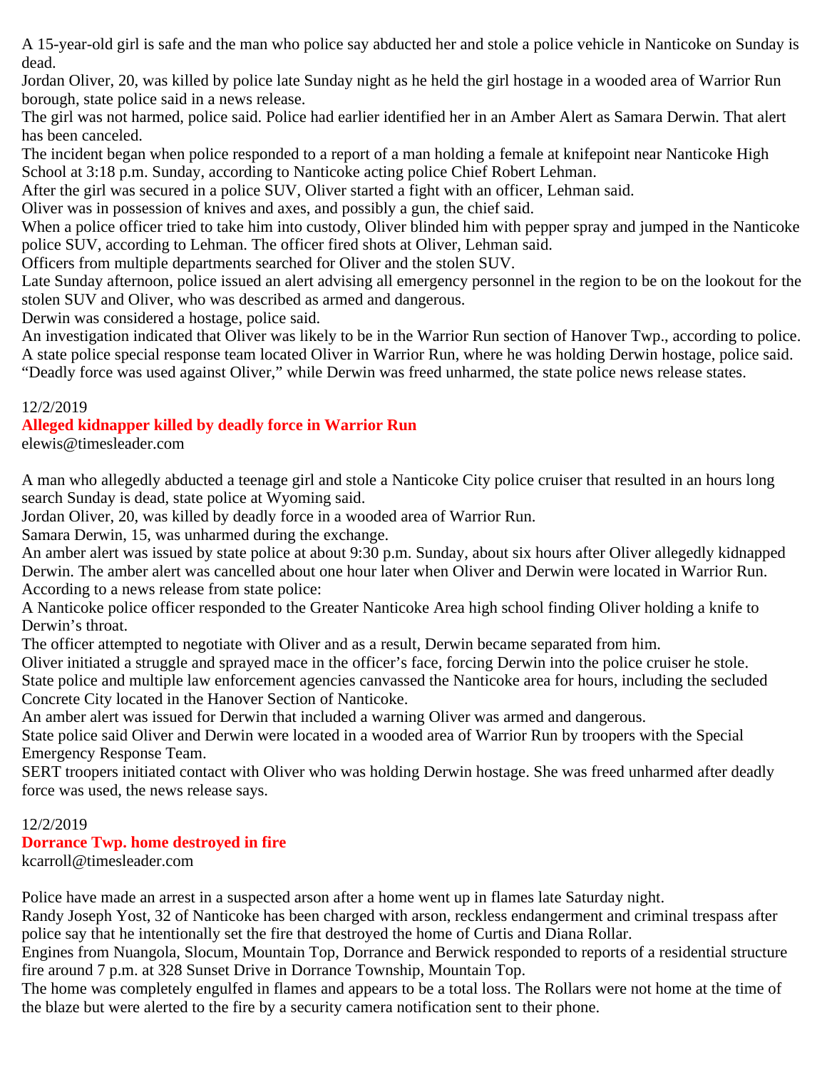A 15-year-old girl is safe and the man who police say abducted her and stole a police vehicle in Nanticoke on Sunday is dead.

Jordan Oliver, 20, was killed by police late Sunday night as he held the girl hostage in a wooded area of Warrior Run borough, state police said in a news release.

The girl was not harmed, police said. Police had earlier identified her in an Amber Alert as Samara Derwin. That alert has been canceled.

The incident began when police responded to a report of a man holding a female at knifepoint near Nanticoke High School at 3:18 p.m. Sunday, according to Nanticoke acting police Chief Robert Lehman.

After the girl was secured in a police SUV, Oliver started a fight with an officer, Lehman said.

Oliver was in possession of knives and axes, and possibly a gun, the chief said.

When a police officer tried to take him into custody, Oliver blinded him with pepper spray and jumped in the Nanticoke police SUV, according to Lehman. The officer fired shots at Oliver, Lehman said.

Officers from multiple departments searched for Oliver and the stolen SUV.

Late Sunday afternoon, police issued an alert advising all emergency personnel in the region to be on the lookout for the stolen SUV and Oliver, who was described as armed and dangerous.

Derwin was considered a hostage, police said.

An investigation indicated that Oliver was likely to be in the Warrior Run section of Hanover Twp., according to police.

A state police special response team located Oliver in Warrior Run, where he was holding Derwin hostage, police said.

"Deadly force was used against Oliver," while Derwin was freed unharmed, the state police news release states.

12/2/2019

## Alleged kidnapper killed by deadly force in Warrior Run

elewis@timesleader.com

A man who allegedly abducted a teenage girl and stole a Nanticoke City police cruiser that resulted in an hours long search Sunday is dead, state police at Wyoming said.

Jordan Oliver, 20, was killed by deadly force in a wooded area of Warrior Run.

Samara Derwin, 15, was unharmed during the exchange.

An amber alert was issued by state police at about 9:30 p.m. Sunday, about six hours after Oliver allegedly kidnapped Derwin. The amber alert was cancelled about one hour later when Oliver and Derwin were located in Warrior Run.

According to a news release from state police:

A Nanticoke police officer responded to the Greater Nanticoke Area high school finding Oliver holding a knife to Derwin's throat.

The officer attempted to negotiate with Oliver and as a result, Derwin became separated from him.

Oliver initiated a struggle and sprayed mace in the officer's face, forcing Derwin into the police cruiser he stole.

State police and multiple law enforcement agencies canvassed the Nanticoke area for hours, including the secluded Concrete City located in the Hanover Section of Nanticoke.

An amber alert was issued for Derwin that included a warning Oliver was armed and dangerous.

State police said Oliver and Derwin were located in a wooded area of Warrior Run by troopers with the Special Emergency Response Team.

SERT troopers initiated contact with Oliver who was holding Derwin hostage. She was freed unharmed after deadly force was used, the news release says.

12/2/2019

## Dorrance Twp. home destroyed in fire

kcarroll@timesleader.com

Police have made an arrest in a suspected arson after a home went up in flames late Saturday night.

Randy Joseph Yost, 32 of Nanticoke has been charged with arson, reckless endangerment and criminal trespass after police say that he intentionally set the fire that destroyed the home of Curtis and Diana Rollar.

Engines from Nuangola, Slocum, Mountain Top, Dorrance and Berwick responded to reports of a residential structure fire around 7 p.m. at 328 Sunset Drive in Dorrance Township, Mountain Top.

The home was completely engulfed in flames and appears to be a total loss. The Rollars were not home at the time of the blaze but were alerted to the fire by a security camera notification sent to their phone.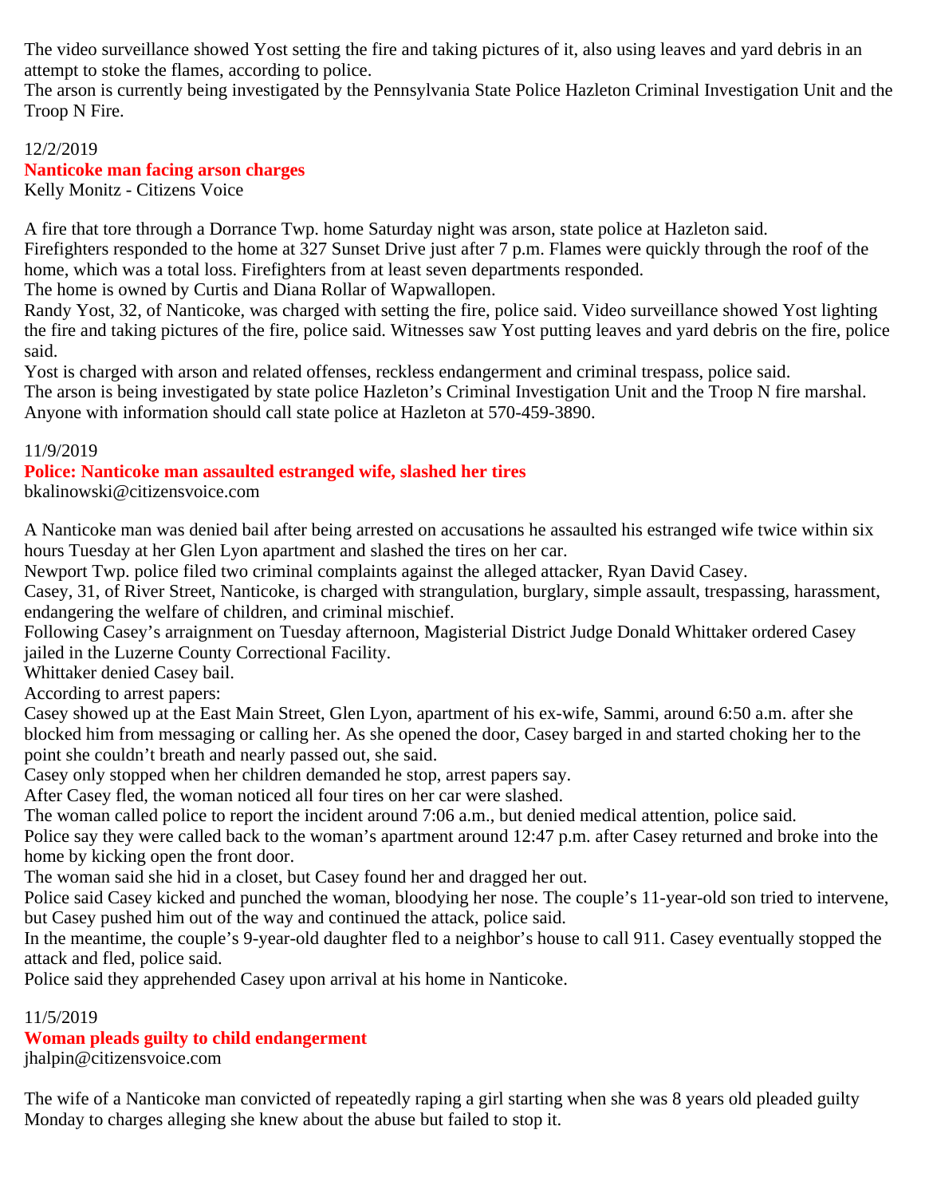The video surveillance showed Yost setting the fire and taking pictures of it, also using leaves and yard debris in an attempt to stoke the flames, according to police.
The arson is currently being investigated by the Pennsylvania State Police Hazleton Criminal Investigation Unit and the Troop N Fire.

12/2/2019
**Nanticoke man facing arson charges**
Kelly Monitz - Citizens Voice

A fire that tore through a Dorrance Twp. home Saturday night was arson, state police at Hazleton said.
Firefighters responded to the home at 327 Sunset Drive just after 7 p.m. Flames were quickly through the roof of the home, which was a total loss. Firefighters from at least seven departments responded.
The home is owned by Curtis and Diana Rollar of Wapwallopen.
Randy Yost, 32, of Nanticoke, was charged with setting the fire, police said. Video surveillance showed Yost lighting the fire and taking pictures of the fire, police said. Witnesses saw Yost putting leaves and yard debris on the fire, police said.
Yost is charged with arson and related offenses, reckless endangerment and criminal trespass, police said.
The arson is being investigated by state police Hazleton's Criminal Investigation Unit and the Troop N fire marshal. Anyone with information should call state police at Hazleton at 570-459-3890.

11/9/2019
**Police: Nanticoke man assaulted estranged wife, slashed her tires**
bkalinowski@citizensvoice.com

A Nanticoke man was denied bail after being arrested on accusations he assaulted his estranged wife twice within six hours Tuesday at her Glen Lyon apartment and slashed the tires on her car.
Newport Twp. police filed two criminal complaints against the alleged attacker, Ryan David Casey.
Casey, 31, of River Street, Nanticoke, is charged with strangulation, burglary, simple assault, trespassing, harassment, endangering the welfare of children, and criminal mischief.
Following Casey's arraignment on Tuesday afternoon, Magisterial District Judge Donald Whittaker ordered Casey jailed in the Luzerne County Correctional Facility.
Whittaker denied Casey bail.
According to arrest papers:
Casey showed up at the East Main Street, Glen Lyon, apartment of his ex-wife, Sammi, around 6:50 a.m. after she blocked him from messaging or calling her. As she opened the door, Casey barged in and started choking her to the point she couldn't breath and nearly passed out, she said.
Casey only stopped when her children demanded he stop, arrest papers say.
After Casey fled, the woman noticed all four tires on her car were slashed.
The woman called police to report the incident around 7:06 a.m., but denied medical attention, police said.
Police say they were called back to the woman's apartment around 12:47 p.m. after Casey returned and broke into the home by kicking open the front door.
The woman said she hid in a closet, but Casey found her and dragged her out.
Police said Casey kicked and punched the woman, bloodying her nose. The couple's 11-year-old son tried to intervene, but Casey pushed him out of the way and continued the attack, police said.
In the meantime, the couple's 9-year-old daughter fled to a neighbor's house to call 911. Casey eventually stopped the attack and fled, police said.
Police said they apprehended Casey upon arrival at his home in Nanticoke.

11/5/2019
**Woman pleads guilty to child endangerment**
jhalpin@citizensvoice.com

The wife of a Nanticoke man convicted of repeatedly raping a girl starting when she was 8 years old pleaded guilty Monday to charges alleging she knew about the abuse but failed to stop it.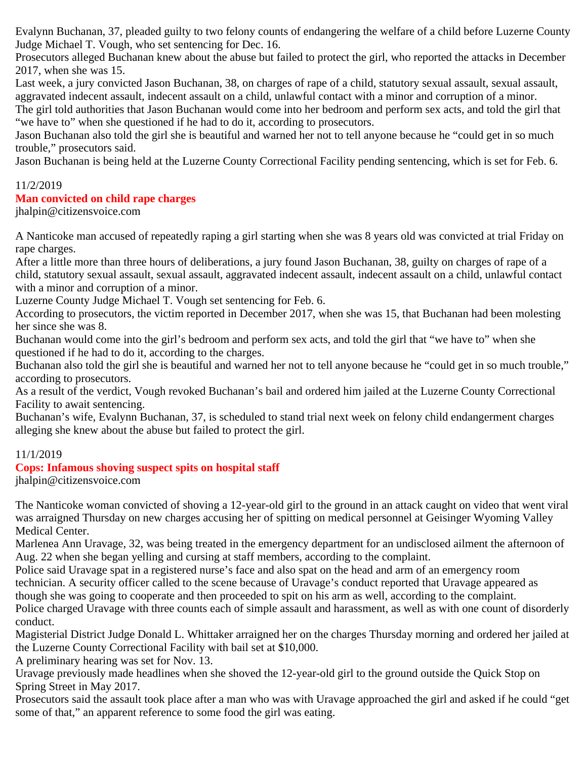Evalynn Buchanan, 37, pleaded guilty to two felony counts of endangering the welfare of a child before Luzerne County Judge Michael T. Vough, who set sentencing for Dec. 16.

Prosecutors alleged Buchanan knew about the abuse but failed to protect the girl, who reported the attacks in December 2017, when she was 15.

Last week, a jury convicted Jason Buchanan, 38, on charges of rape of a child, statutory sexual assault, sexual assault, aggravated indecent assault, indecent assault on a child, unlawful contact with a minor and corruption of a minor.

The girl told authorities that Jason Buchanan would come into her bedroom and perform sex acts, and told the girl that "we have to" when she questioned if he had to do it, according to prosecutors.

Jason Buchanan also told the girl she is beautiful and warned her not to tell anyone because he "could get in so much trouble," prosecutors said.

Jason Buchanan is being held at the Luzerne County Correctional Facility pending sentencing, which is set for Feb. 6.

11/2/2019

## Man convicted on child rape charges

jhalpin@citizensvoice.com

A Nanticoke man accused of repeatedly raping a girl starting when she was 8 years old was convicted at trial Friday on rape charges.

After a little more than three hours of deliberations, a jury found Jason Buchanan, 38, guilty on charges of rape of a child, statutory sexual assault, sexual assault, aggravated indecent assault, indecent assault on a child, unlawful contact with a minor and corruption of a minor.

Luzerne County Judge Michael T. Vough set sentencing for Feb. 6.

According to prosecutors, the victim reported in December 2017, when she was 15, that Buchanan had been molesting her since she was 8.

Buchanan would come into the girl's bedroom and perform sex acts, and told the girl that "we have to" when she questioned if he had to do it, according to the charges.

Buchanan also told the girl she is beautiful and warned her not to tell anyone because he "could get in so much trouble," according to prosecutors.

As a result of the verdict, Vough revoked Buchanan's bail and ordered him jailed at the Luzerne County Correctional Facility to await sentencing.

Buchanan's wife, Evalynn Buchanan, 37, is scheduled to stand trial next week on felony child endangerment charges alleging she knew about the abuse but failed to protect the girl.

11/1/2019

## Cops: Infamous shoving suspect spits on hospital staff

jhalpin@citizensvoice.com

The Nanticoke woman convicted of shoving a 12-year-old girl to the ground in an attack caught on video that went viral was arraigned Thursday on new charges accusing her of spitting on medical personnel at Geisinger Wyoming Valley Medical Center.

Marlenea Ann Uravage, 32, was being treated in the emergency department for an undisclosed ailment the afternoon of Aug. 22 when she began yelling and cursing at staff members, according to the complaint.

Police said Uravage spat in a registered nurse's face and also spat on the head and arm of an emergency room technician. A security officer called to the scene because of Uravage's conduct reported that Uravage appeared as though she was going to cooperate and then proceeded to spit on his arm as well, according to the complaint.

Police charged Uravage with three counts each of simple assault and harassment, as well as with one count of disorderly conduct.

Magisterial District Judge Donald L. Whittaker arraigned her on the charges Thursday morning and ordered her jailed at the Luzerne County Correctional Facility with bail set at $10,000.

A preliminary hearing was set for Nov. 13.

Uravage previously made headlines when she shoved the 12-year-old girl to the ground outside the Quick Stop on Spring Street in May 2017.

Prosecutors said the assault took place after a man who was with Uravage approached the girl and asked if he could "get some of that," an apparent reference to some food the girl was eating.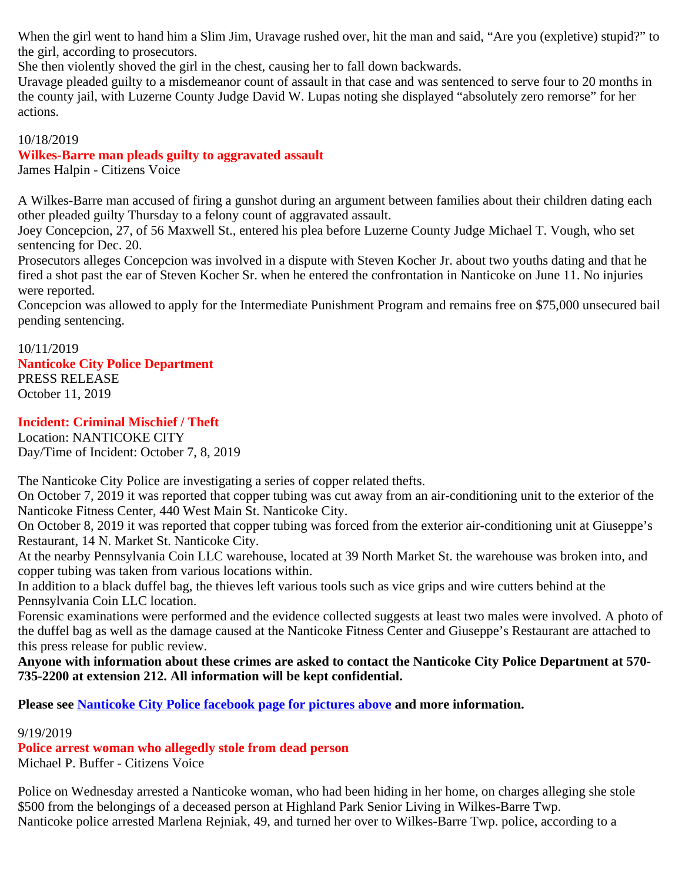When the girl went to hand him a Slim Jim, Uravage rushed over, hit the man and said, “Are you (expletive) stupid?” to the girl, according to prosecutors.
She then violently shoved the girl in the chest, causing her to fall down backwards.
Uravage pleaded guilty to a misdemeanor count of assault in that case and was sentenced to serve four to 20 months in the county jail, with Luzerne County Judge David W. Lupas noting she displayed “absolutely zero remorse” for her actions.

10/18/2019

**Wilkes-Barre man pleads guilty to aggravated assault**

James Halpin - Citizens Voice

A Wilkes-Barre man accused of firing a gunshot during an argument between families about their children dating each other pleaded guilty Thursday to a felony count of aggravated assault.
Joey Concepcion, 27, of 56 Maxwell St., entered his plea before Luzerne County Judge Michael T. Vough, who set sentencing for Dec. 20.
Prosecutors alleges Concepcion was involved in a dispute with Steven Kocher Jr. about two youths dating and that he fired a shot past the ear of Steven Kocher Sr. when he entered the confrontation in Nanticoke on June 11. No injuries were reported.
Concepcion was allowed to apply for the Intermediate Punishment Program and remains free on $75,000 unsecured bail pending sentencing.

10/11/2019

**Nanticoke City Police Department**

PRESS RELEASE
October 11, 2019

**Incident: Criminal Mischief / Theft**

Location: NANTICOKE CITY
Day/Time of Incident: October 7, 8, 2019

The Nanticoke City Police are investigating a series of copper related thefts.
On October 7, 2019 it was reported that copper tubing was cut away from an air-conditioning unit to the exterior of the Nanticoke Fitness Center, 440 West Main St. Nanticoke City.
On October 8, 2019 it was reported that copper tubing was forced from the exterior air-conditioning unit at Giuseppe’s Restaurant, 14 N. Market St. Nanticoke City.
At the nearby Pennsylvania Coin LLC warehouse, located at 39 North Market St. the warehouse was broken into, and copper tubing was taken from various locations within.
In addition to a black duffel bag, the thieves left various tools such as vice grips and wire cutters behind at the Pennsylvania Coin LLC location.
Forensic examinations were performed and the evidence collected suggests at least two males were involved. A photo of the duffel bag as well as the damage caused at the Nanticoke Fitness Center and Giuseppe’s Restaurant are attached to this press release for public review.
**Anyone with information about these crimes are asked to contact the Nanticoke City Police Department at 570-735-2200 at extension 212. All information will be kept confidential.**

**Please see Nanticoke City Police facebook page for pictures above and more information.**

9/19/2019

**Police arrest woman who allegedly stole from dead person**

Michael P. Buffer - Citizens Voice

Police on Wednesday arrested a Nanticoke woman, who had been hiding in her home, on charges alleging she stole $500 from the belongings of a deceased person at Highland Park Senior Living in Wilkes-Barre Twp.
Nanticoke police arrested Marlena Rejniak, 49, and turned her over to Wilkes-Barre Twp. police, according to a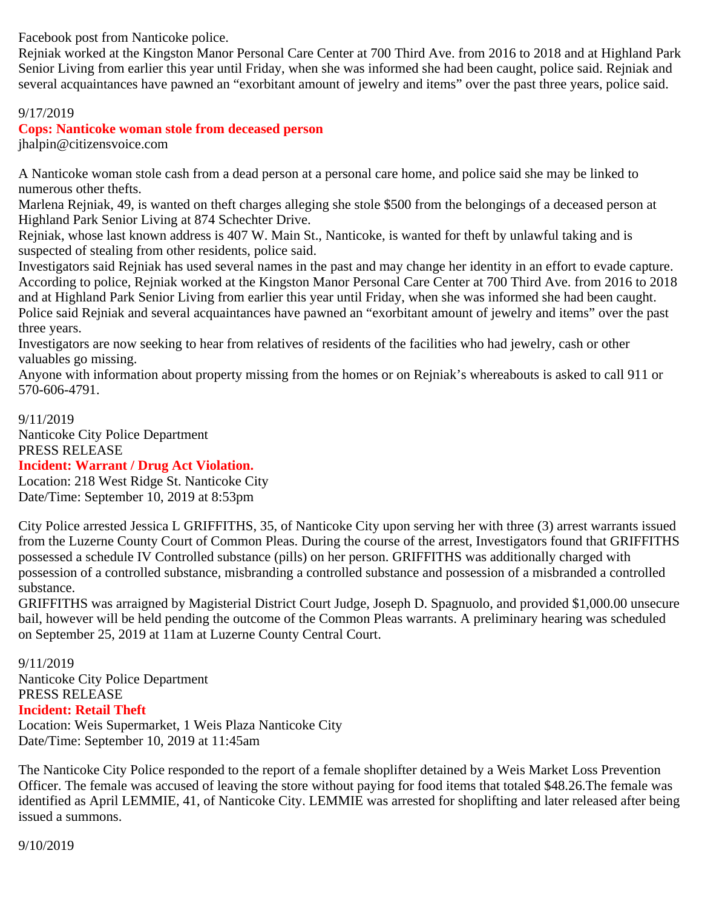Facebook post from Nanticoke police.
Rejniak worked at the Kingston Manor Personal Care Center at 700 Third Ave. from 2016 to 2018 and at Highland Park Senior Living from earlier this year until Friday, when she was informed she had been caught, police said. Rejniak and several acquaintances have pawned an "exorbitant amount of jewelry and items" over the past three years, police said.

9/17/2019

**Cops: Nanticoke woman stole from deceased person**

jhalpin@citizensvoice.com

A Nanticoke woman stole cash from a dead person at a personal care home, and police said she may be linked to numerous other thefts.
Marlena Rejniak, 49, is wanted on theft charges alleging she stole $500 from the belongings of a deceased person at Highland Park Senior Living at 874 Schechter Drive.
Rejniak, whose last known address is 407 W. Main St., Nanticoke, is wanted for theft by unlawful taking and is suspected of stealing from other residents, police said.
Investigators said Rejniak has used several names in the past and may change her identity in an effort to evade capture.
According to police, Rejniak worked at the Kingston Manor Personal Care Center at 700 Third Ave. from 2016 to 2018 and at Highland Park Senior Living from earlier this year until Friday, when she was informed she had been caught.
Police said Rejniak and several acquaintances have pawned an "exorbitant amount of jewelry and items" over the past three years.
Investigators are now seeking to hear from relatives of residents of the facilities who had jewelry, cash or other valuables go missing.
Anyone with information about property missing from the homes or on Rejniak's whereabouts is asked to call 911 or 570-606-4791.

9/11/2019
Nanticoke City Police Department
PRESS RELEASE

**Incident: Warrant / Drug Act Violation.**

Location: 218 West Ridge St. Nanticoke City
Date/Time: September 10, 2019 at 8:53pm

City Police arrested Jessica L GRIFFITHS, 35, of Nanticoke City upon serving her with three (3) arrest warrants issued from the Luzerne County Court of Common Pleas. During the course of the arrest, Investigators found that GRIFFITHS possessed a schedule IV Controlled substance (pills) on her person. GRIFFITHS was additionally charged with possession of a controlled substance, misbranding a controlled substance and possession of a misbranded a controlled substance.
GRIFFITHS was arraigned by Magisterial District Court Judge, Joseph D. Spagnuolo, and provided $1,000.00 unsecure bail, however will be held pending the outcome of the Common Pleas warrants. A preliminary hearing was scheduled on September 25, 2019 at 11am at Luzerne County Central Court.

9/11/2019
Nanticoke City Police Department
PRESS RELEASE

**Incident: Retail Theft**

Location: Weis Supermarket, 1 Weis Plaza Nanticoke City
Date/Time: September 10, 2019 at 11:45am

The Nanticoke City Police responded to the report of a female shoplifter detained by a Weis Market Loss Prevention Officer. The female was accused of leaving the store without paying for food items that totaled $48.26.The female was identified as April LEMMIE, 41, of Nanticoke City. LEMMIE was arrested for shoplifting and later released after being issued a summons.

9/10/2019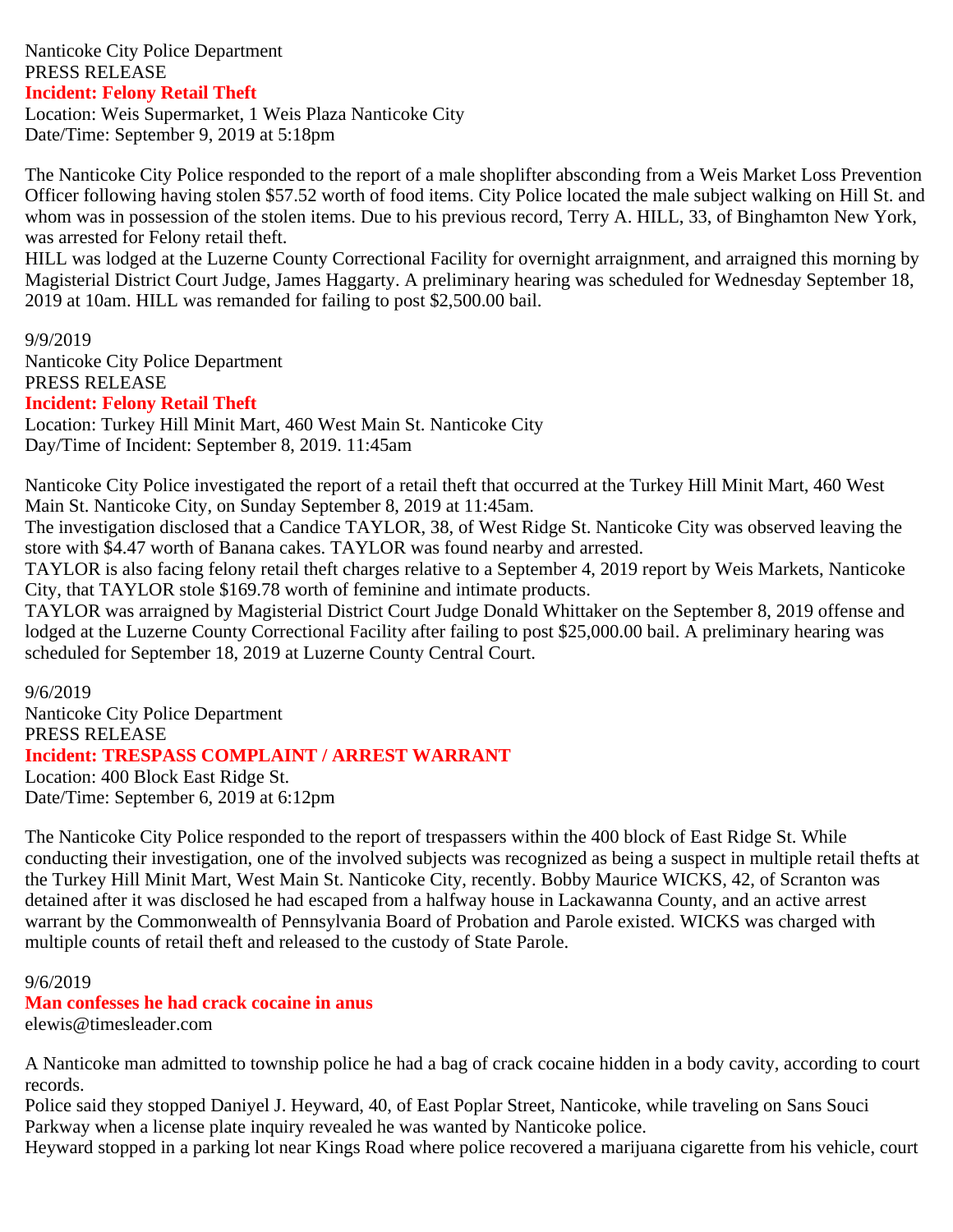Nanticoke City Police Department
PRESS RELEASE
**Incident: Felony Retail Theft**
Location: Weis Supermarket, 1 Weis Plaza Nanticoke City
Date/Time: September 9, 2019 at 5:18pm

The Nanticoke City Police responded to the report of a male shoplifter absconding from a Weis Market Loss Prevention Officer following having stolen $57.52 worth of food items. City Police located the male subject walking on Hill St. and whom was in possession of the stolen items. Due to his previous record, Terry A. HILL, 33, of Binghamton New York, was arrested for Felony retail theft.
HILL was lodged at the Luzerne County Correctional Facility for overnight arraignment, and arraigned this morning by Magisterial District Court Judge, James Haggarty. A preliminary hearing was scheduled for Wednesday September 18, 2019 at 10am. HILL was remanded for failing to post $2,500.00 bail.

9/9/2019
Nanticoke City Police Department
PRESS RELEASE
**Incident: Felony Retail Theft**
Location: Turkey Hill Minit Mart, 460 West Main St. Nanticoke City
Day/Time of Incident: September 8, 2019. 11:45am

Nanticoke City Police investigated the report of a retail theft that occurred at the Turkey Hill Minit Mart, 460 West Main St. Nanticoke City, on Sunday September 8, 2019 at 11:45am.
The investigation disclosed that a Candice TAYLOR, 38, of West Ridge St. Nanticoke City was observed leaving the store with $4.47 worth of Banana cakes. TAYLOR was found nearby and arrested.
TAYLOR is also facing felony retail theft charges relative to a September 4, 2019 report by Weis Markets, Nanticoke City, that TAYLOR stole $169.78 worth of feminine and intimate products.
TAYLOR was arraigned by Magisterial District Court Judge Donald Whittaker on the September 8, 2019 offense and lodged at the Luzerne County Correctional Facility after failing to post $25,000.00 bail. A preliminary hearing was scheduled for September 18, 2019 at Luzerne County Central Court.

9/6/2019
Nanticoke City Police Department
PRESS RELEASE
**Incident: TRESPASS COMPLAINT / ARREST WARRANT**
Location: 400 Block East Ridge St.
Date/Time: September 6, 2019 at 6:12pm

The Nanticoke City Police responded to the report of trespassers within the 400 block of East Ridge St. While conducting their investigation, one of the involved subjects was recognized as being a suspect in multiple retail thefts at the Turkey Hill Minit Mart, West Main St. Nanticoke City, recently. Bobby Maurice WICKS, 42, of Scranton was detained after it was disclosed he had escaped from a halfway house in Lackawanna County, and an active arrest warrant by the Commonwealth of Pennsylvania Board of Probation and Parole existed. WICKS was charged with multiple counts of retail theft and released to the custody of State Parole.

9/6/2019
**Man confesses he had crack cocaine in anus**
elewis@timesleader.com

A Nanticoke man admitted to township police he had a bag of crack cocaine hidden in a body cavity, according to court records.
Police said they stopped Daniyel J. Heyward, 40, of East Poplar Street, Nanticoke, while traveling on Sans Souci Parkway when a license plate inquiry revealed he was wanted by Nanticoke police.
Heyward stopped in a parking lot near Kings Road where police recovered a marijuana cigarette from his vehicle, court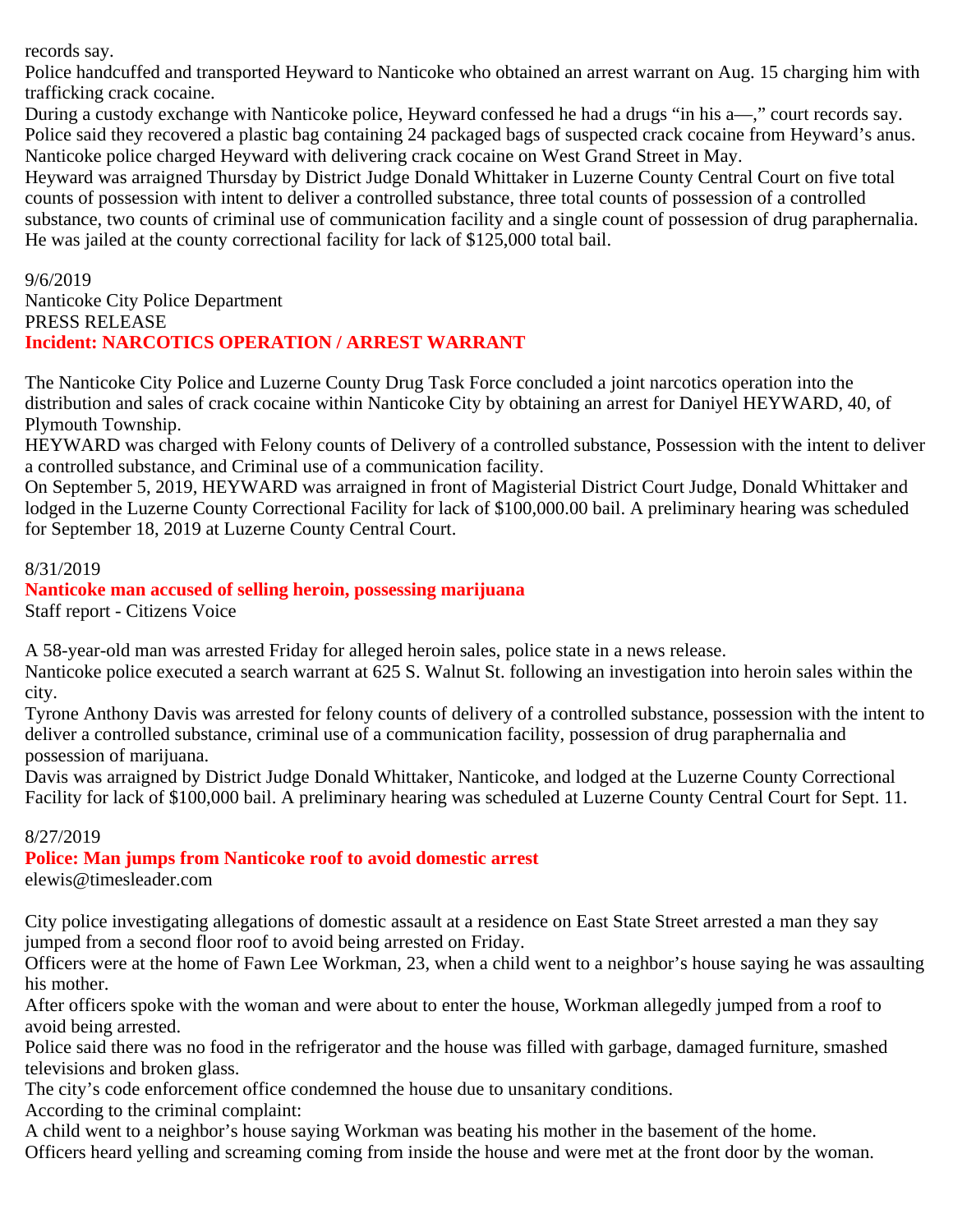records say.

Police handcuffed and transported Heyward to Nanticoke who obtained an arrest warrant on Aug. 15 charging him with trafficking crack cocaine.

During a custody exchange with Nanticoke police, Heyward confessed he had a drugs "in his a—," court records say.

Police said they recovered a plastic bag containing 24 packaged bags of suspected crack cocaine from Heyward's anus.

Nanticoke police charged Heyward with delivering crack cocaine on West Grand Street in May.

Heyward was arraigned Thursday by District Judge Donald Whittaker in Luzerne County Central Court on five total counts of possession with intent to deliver a controlled substance, three total counts of possession of a controlled substance, two counts of criminal use of communication facility and a single count of possession of drug paraphernalia.

He was jailed at the county correctional facility for lack of $125,000 total bail.

9/6/2019

Nanticoke City Police Department

PRESS RELEASE

**Incident: NARCOTICS OPERATION / ARREST WARRANT**

The Nanticoke City Police and Luzerne County Drug Task Force concluded a joint narcotics operation into the distribution and sales of crack cocaine within Nanticoke City by obtaining an arrest for Daniyel HEYWARD, 40, of Plymouth Township.

HEYWARD was charged with Felony counts of Delivery of a controlled substance, Possession with the intent to deliver a controlled substance, and Criminal use of a communication facility.

On September 5, 2019, HEYWARD was arraigned in front of Magisterial District Court Judge, Donald Whittaker and lodged in the Luzerne County Correctional Facility for lack of $100,000.00 bail. A preliminary hearing was scheduled for September 18, 2019 at Luzerne County Central Court.

8/31/2019

**Nanticoke man accused of selling heroin, possessing marijuana**

Staff report - Citizens Voice

A 58-year-old man was arrested Friday for alleged heroin sales, police state in a news release.

Nanticoke police executed a search warrant at 625 S. Walnut St. following an investigation into heroin sales within the city.

Tyrone Anthony Davis was arrested for felony counts of delivery of a controlled substance, possession with the intent to deliver a controlled substance, criminal use of a communication facility, possession of drug paraphernalia and possession of marijuana.

Davis was arraigned by District Judge Donald Whittaker, Nanticoke, and lodged at the Luzerne County Correctional Facility for lack of $100,000 bail. A preliminary hearing was scheduled at Luzerne County Central Court for Sept. 11.

8/27/2019

**Police: Man jumps from Nanticoke roof to avoid domestic arrest**

elewis@timesleader.com

City police investigating allegations of domestic assault at a residence on East State Street arrested a man they say jumped from a second floor roof to avoid being arrested on Friday.

Officers were at the home of Fawn Lee Workman, 23, when a child went to a neighbor's house saying he was assaulting his mother.

After officers spoke with the woman and were about to enter the house, Workman allegedly jumped from a roof to avoid being arrested.

Police said there was no food in the refrigerator and the house was filled with garbage, damaged furniture, smashed televisions and broken glass.

The city's code enforcement office condemned the house due to unsanitary conditions.

According to the criminal complaint:

A child went to a neighbor's house saying Workman was beating his mother in the basement of the home.

Officers heard yelling and screaming coming from inside the house and were met at the front door by the woman.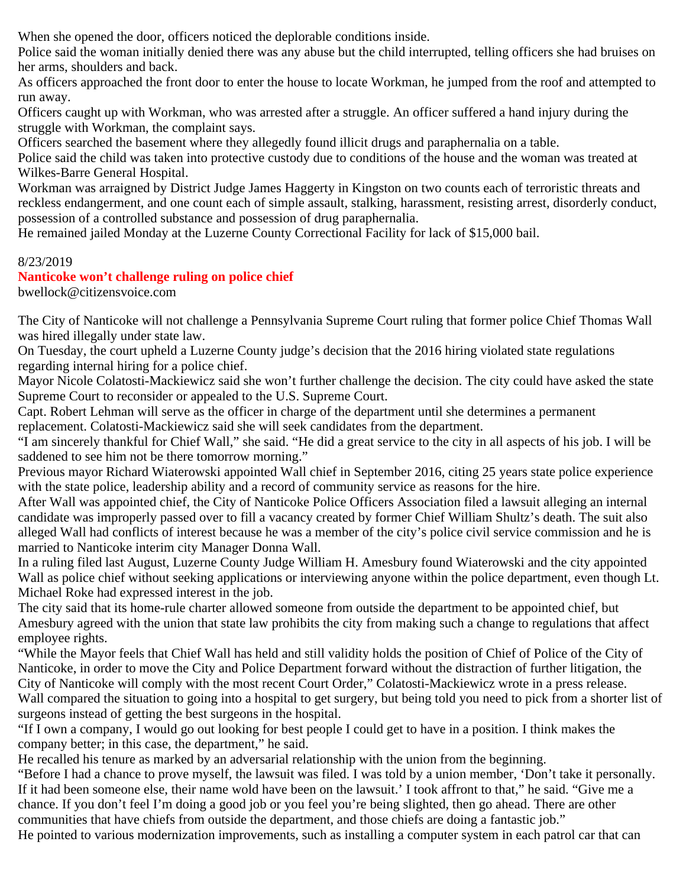When she opened the door, officers noticed the deplorable conditions inside.

Police said the woman initially denied there was any abuse but the child interrupted, telling officers she had bruises on her arms, shoulders and back.

As officers approached the front door to enter the house to locate Workman, he jumped from the roof and attempted to run away.

Officers caught up with Workman, who was arrested after a struggle. An officer suffered a hand injury during the struggle with Workman, the complaint says.

Officers searched the basement where they allegedly found illicit drugs and paraphernalia on a table.

Police said the child was taken into protective custody due to conditions of the house and the woman was treated at Wilkes-Barre General Hospital.

Workman was arraigned by District Judge James Haggerty in Kingston on two counts each of terroristic threats and reckless endangerment, and one count each of simple assault, stalking, harassment, resisting arrest, disorderly conduct, possession of a controlled substance and possession of drug paraphernalia.

He remained jailed Monday at the Luzerne County Correctional Facility for lack of $15,000 bail.

8/23/2019

## Nanticoke won't challenge ruling on police chief

bwellock@citizensvoice.com

The City of Nanticoke will not challenge a Pennsylvania Supreme Court ruling that former police Chief Thomas Wall was hired illegally under state law.

On Tuesday, the court upheld a Luzerne County judge's decision that the 2016 hiring violated state regulations regarding internal hiring for a police chief.

Mayor Nicole Colatosti-Mackiewicz said she won't further challenge the decision. The city could have asked the state Supreme Court to reconsider or appealed to the U.S. Supreme Court.

Capt. Robert Lehman will serve as the officer in charge of the department until she determines a permanent replacement. Colatosti-Mackiewicz said she will seek candidates from the department.

"I am sincerely thankful for Chief Wall," she said. "He did a great service to the city in all aspects of his job. I will be saddened to see him not be there tomorrow morning."

Previous mayor Richard Wiaterowski appointed Wall chief in September 2016, citing 25 years state police experience with the state police, leadership ability and a record of community service as reasons for the hire.

After Wall was appointed chief, the City of Nanticoke Police Officers Association filed a lawsuit alleging an internal candidate was improperly passed over to fill a vacancy created by former Chief William Shultz's death. The suit also alleged Wall had conflicts of interest because he was a member of the city's police civil service commission and he is married to Nanticoke interim city Manager Donna Wall.

In a ruling filed last August, Luzerne County Judge William H. Amesbury found Wiaterowski and the city appointed Wall as police chief without seeking applications or interviewing anyone within the police department, even though Lt. Michael Roke had expressed interest in the job.

The city said that its home-rule charter allowed someone from outside the department to be appointed chief, but Amesbury agreed with the union that state law prohibits the city from making such a change to regulations that affect employee rights.

"While the Mayor feels that Chief Wall has held and still validity holds the position of Chief of Police of the City of Nanticoke, in order to move the City and Police Department forward without the distraction of further litigation, the City of Nanticoke will comply with the most recent Court Order," Colatosti-Mackiewicz wrote in a press release.

Wall compared the situation to going into a hospital to get surgery, but being told you need to pick from a shorter list of surgeons instead of getting the best surgeons in the hospital.

"If I own a company, I would go out looking for best people I could get to have in a position. I think makes the company better; in this case, the department," he said.

He recalled his tenure as marked by an adversarial relationship with the union from the beginning.

"Before I had a chance to prove myself, the lawsuit was filed. I was told by a union member, 'Don't take it personally. If it had been someone else, their name wold have been on the lawsuit.' I took affront to that," he said. "Give me a chance. If you don't feel I'm doing a good job or you feel you're being slighted, then go ahead. There are other communities that have chiefs from outside the department, and those chiefs are doing a fantastic job."

He pointed to various modernization improvements, such as installing a computer system in each patrol car that can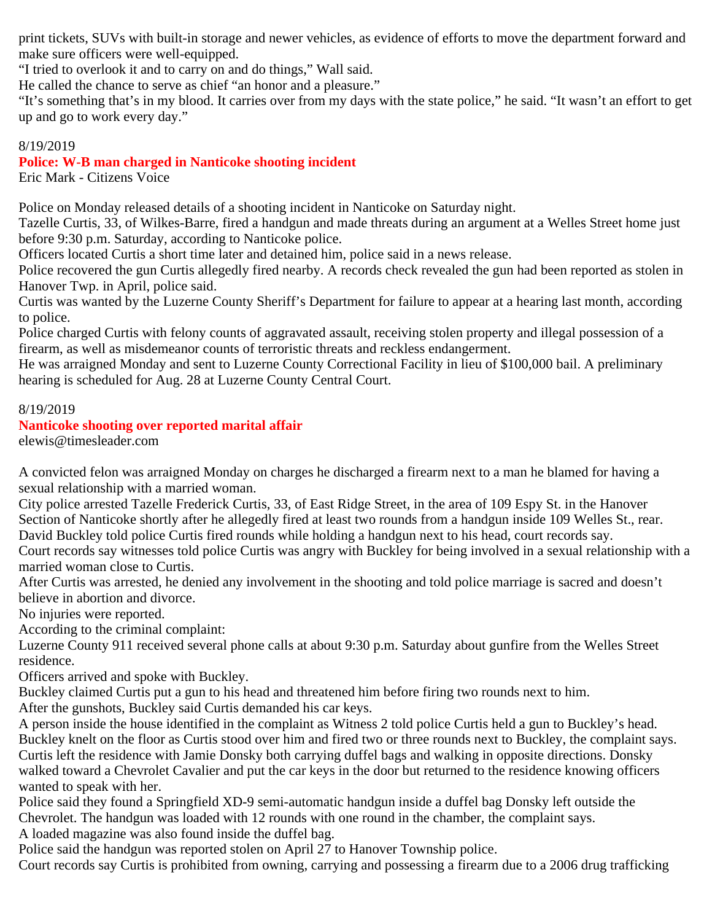print tickets, SUVs with built-in storage and newer vehicles, as evidence of efforts to move the department forward and make sure officers were well-equipped.

“I tried to overlook it and to carry on and do things,” Wall said.

He called the chance to serve as chief “an honor and a pleasure.”

“It’s something that’s in my blood. It carries over from my days with the state police,” he said. “It wasn’t an effort to get up and go to work every day.”

8/19/2019

## Police: W-B man charged in Nanticoke shooting incident

Eric Mark - Citizens Voice

Police on Monday released details of a shooting incident in Nanticoke on Saturday night.

Tazelle Curtis, 33, of Wilkes-Barre, fired a handgun and made threats during an argument at a Welles Street home just before 9:30 p.m. Saturday, according to Nanticoke police.

Officers located Curtis a short time later and detained him, police said in a news release.

Police recovered the gun Curtis allegedly fired nearby. A records check revealed the gun had been reported as stolen in Hanover Twp. in April, police said.

Curtis was wanted by the Luzerne County Sheriff’s Department for failure to appear at a hearing last month, according to police.

Police charged Curtis with felony counts of aggravated assault, receiving stolen property and illegal possession of a firearm, as well as misdemeanor counts of terroristic threats and reckless endangerment.

He was arraigned Monday and sent to Luzerne County Correctional Facility in lieu of $100,000 bail. A preliminary hearing is scheduled for Aug. 28 at Luzerne County Central Court.

8/19/2019

## Nanticoke shooting over reported marital affair

elewis@timesleader.com

A convicted felon was arraigned Monday on charges he discharged a firearm next to a man he blamed for having a sexual relationship with a married woman.

City police arrested Tazelle Frederick Curtis, 33, of East Ridge Street, in the area of 109 Espy St. in the Hanover Section of Nanticoke shortly after he allegedly fired at least two rounds from a handgun inside 109 Welles St., rear.

David Buckley told police Curtis fired rounds while holding a handgun next to his head, court records say.

Court records say witnesses told police Curtis was angry with Buckley for being involved in a sexual relationship with a married woman close to Curtis.

After Curtis was arrested, he denied any involvement in the shooting and told police marriage is sacred and doesn’t believe in abortion and divorce.

No injuries were reported.

According to the criminal complaint:

Luzerne County 911 received several phone calls at about 9:30 p.m. Saturday about gunfire from the Welles Street residence.

Officers arrived and spoke with Buckley.

Buckley claimed Curtis put a gun to his head and threatened him before firing two rounds next to him.

After the gunshots, Buckley said Curtis demanded his car keys.

A person inside the house identified in the complaint as Witness 2 told police Curtis held a gun to Buckley’s head. Buckley knelt on the floor as Curtis stood over him and fired two or three rounds next to Buckley, the complaint says.

Curtis left the residence with Jamie Donsky both carrying duffel bags and walking in opposite directions. Donsky walked toward a Chevrolet Cavalier and put the car keys in the door but returned to the residence knowing officers wanted to speak with her.

Police said they found a Springfield XD-9 semi-automatic handgun inside a duffel bag Donsky left outside the Chevrolet. The handgun was loaded with 12 rounds with one round in the chamber, the complaint says.

A loaded magazine was also found inside the duffel bag.

Police said the handgun was reported stolen on April 27 to Hanover Township police.

Court records say Curtis is prohibited from owning, carrying and possessing a firearm due to a 2006 drug trafficking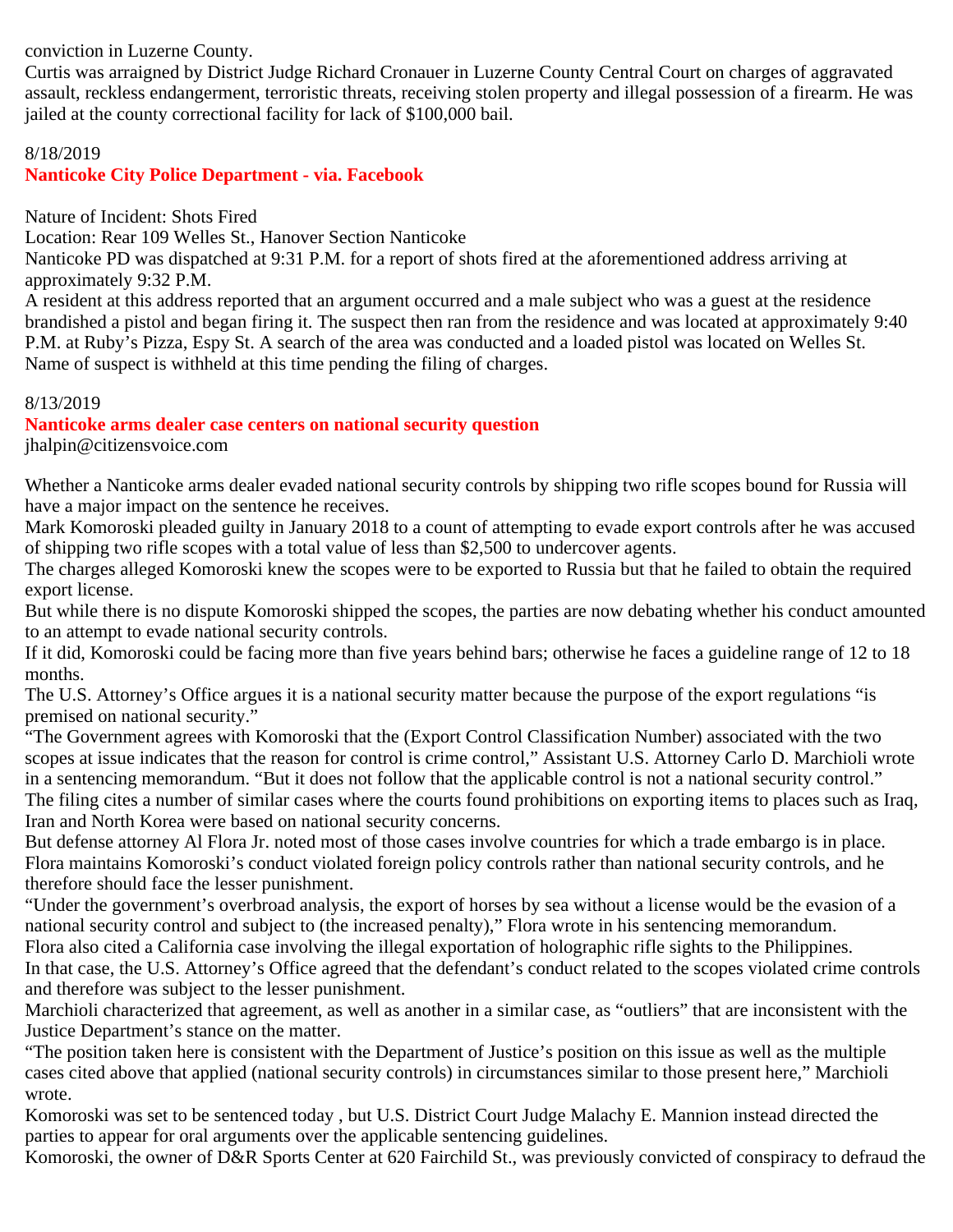conviction in Luzerne County.

Curtis was arraigned by District Judge Richard Cronauer in Luzerne County Central Court on charges of aggravated assault, reckless endangerment, terroristic threats, receiving stolen property and illegal possession of a firearm. He was jailed at the county correctional facility for lack of $100,000 bail.

8/18/2019

**Nanticoke City Police Department - via. Facebook**

Nature of Incident: Shots Fired

Location: Rear 109 Welles St., Hanover Section Nanticoke

Nanticoke PD was dispatched at 9:31 P.M. for a report of shots fired at the aforementioned address arriving at approximately 9:32 P.M.

A resident at this address reported that an argument occurred and a male subject who was a guest at the residence brandished a pistol and began firing it. The suspect then ran from the residence and was located at approximately 9:40 P.M. at Ruby's Pizza, Espy St. A search of the area was conducted and a loaded pistol was located on Welles St. Name of suspect is withheld at this time pending the filing of charges.

8/13/2019

**Nanticoke arms dealer case centers on national security question**

jhalpin@citizensvoice.com

Whether a Nanticoke arms dealer evaded national security controls by shipping two rifle scopes bound for Russia will have a major impact on the sentence he receives.

Mark Komoroski pleaded guilty in January 2018 to a count of attempting to evade export controls after he was accused of shipping two rifle scopes with a total value of less than $2,500 to undercover agents.

The charges alleged Komoroski knew the scopes were to be exported to Russia but that he failed to obtain the required export license.

But while there is no dispute Komoroski shipped the scopes, the parties are now debating whether his conduct amounted to an attempt to evade national security controls.

If it did, Komoroski could be facing more than five years behind bars; otherwise he faces a guideline range of 12 to 18 months.

The U.S. Attorney's Office argues it is a national security matter because the purpose of the export regulations "is premised on national security."

"The Government agrees with Komoroski that the (Export Control Classification Number) associated with the two scopes at issue indicates that the reason for control is crime control," Assistant U.S. Attorney Carlo D. Marchioli wrote in a sentencing memorandum. "But it does not follow that the applicable control is not a national security control."

The filing cites a number of similar cases where the courts found prohibitions on exporting items to places such as Iraq, Iran and North Korea were based on national security concerns.

But defense attorney Al Flora Jr. noted most of those cases involve countries for which a trade embargo is in place. Flora maintains Komoroski's conduct violated foreign policy controls rather than national security controls, and he therefore should face the lesser punishment.

"Under the government's overbroad analysis, the export of horses by sea without a license would be the evasion of a national security control and subject to (the increased penalty)," Flora wrote in his sentencing memorandum.

Flora also cited a California case involving the illegal exportation of holographic rifle sights to the Philippines.

In that case, the U.S. Attorney's Office agreed that the defendant's conduct related to the scopes violated crime controls and therefore was subject to the lesser punishment.

Marchioli characterized that agreement, as well as another in a similar case, as "outliers" that are inconsistent with the Justice Department's stance on the matter.

"The position taken here is consistent with the Department of Justice's position on this issue as well as the multiple cases cited above that applied (national security controls) in circumstances similar to those present here," Marchioli wrote.

Komoroski was set to be sentenced today , but U.S. District Court Judge Malachy E. Mannion instead directed the parties to appear for oral arguments over the applicable sentencing guidelines.

Komoroski, the owner of D&R Sports Center at 620 Fairchild St., was previously convicted of conspiracy to defraud the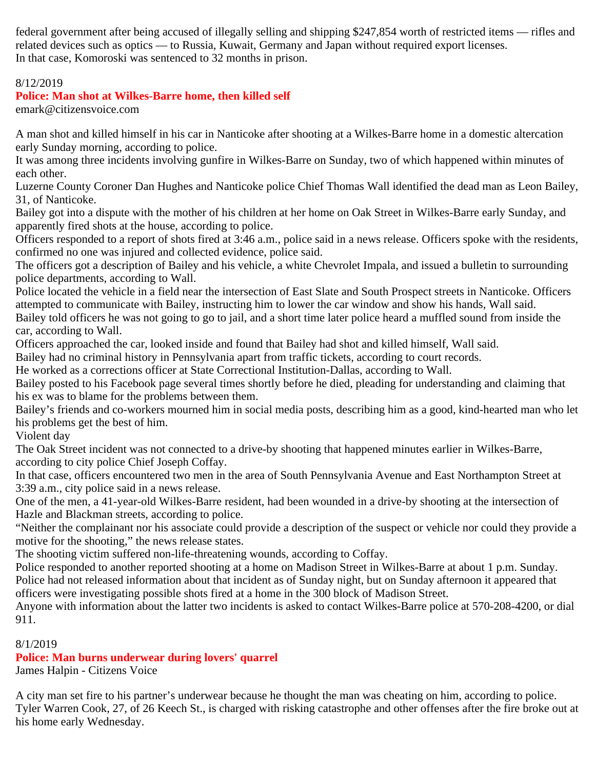federal government after being accused of illegally selling and shipping $247,854 worth of restricted items — rifles and related devices such as optics — to Russia, Kuwait, Germany and Japan without required export licenses.
In that case, Komoroski was sentenced to 32 months in prison.

8/12/2019

## Police: Man shot at Wilkes-Barre home, then killed self

emark@citizensvoice.com

A man shot and killed himself in his car in Nanticoke after shooting at a Wilkes-Barre home in a domestic altercation early Sunday morning, according to police.
It was among three incidents involving gunfire in Wilkes-Barre on Sunday, two of which happened within minutes of each other.
Luzerne County Coroner Dan Hughes and Nanticoke police Chief Thomas Wall identified the dead man as Leon Bailey, 31, of Nanticoke.
Bailey got into a dispute with the mother of his children at her home on Oak Street in Wilkes-Barre early Sunday, and apparently fired shots at the house, according to police.
Officers responded to a report of shots fired at 3:46 a.m., police said in a news release. Officers spoke with the residents, confirmed no one was injured and collected evidence, police said.
The officers got a description of Bailey and his vehicle, a white Chevrolet Impala, and issued a bulletin to surrounding police departments, according to Wall.
Police located the vehicle in a field near the intersection of East Slate and South Prospect streets in Nanticoke. Officers attempted to communicate with Bailey, instructing him to lower the car window and show his hands, Wall said.
Bailey told officers he was not going to go to jail, and a short time later police heard a muffled sound from inside the car, according to Wall.
Officers approached the car, looked inside and found that Bailey had shot and killed himself, Wall said.
Bailey had no criminal history in Pennsylvania apart from traffic tickets, according to court records.
He worked as a corrections officer at State Correctional Institution-Dallas, according to Wall.
Bailey posted to his Facebook page several times shortly before he died, pleading for understanding and claiming that his ex was to blame for the problems between them.
Bailey's friends and co-workers mourned him in social media posts, describing him as a good, kind-hearted man who let his problems get the best of him.
Violent day
The Oak Street incident was not connected to a drive-by shooting that happened minutes earlier in Wilkes-Barre, according to city police Chief Joseph Coffay.
In that case, officers encountered two men in the area of South Pennsylvania Avenue and East Northampton Street at 3:39 a.m., city police said in a news release.
One of the men, a 41-year-old Wilkes-Barre resident, had been wounded in a drive-by shooting at the intersection of Hazle and Blackman streets, according to police.
"Neither the complainant nor his associate could provide a description of the suspect or vehicle nor could they provide a motive for the shooting," the news release states.
The shooting victim suffered non-life-threatening wounds, according to Coffay.
Police responded to another reported shooting at a home on Madison Street in Wilkes-Barre at about 1 p.m. Sunday.
Police had not released information about that incident as of Sunday night, but on Sunday afternoon it appeared that officers were investigating possible shots fired at a home in the 300 block of Madison Street.
Anyone with information about the latter two incidents is asked to contact Wilkes-Barre police at 570-208-4200, or dial 911.

8/1/2019

## Police: Man burns underwear during lovers' quarrel

James Halpin - Citizens Voice

A city man set fire to his partner's underwear because he thought the man was cheating on him, according to police.
Tyler Warren Cook, 27, of 26 Keech St., is charged with risking catastrophe and other offenses after the fire broke out at his home early Wednesday.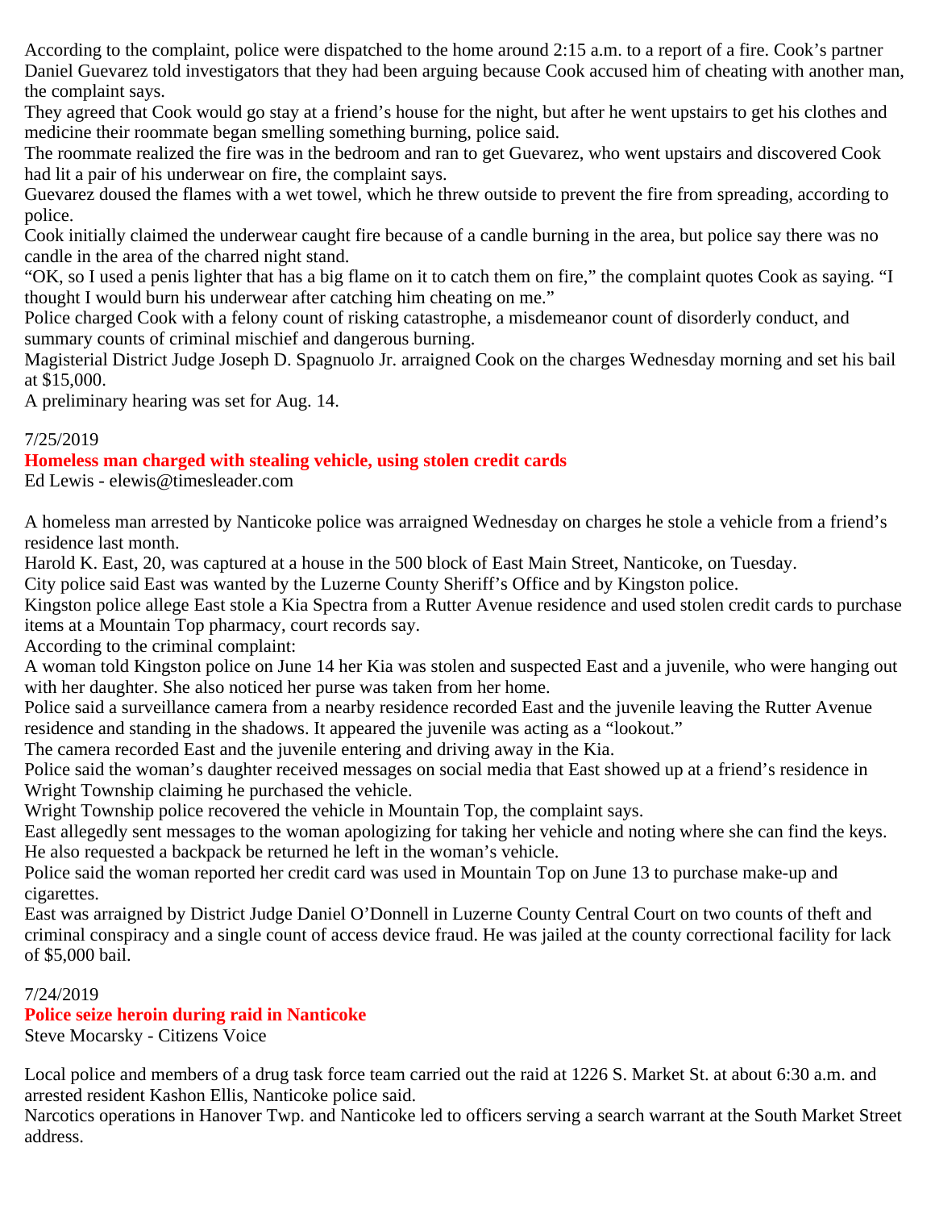According to the complaint, police were dispatched to the home around 2:15 a.m. to a report of a fire. Cook's partner Daniel Guevarez told investigators that they had been arguing because Cook accused him of cheating with another man, the complaint says.

They agreed that Cook would go stay at a friend's house for the night, but after he went upstairs to get his clothes and medicine their roommate began smelling something burning, police said.

The roommate realized the fire was in the bedroom and ran to get Guevarez, who went upstairs and discovered Cook had lit a pair of his underwear on fire, the complaint says.

Guevarez doused the flames with a wet towel, which he threw outside to prevent the fire from spreading, according to police.

Cook initially claimed the underwear caught fire because of a candle burning in the area, but police say there was no candle in the area of the charred night stand.

"OK, so I used a penis lighter that has a big flame on it to catch them on fire," the complaint quotes Cook as saying. "I thought I would burn his underwear after catching him cheating on me."

Police charged Cook with a felony count of risking catastrophe, a misdemeanor count of disorderly conduct, and summary counts of criminal mischief and dangerous burning.

Magisterial District Judge Joseph D. Spagnuolo Jr. arraigned Cook on the charges Wednesday morning and set his bail at $15,000.

A preliminary hearing was set for Aug. 14.

7/25/2019

## Homeless man charged with stealing vehicle, using stolen credit cards

Ed Lewis - elewis@timesleader.com

A homeless man arrested by Nanticoke police was arraigned Wednesday on charges he stole a vehicle from a friend's residence last month.

Harold K. East, 20, was captured at a house in the 500 block of East Main Street, Nanticoke, on Tuesday.

City police said East was wanted by the Luzerne County Sheriff's Office and by Kingston police.

Kingston police allege East stole a Kia Spectra from a Rutter Avenue residence and used stolen credit cards to purchase items at a Mountain Top pharmacy, court records say.

According to the criminal complaint:

A woman told Kingston police on June 14 her Kia was stolen and suspected East and a juvenile, who were hanging out with her daughter. She also noticed her purse was taken from her home.

Police said a surveillance camera from a nearby residence recorded East and the juvenile leaving the Rutter Avenue residence and standing in the shadows. It appeared the juvenile was acting as a "lookout."

The camera recorded East and the juvenile entering and driving away in the Kia.

Police said the woman's daughter received messages on social media that East showed up at a friend's residence in Wright Township claiming he purchased the vehicle.

Wright Township police recovered the vehicle in Mountain Top, the complaint says.

East allegedly sent messages to the woman apologizing for taking her vehicle and noting where she can find the keys. He also requested a backpack be returned he left in the woman's vehicle.

Police said the woman reported her credit card was used in Mountain Top on June 13 to purchase make-up and cigarettes.

East was arraigned by District Judge Daniel O'Donnell in Luzerne County Central Court on two counts of theft and criminal conspiracy and a single count of access device fraud. He was jailed at the county correctional facility for lack of $5,000 bail.

7/24/2019

## Police seize heroin during raid in Nanticoke

Steve Mocarsky - Citizens Voice

Local police and members of a drug task force team carried out the raid at 1226 S. Market St. at about 6:30 a.m. and arrested resident Kashon Ellis, Nanticoke police said.

Narcotics operations in Hanover Twp. and Nanticoke led to officers serving a search warrant at the South Market Street address.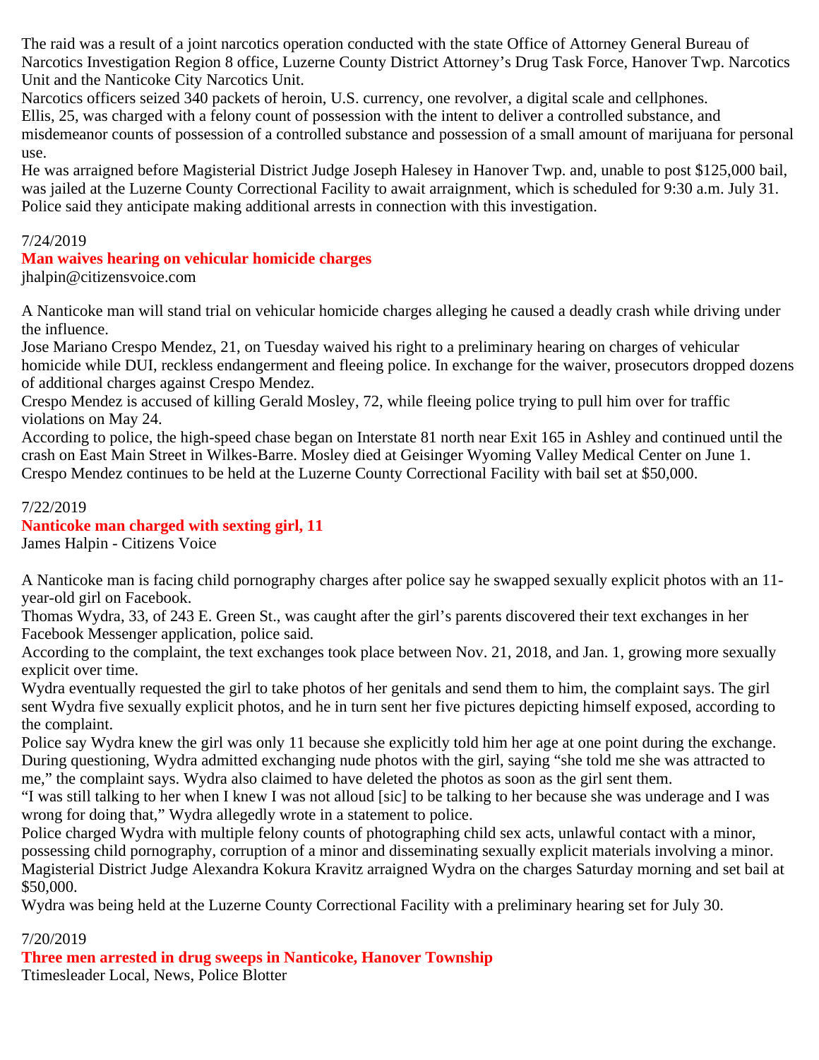The raid was a result of a joint narcotics operation conducted with the state Office of Attorney General Bureau of Narcotics Investigation Region 8 office, Luzerne County District Attorney's Drug Task Force, Hanover Twp. Narcotics Unit and the Nanticoke City Narcotics Unit.

Narcotics officers seized 340 packets of heroin, U.S. currency, one revolver, a digital scale and cellphones.

Ellis, 25, was charged with a felony count of possession with the intent to deliver a controlled substance, and misdemeanor counts of possession of a controlled substance and possession of a small amount of marijuana for personal use.

He was arraigned before Magisterial District Judge Joseph Halesey in Hanover Twp. and, unable to post $125,000 bail, was jailed at the Luzerne County Correctional Facility to await arraignment, which is scheduled for 9:30 a.m. July 31.

Police said they anticipate making additional arrests in connection with this investigation.

7/24/2019

**Man waives hearing on vehicular homicide charges**

jhalpin@citizensvoice.com

A Nanticoke man will stand trial on vehicular homicide charges alleging he caused a deadly crash while driving under the influence.

Jose Mariano Crespo Mendez, 21, on Tuesday waived his right to a preliminary hearing on charges of vehicular homicide while DUI, reckless endangerment and fleeing police. In exchange for the waiver, prosecutors dropped dozens of additional charges against Crespo Mendez.

Crespo Mendez is accused of killing Gerald Mosley, 72, while fleeing police trying to pull him over for traffic violations on May 24.

According to police, the high-speed chase began on Interstate 81 north near Exit 165 in Ashley and continued until the crash on East Main Street in Wilkes-Barre. Mosley died at Geisinger Wyoming Valley Medical Center on June 1.

Crespo Mendez continues to be held at the Luzerne County Correctional Facility with bail set at $50,000.

7/22/2019

**Nanticoke man charged with sexting girl, 11**

James Halpin - Citizens Voice

A Nanticoke man is facing child pornography charges after police say he swapped sexually explicit photos with an 11-year-old girl on Facebook.

Thomas Wydra, 33, of 243 E. Green St., was caught after the girl's parents discovered their text exchanges in her Facebook Messenger application, police said.

According to the complaint, the text exchanges took place between Nov. 21, 2018, and Jan. 1, growing more sexually explicit over time.

Wydra eventually requested the girl to take photos of her genitals and send them to him, the complaint says. The girl sent Wydra five sexually explicit photos, and he in turn sent her five pictures depicting himself exposed, according to the complaint.

Police say Wydra knew the girl was only 11 because she explicitly told him her age at one point during the exchange. During questioning, Wydra admitted exchanging nude photos with the girl, saying "she told me she was attracted to me," the complaint says. Wydra also claimed to have deleted the photos as soon as the girl sent them.

"I was still talking to her when I knew I was not alloud [sic] to be talking to her because she was underage and I was wrong for doing that," Wydra allegedly wrote in a statement to police.

Police charged Wydra with multiple felony counts of photographing child sex acts, unlawful contact with a minor, possessing child pornography, corruption of a minor and disseminating sexually explicit materials involving a minor.

Magisterial District Judge Alexandra Kokura Kravitz arraigned Wydra on the charges Saturday morning and set bail at $50,000.

Wydra was being held at the Luzerne County Correctional Facility with a preliminary hearing set for July 30.

7/20/2019

**Three men arrested in drug sweeps in Nanticoke, Hanover Township**

Ttimesleader Local, News, Police Blotter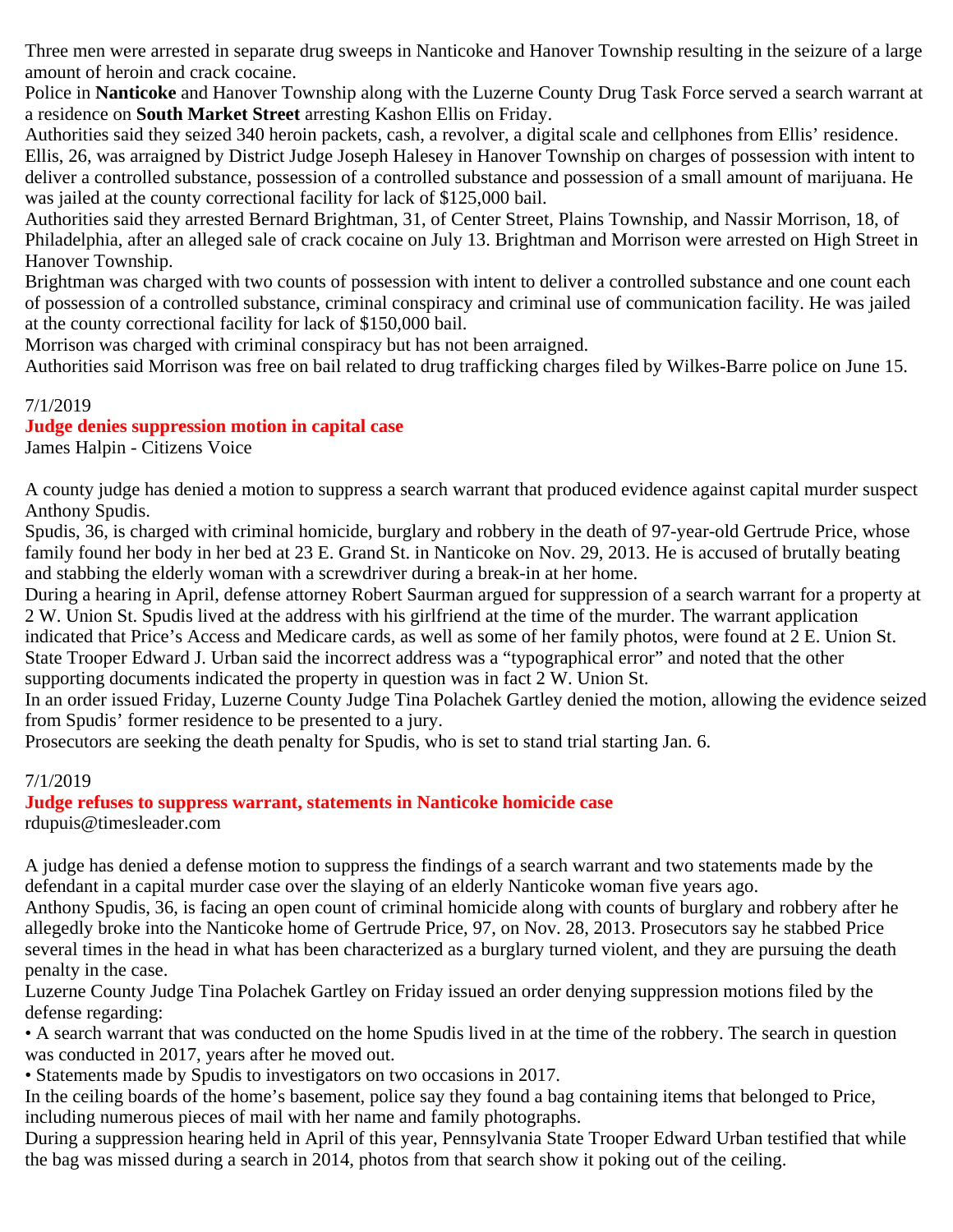Three men were arrested in separate drug sweeps in Nanticoke and Hanover Township resulting in the seizure of a large amount of heroin and crack cocaine.

Police in **Nanticoke** and Hanover Township along with the Luzerne County Drug Task Force served a search warrant at a residence on **South Market Street** arresting Kashon Ellis on Friday.

Authorities said they seized 340 heroin packets, cash, a revolver, a digital scale and cellphones from Ellis' residence.

Ellis, 26, was arraigned by District Judge Joseph Halesey in Hanover Township on charges of possession with intent to deliver a controlled substance, possession of a controlled substance and possession of a small amount of marijuana. He was jailed at the county correctional facility for lack of $125,000 bail.

Authorities said they arrested Bernard Brightman, 31, of Center Street, Plains Township, and Nassir Morrison, 18, of Philadelphia, after an alleged sale of crack cocaine on July 13. Brightman and Morrison were arrested on High Street in Hanover Township.

Brightman was charged with two counts of possession with intent to deliver a controlled substance and one count each of possession of a controlled substance, criminal conspiracy and criminal use of communication facility. He was jailed at the county correctional facility for lack of $150,000 bail.

Morrison was charged with criminal conspiracy but has not been arraigned.

Authorities said Morrison was free on bail related to drug trafficking charges filed by Wilkes-Barre police on June 15.

7/1/2019

## Judge denies suppression motion in capital case

James Halpin - Citizens Voice

A county judge has denied a motion to suppress a search warrant that produced evidence against capital murder suspect Anthony Spudis.

Spudis, 36, is charged with criminal homicide, burglary and robbery in the death of 97-year-old Gertrude Price, whose family found her body in her bed at 23 E. Grand St. in Nanticoke on Nov. 29, 2013. He is accused of brutally beating and stabbing the elderly woman with a screwdriver during a break-in at her home.

During a hearing in April, defense attorney Robert Saurman argued for suppression of a search warrant for a property at 2 W. Union St. Spudis lived at the address with his girlfriend at the time of the murder. The warrant application indicated that Price's Access and Medicare cards, as well as some of her family photos, were found at 2 E. Union St. State Trooper Edward J. Urban said the incorrect address was a "typographical error" and noted that the other supporting documents indicated the property in question was in fact 2 W. Union St.

In an order issued Friday, Luzerne County Judge Tina Polachek Gartley denied the motion, allowing the evidence seized from Spudis' former residence to be presented to a jury.

Prosecutors are seeking the death penalty for Spudis, who is set to stand trial starting Jan. 6.

7/1/2019

## Judge refuses to suppress warrant, statements in Nanticoke homicide case

rdupuis@timesleader.com

A judge has denied a defense motion to suppress the findings of a search warrant and two statements made by the defendant in a capital murder case over the slaying of an elderly Nanticoke woman five years ago.

Anthony Spudis, 36, is facing an open count of criminal homicide along with counts of burglary and robbery after he allegedly broke into the Nanticoke home of Gertrude Price, 97, on Nov. 28, 2013. Prosecutors say he stabbed Price several times in the head in what has been characterized as a burglary turned violent, and they are pursuing the death penalty in the case.

Luzerne County Judge Tina Polachek Gartley on Friday issued an order denying suppression motions filed by the defense regarding:

- A search warrant that was conducted on the home Spudis lived in at the time of the robbery. The search in question was conducted in 2017, years after he moved out.
- Statements made by Spudis to investigators on two occasions in 2017.

In the ceiling boards of the home's basement, police say they found a bag containing items that belonged to Price, including numerous pieces of mail with her name and family photographs.

During a suppression hearing held in April of this year, Pennsylvania State Trooper Edward Urban testified that while the bag was missed during a search in 2014, photos from that search show it poking out of the ceiling.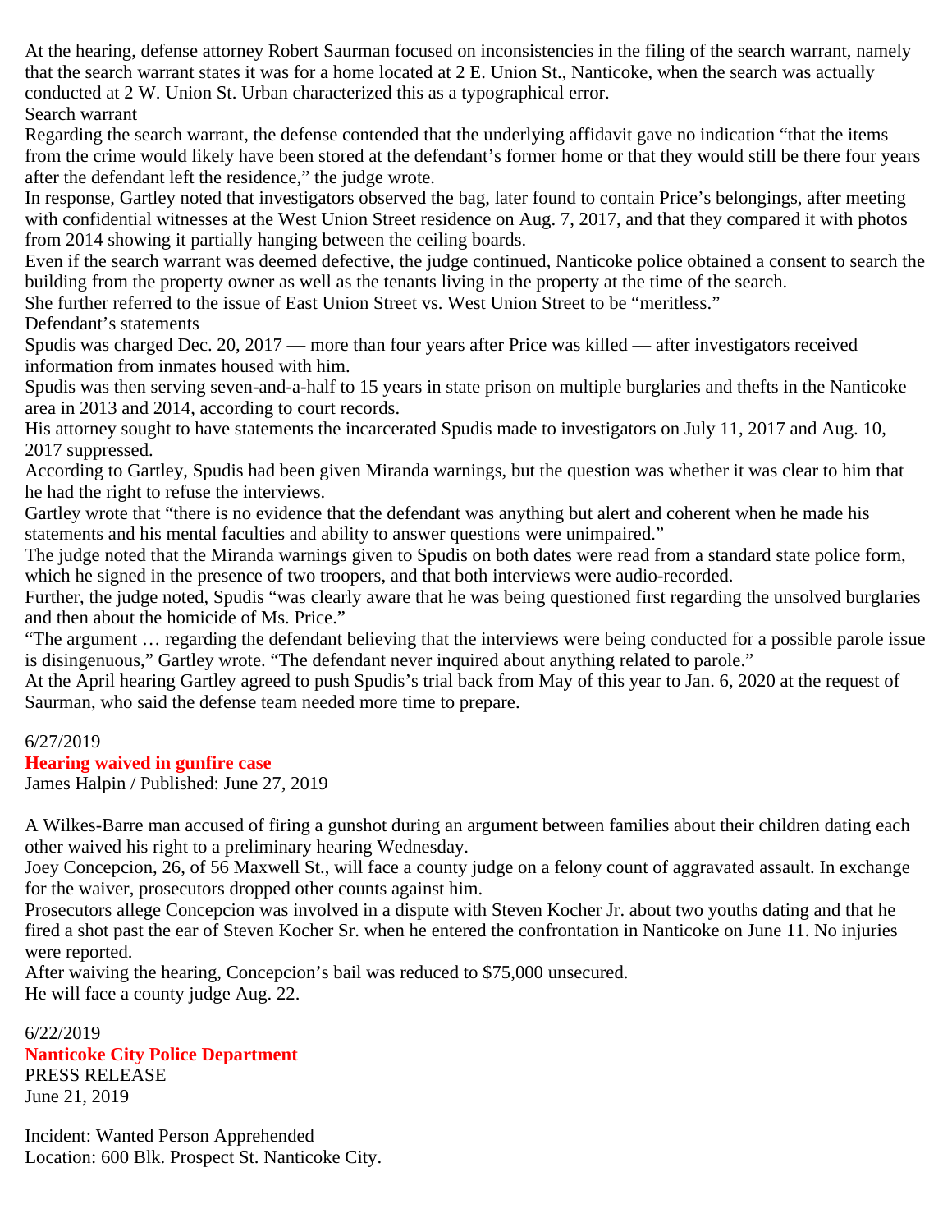At the hearing, defense attorney Robert Saurman focused on inconsistencies in the filing of the search warrant, namely that the search warrant states it was for a home located at 2 E. Union St., Nanticoke, when the search was actually conducted at 2 W. Union St. Urban characterized this as a typographical error.

Search warrant

Regarding the search warrant, the defense contended that the underlying affidavit gave no indication "that the items from the crime would likely have been stored at the defendant's former home or that they would still be there four years after the defendant left the residence," the judge wrote.

In response, Gartley noted that investigators observed the bag, later found to contain Price's belongings, after meeting with confidential witnesses at the West Union Street residence on Aug. 7, 2017, and that they compared it with photos from 2014 showing it partially hanging between the ceiling boards.

Even if the search warrant was deemed defective, the judge continued, Nanticoke police obtained a consent to search the building from the property owner as well as the tenants living in the property at the time of the search.

She further referred to the issue of East Union Street vs. West Union Street to be "meritless."

Defendant's statements

Spudis was charged Dec. 20, 2017 — more than four years after Price was killed — after investigators received information from inmates housed with him.

Spudis was then serving seven-and-a-half to 15 years in state prison on multiple burglaries and thefts in the Nanticoke area in 2013 and 2014, according to court records.

His attorney sought to have statements the incarcerated Spudis made to investigators on July 11, 2017 and Aug. 10, 2017 suppressed.

According to Gartley, Spudis had been given Miranda warnings, but the question was whether it was clear to him that he had the right to refuse the interviews.

Gartley wrote that "there is no evidence that the defendant was anything but alert and coherent when he made his statements and his mental faculties and ability to answer questions were unimpaired."

The judge noted that the Miranda warnings given to Spudis on both dates were read from a standard state police form, which he signed in the presence of two troopers, and that both interviews were audio-recorded.

Further, the judge noted, Spudis "was clearly aware that he was being questioned first regarding the unsolved burglaries and then about the homicide of Ms. Price."

"The argument … regarding the defendant believing that the interviews were being conducted for a possible parole issue is disingenuous," Gartley wrote. "The defendant never inquired about anything related to parole."

At the April hearing Gartley agreed to push Spudis's trial back from May of this year to Jan. 6, 2020 at the request of Saurman, who said the defense team needed more time to prepare.

6/27/2019

## Hearing waived in gunfire case

James Halpin / Published: June 27, 2019

A Wilkes-Barre man accused of firing a gunshot during an argument between families about their children dating each other waived his right to a preliminary hearing Wednesday.

Joey Concepcion, 26, of 56 Maxwell St., will face a county judge on a felony count of aggravated assault. In exchange for the waiver, prosecutors dropped other counts against him.

Prosecutors allege Concepcion was involved in a dispute with Steven Kocher Jr. about two youths dating and that he fired a shot past the ear of Steven Kocher Sr. when he entered the confrontation in Nanticoke on June 11. No injuries were reported.

After waiving the hearing, Concepcion's bail was reduced to $75,000 unsecured.

He will face a county judge Aug. 22.

6/22/2019

## Nanticoke City Police Department

PRESS RELEASE

June 21, 2019

Incident: Wanted Person Apprehended

Location: 600 Blk. Prospect St. Nanticoke City.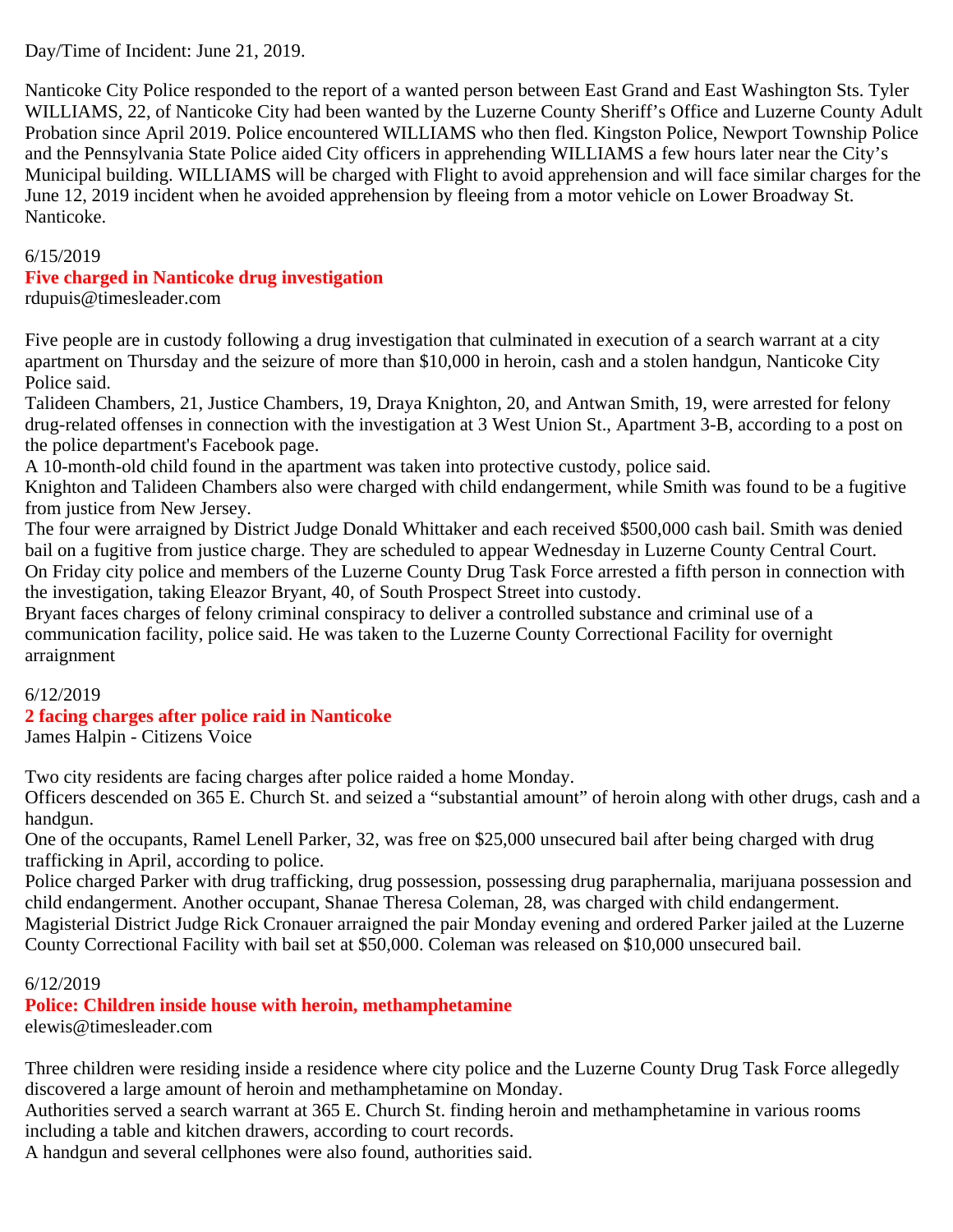Day/Time of Incident: June 21, 2019.

Nanticoke City Police responded to the report of a wanted person between East Grand and East Washington Sts. Tyler WILLIAMS, 22, of Nanticoke City had been wanted by the Luzerne County Sheriff's Office and Luzerne County Adult Probation since April 2019. Police encountered WILLIAMS who then fled. Kingston Police, Newport Township Police and the Pennsylvania State Police aided City officers in apprehending WILLIAMS a few hours later near the City's Municipal building. WILLIAMS will be charged with Flight to avoid apprehension and will face similar charges for the June 12, 2019 incident when he avoided apprehension by fleeing from a motor vehicle on Lower Broadway St. Nanticoke.

6/15/2019

**Five charged in Nanticoke drug investigation**

rdupuis@timesleader.com

Five people are in custody following a drug investigation that culminated in execution of a search warrant at a city apartment on Thursday and the seizure of more than $10,000 in heroin, cash and a stolen handgun, Nanticoke City Police said.

Talideen Chambers, 21, Justice Chambers, 19, Draya Knighton, 20, and Antwan Smith, 19, were arrested for felony drug-related offenses in connection with the investigation at 3 West Union St., Apartment 3-B, according to a post on the police department's Facebook page.

A 10-month-old child found in the apartment was taken into protective custody, police said.

Knighton and Talideen Chambers also were charged with child endangerment, while Smith was found to be a fugitive from justice from New Jersey.

The four were arraigned by District Judge Donald Whittaker and each received $500,000 cash bail. Smith was denied bail on a fugitive from justice charge. They are scheduled to appear Wednesday in Luzerne County Central Court.

On Friday city police and members of the Luzerne County Drug Task Force arrested a fifth person in connection with the investigation, taking Eleazor Bryant, 40, of South Prospect Street into custody.

Bryant faces charges of felony criminal conspiracy to deliver a controlled substance and criminal use of a communication facility, police said. He was taken to the Luzerne County Correctional Facility for overnight arraignment

6/12/2019

**2 facing charges after police raid in Nanticoke**

James Halpin - Citizens Voice

Two city residents are facing charges after police raided a home Monday.

Officers descended on 365 E. Church St. and seized a "substantial amount" of heroin along with other drugs, cash and a handgun.

One of the occupants, Ramel Lenell Parker, 32, was free on $25,000 unsecured bail after being charged with drug trafficking in April, according to police.

Police charged Parker with drug trafficking, drug possession, possessing drug paraphernalia, marijuana possession and child endangerment. Another occupant, Shanae Theresa Coleman, 28, was charged with child endangerment.

Magisterial District Judge Rick Cronauer arraigned the pair Monday evening and ordered Parker jailed at the Luzerne County Correctional Facility with bail set at $50,000. Coleman was released on $10,000 unsecured bail.

6/12/2019

**Police: Children inside house with heroin, methamphetamine**

elewis@timesleader.com

Three children were residing inside a residence where city police and the Luzerne County Drug Task Force allegedly discovered a large amount of heroin and methamphetamine on Monday.

Authorities served a search warrant at 365 E. Church St. finding heroin and methamphetamine in various rooms including a table and kitchen drawers, according to court records.

A handgun and several cellphones were also found, authorities said.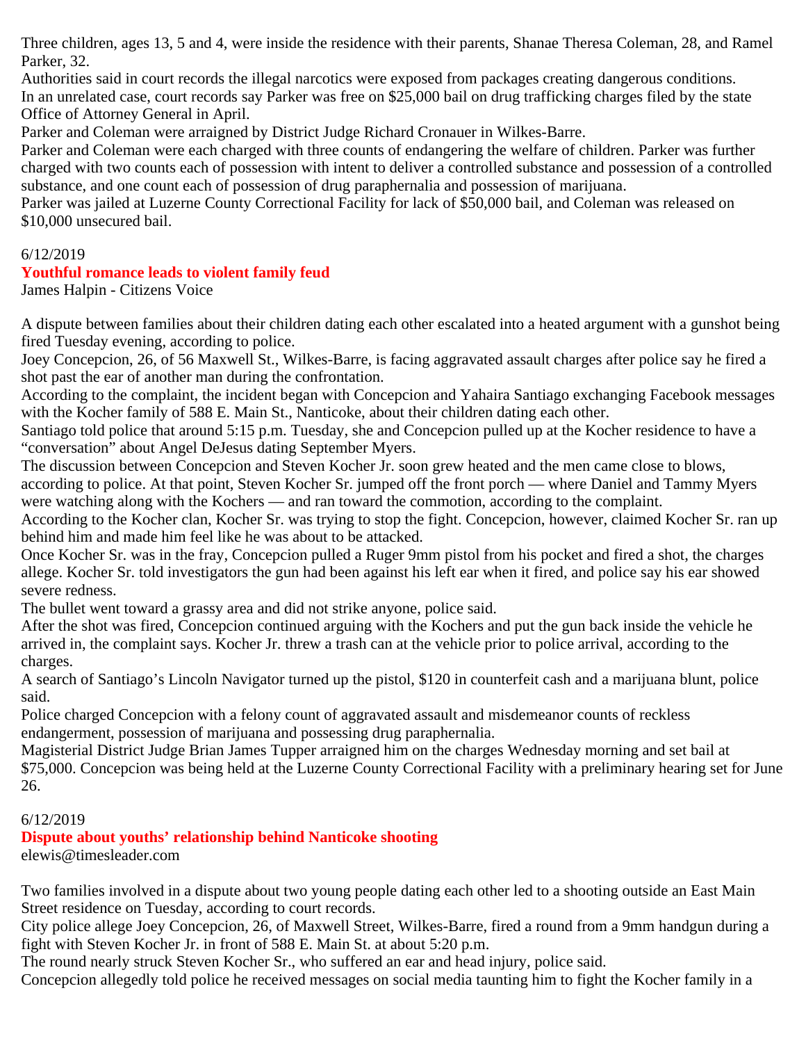Three children, ages 13, 5 and 4, were inside the residence with their parents, Shanae Theresa Coleman, 28, and Ramel Parker, 32.

Authorities said in court records the illegal narcotics were exposed from packages creating dangerous conditions.

In an unrelated case, court records say Parker was free on $25,000 bail on drug trafficking charges filed by the state Office of Attorney General in April.

Parker and Coleman were arraigned by District Judge Richard Cronauer in Wilkes-Barre.

Parker and Coleman were each charged with three counts of endangering the welfare of children. Parker was further charged with two counts each of possession with intent to deliver a controlled substance and possession of a controlled substance, and one count each of possession of drug paraphernalia and possession of marijuana.

Parker was jailed at Luzerne County Correctional Facility for lack of $50,000 bail, and Coleman was released on $10,000 unsecured bail.

6/12/2019

## Youthful romance leads to violent family feud

James Halpin - Citizens Voice

A dispute between families about their children dating each other escalated into a heated argument with a gunshot being fired Tuesday evening, according to police.

Joey Concepcion, 26, of 56 Maxwell St., Wilkes-Barre, is facing aggravated assault charges after police say he fired a shot past the ear of another man during the confrontation.

According to the complaint, the incident began with Concepcion and Yahaira Santiago exchanging Facebook messages with the Kocher family of 588 E. Main St., Nanticoke, about their children dating each other.

Santiago told police that around 5:15 p.m. Tuesday, she and Concepcion pulled up at the Kocher residence to have a "conversation" about Angel DeJesus dating September Myers.

The discussion between Concepcion and Steven Kocher Jr. soon grew heated and the men came close to blows, according to police. At that point, Steven Kocher Sr. jumped off the front porch — where Daniel and Tammy Myers were watching along with the Kochers — and ran toward the commotion, according to the complaint.

According to the Kocher clan, Kocher Sr. was trying to stop the fight. Concepcion, however, claimed Kocher Sr. ran up behind him and made him feel like he was about to be attacked.

Once Kocher Sr. was in the fray, Concepcion pulled a Ruger 9mm pistol from his pocket and fired a shot, the charges allege. Kocher Sr. told investigators the gun had been against his left ear when it fired, and police say his ear showed severe redness.

The bullet went toward a grassy area and did not strike anyone, police said.

After the shot was fired, Concepcion continued arguing with the Kochers and put the gun back inside the vehicle he arrived in, the complaint says. Kocher Jr. threw a trash can at the vehicle prior to police arrival, according to the charges.

A search of Santiago's Lincoln Navigator turned up the pistol, $120 in counterfeit cash and a marijuana blunt, police said.

Police charged Concepcion with a felony count of aggravated assault and misdemeanor counts of reckless endangerment, possession of marijuana and possessing drug paraphernalia.

Magisterial District Judge Brian James Tupper arraigned him on the charges Wednesday morning and set bail at $75,000. Concepcion was being held at the Luzerne County Correctional Facility with a preliminary hearing set for June 26.

6/12/2019

## Dispute about youths' relationship behind Nanticoke shooting

elewis@timesleader.com

Two families involved in a dispute about two young people dating each other led to a shooting outside an East Main Street residence on Tuesday, according to court records.

City police allege Joey Concepcion, 26, of Maxwell Street, Wilkes-Barre, fired a round from a 9mm handgun during a fight with Steven Kocher Jr. in front of 588 E. Main St. at about 5:20 p.m.

The round nearly struck Steven Kocher Sr., who suffered an ear and head injury, police said.

Concepcion allegedly told police he received messages on social media taunting him to fight the Kocher family in a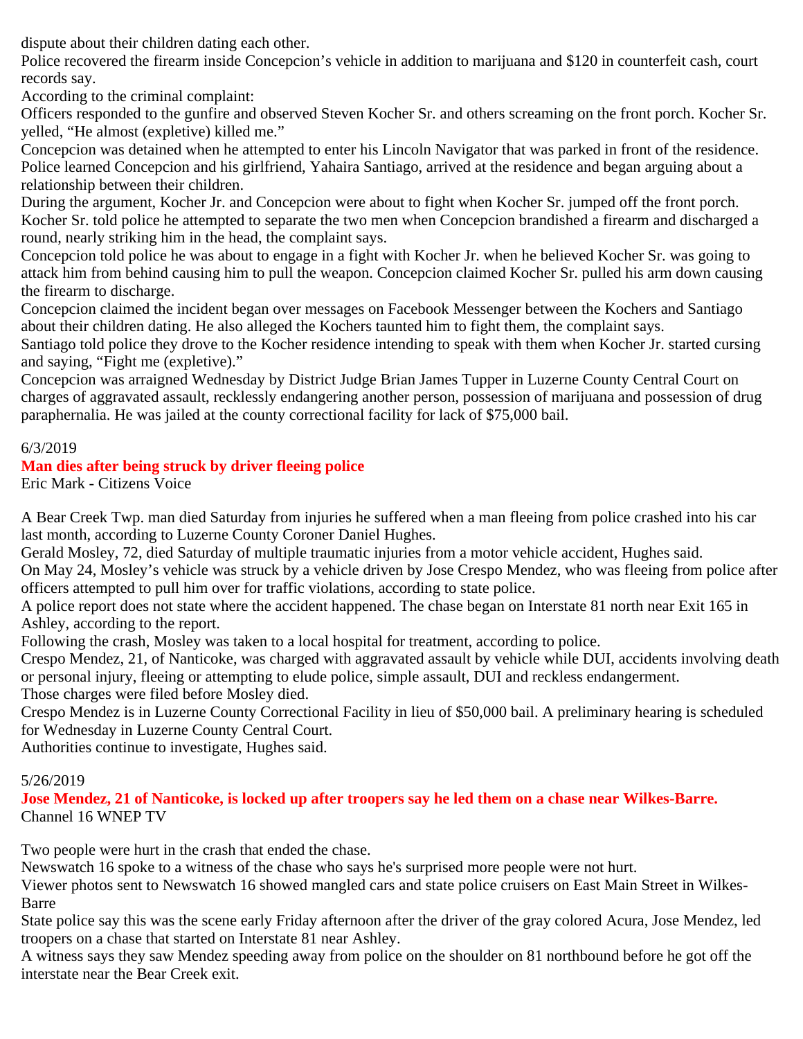dispute about their children dating each other.

Police recovered the firearm inside Concepcion's vehicle in addition to marijuana and $120 in counterfeit cash, court records say.

According to the criminal complaint:

Officers responded to the gunfire and observed Steven Kocher Sr. and others screaming on the front porch. Kocher Sr. yelled, "He almost (expletive) killed me."

Concepcion was detained when he attempted to enter his Lincoln Navigator that was parked in front of the residence. Police learned Concepcion and his girlfriend, Yahaira Santiago, arrived at the residence and began arguing about a relationship between their children.

During the argument, Kocher Jr. and Concepcion were about to fight when Kocher Sr. jumped off the front porch. Kocher Sr. told police he attempted to separate the two men when Concepcion brandished a firearm and discharged a round, nearly striking him in the head, the complaint says.

Concepcion told police he was about to engage in a fight with Kocher Jr. when he believed Kocher Sr. was going to attack him from behind causing him to pull the weapon. Concepcion claimed Kocher Sr. pulled his arm down causing the firearm to discharge.

Concepcion claimed the incident began over messages on Facebook Messenger between the Kochers and Santiago about their children dating. He also alleged the Kochers taunted him to fight them, the complaint says.

Santiago told police they drove to the Kocher residence intending to speak with them when Kocher Jr. started cursing and saying, "Fight me (expletive)."

Concepcion was arraigned Wednesday by District Judge Brian James Tupper in Luzerne County Central Court on charges of aggravated assault, recklessly endangering another person, possession of marijuana and possession of drug paraphernalia. He was jailed at the county correctional facility for lack of $75,000 bail.

6/3/2019

**Man dies after being struck by driver fleeing police**

Eric Mark - Citizens Voice

A Bear Creek Twp. man died Saturday from injuries he suffered when a man fleeing from police crashed into his car last month, according to Luzerne County Coroner Daniel Hughes.

Gerald Mosley, 72, died Saturday of multiple traumatic injuries from a motor vehicle accident, Hughes said.

On May 24, Mosley's vehicle was struck by a vehicle driven by Jose Crespo Mendez, who was fleeing from police after officers attempted to pull him over for traffic violations, according to state police.

A police report does not state where the accident happened. The chase began on Interstate 81 north near Exit 165 in Ashley, according to the report.

Following the crash, Mosley was taken to a local hospital for treatment, according to police.

Crespo Mendez, 21, of Nanticoke, was charged with aggravated assault by vehicle while DUI, accidents involving death or personal injury, fleeing or attempting to elude police, simple assault, DUI and reckless endangerment.

Those charges were filed before Mosley died.

Crespo Mendez is in Luzerne County Correctional Facility in lieu of $50,000 bail. A preliminary hearing is scheduled for Wednesday in Luzerne County Central Court.

Authorities continue to investigate, Hughes said.

5/26/2019

**Jose Mendez, 21 of Nanticoke, is locked up after troopers say he led them on a chase near Wilkes-Barre.**

Channel 16 WNEP TV

Two people were hurt in the crash that ended the chase.

Newswatch 16 spoke to a witness of the chase who says he's surprised more people were not hurt.

Viewer photos sent to Newswatch 16 showed mangled cars and state police cruisers on East Main Street in Wilkes-Barre

State police say this was the scene early Friday afternoon after the driver of the gray colored Acura, Jose Mendez, led troopers on a chase that started on Interstate 81 near Ashley.

A witness says they saw Mendez speeding away from police on the shoulder on 81 northbound before he got off the interstate near the Bear Creek exit.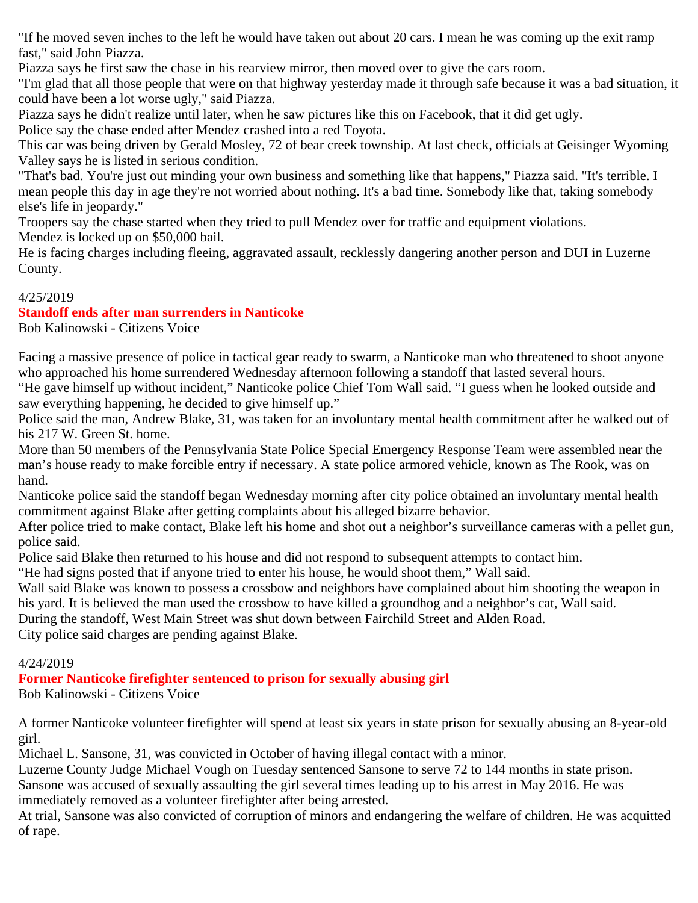"If he moved seven inches to the left he would have taken out about 20 cars. I mean he was coming up the exit ramp fast," said John Piazza.

Piazza says he first saw the chase in his rearview mirror, then moved over to give the cars room.

"I'm glad that all those people that were on that highway yesterday made it through safe because it was a bad situation, it could have been a lot worse ugly," said Piazza.

Piazza says he didn't realize until later, when he saw pictures like this on Facebook, that it did get ugly.

Police say the chase ended after Mendez crashed into a red Toyota.

This car was being driven by Gerald Mosley, 72 of bear creek township. At last check, officials at Geisinger Wyoming Valley says he is listed in serious condition.

"That's bad. You're just out minding your own business and something like that happens," Piazza said. "It's terrible. I mean people this day in age they're not worried about nothing. It's a bad time. Somebody like that, taking somebody else's life in jeopardy."

Troopers say the chase started when they tried to pull Mendez over for traffic and equipment violations.

Mendez is locked up on $50,000 bail.

He is facing charges including fleeing, aggravated assault, recklessly dangering another person and DUI in Luzerne County.

4/25/2019

**Standoff ends after man surrenders in Nanticoke**

Bob Kalinowski - Citizens Voice

Facing a massive presence of police in tactical gear ready to swarm, a Nanticoke man who threatened to shoot anyone who approached his home surrendered Wednesday afternoon following a standoff that lasted several hours.

"He gave himself up without incident," Nanticoke police Chief Tom Wall said. "I guess when he looked outside and saw everything happening, he decided to give himself up."

Police said the man, Andrew Blake, 31, was taken for an involuntary mental health commitment after he walked out of his 217 W. Green St. home.

More than 50 members of the Pennsylvania State Police Special Emergency Response Team were assembled near the man's house ready to make forcible entry if necessary. A state police armored vehicle, known as The Rook, was on hand.

Nanticoke police said the standoff began Wednesday morning after city police obtained an involuntary mental health commitment against Blake after getting complaints about his alleged bizarre behavior.

After police tried to make contact, Blake left his home and shot out a neighbor's surveillance cameras with a pellet gun, police said.

Police said Blake then returned to his house and did not respond to subsequent attempts to contact him.

"He had signs posted that if anyone tried to enter his house, he would shoot them," Wall said.

Wall said Blake was known to possess a crossbow and neighbors have complained about him shooting the weapon in his yard. It is believed the man used the crossbow to have killed a groundhog and a neighbor's cat, Wall said.

During the standoff, West Main Street was shut down between Fairchild Street and Alden Road.

City police said charges are pending against Blake.

4/24/2019

**Former Nanticoke firefighter sentenced to prison for sexually abusing girl**

Bob Kalinowski - Citizens Voice

A former Nanticoke volunteer firefighter will spend at least six years in state prison for sexually abusing an 8-year-old girl.

Michael L. Sansone, 31, was convicted in October of having illegal contact with a minor.

Luzerne County Judge Michael Vough on Tuesday sentenced Sansone to serve 72 to 144 months in state prison.

Sansone was accused of sexually assaulting the girl several times leading up to his arrest in May 2016. He was immediately removed as a volunteer firefighter after being arrested.

At trial, Sansone was also convicted of corruption of minors and endangering the welfare of children. He was acquitted of rape.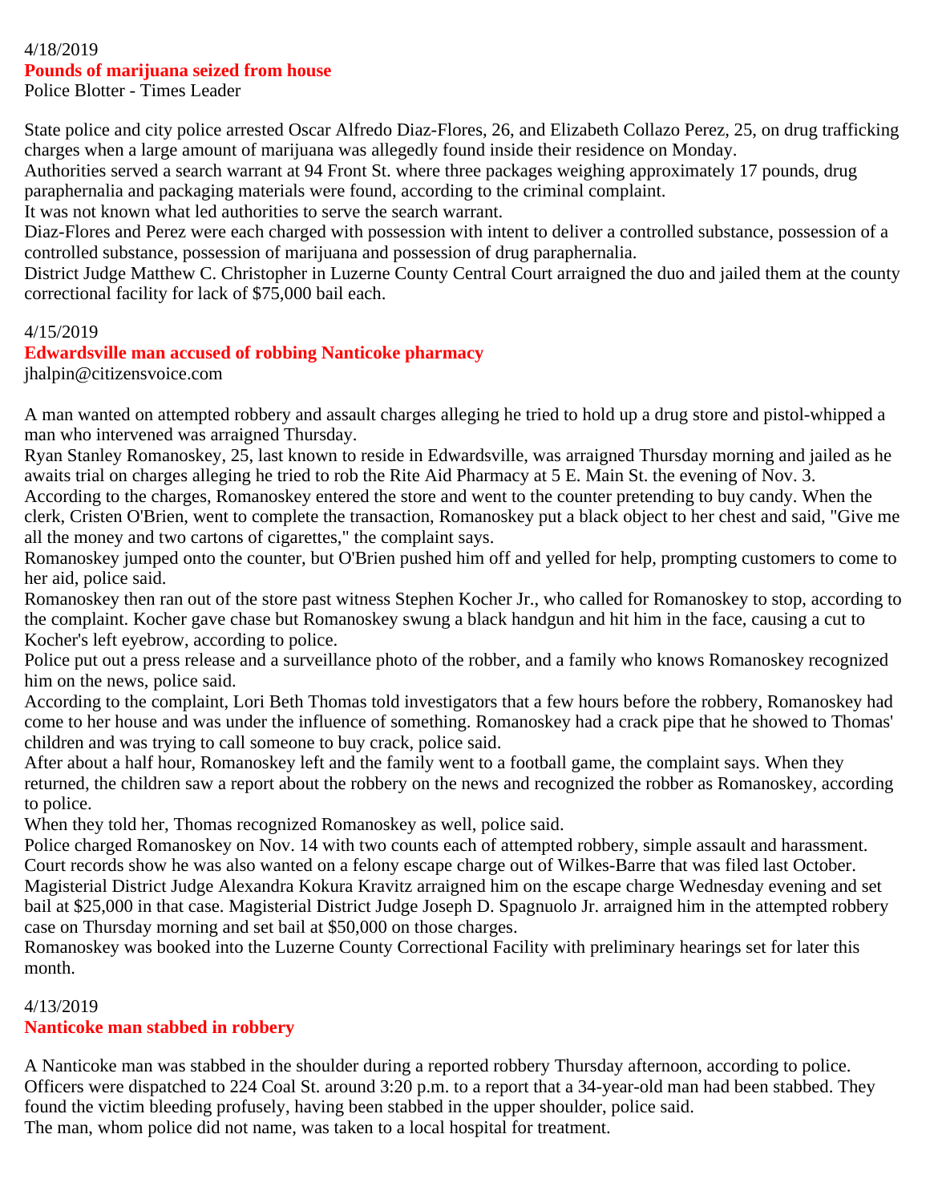4/18/2019

## Pounds of marijuana seized from house

Police Blotter - Times Leader

State police and city police arrested Oscar Alfredo Diaz-Flores, 26, and Elizabeth Collazo Perez, 25, on drug trafficking charges when a large amount of marijuana was allegedly found inside their residence on Monday.

Authorities served a search warrant at 94 Front St. where three packages weighing approximately 17 pounds, drug paraphernalia and packaging materials were found, according to the criminal complaint.

It was not known what led authorities to serve the search warrant.

Diaz-Flores and Perez were each charged with possession with intent to deliver a controlled substance, possession of a controlled substance, possession of marijuana and possession of drug paraphernalia.

District Judge Matthew C. Christopher in Luzerne County Central Court arraigned the duo and jailed them at the county correctional facility for lack of $75,000 bail each.

4/15/2019

## Edwardsville man accused of robbing Nanticoke pharmacy

jhalpin@citizensvoice.com

A man wanted on attempted robbery and assault charges alleging he tried to hold up a drug store and pistol-whipped a man who intervened was arraigned Thursday.

Ryan Stanley Romanoskey, 25, last known to reside in Edwardsville, was arraigned Thursday morning and jailed as he awaits trial on charges alleging he tried to rob the Rite Aid Pharmacy at 5 E. Main St. the evening of Nov. 3.

According to the charges, Romanoskey entered the store and went to the counter pretending to buy candy. When the clerk, Cristen O'Brien, went to complete the transaction, Romanoskey put a black object to her chest and said, "Give me all the money and two cartons of cigarettes," the complaint says.

Romanoskey jumped onto the counter, but O'Brien pushed him off and yelled for help, prompting customers to come to her aid, police said.

Romanoskey then ran out of the store past witness Stephen Kocher Jr., who called for Romanoskey to stop, according to the complaint. Kocher gave chase but Romanoskey swung a black handgun and hit him in the face, causing a cut to Kocher's left eyebrow, according to police.

Police put out a press release and a surveillance photo of the robber, and a family who knows Romanoskey recognized him on the news, police said.

According to the complaint, Lori Beth Thomas told investigators that a few hours before the robbery, Romanoskey had come to her house and was under the influence of something. Romanoskey had a crack pipe that he showed to Thomas' children and was trying to call someone to buy crack, police said.

After about a half hour, Romanoskey left and the family went to a football game, the complaint says. When they returned, the children saw a report about the robbery on the news and recognized the robber as Romanoskey, according to police.

When they told her, Thomas recognized Romanoskey as well, police said.

Police charged Romanoskey on Nov. 14 with two counts each of attempted robbery, simple assault and harassment.

Court records show he was also wanted on a felony escape charge out of Wilkes-Barre that was filed last October.

Magisterial District Judge Alexandra Kokura Kravitz arraigned him on the escape charge Wednesday evening and set bail at $25,000 in that case. Magisterial District Judge Joseph D. Spagnuolo Jr. arraigned him in the attempted robbery case on Thursday morning and set bail at $50,000 on those charges.

Romanoskey was booked into the Luzerne County Correctional Facility with preliminary hearings set for later this month.

4/13/2019

## Nanticoke man stabbed in robbery

A Nanticoke man was stabbed in the shoulder during a reported robbery Thursday afternoon, according to police.

Officers were dispatched to 224 Coal St. around 3:20 p.m. to a report that a 34-year-old man had been stabbed. They found the victim bleeding profusely, having been stabbed in the upper shoulder, police said.

The man, whom police did not name, was taken to a local hospital for treatment.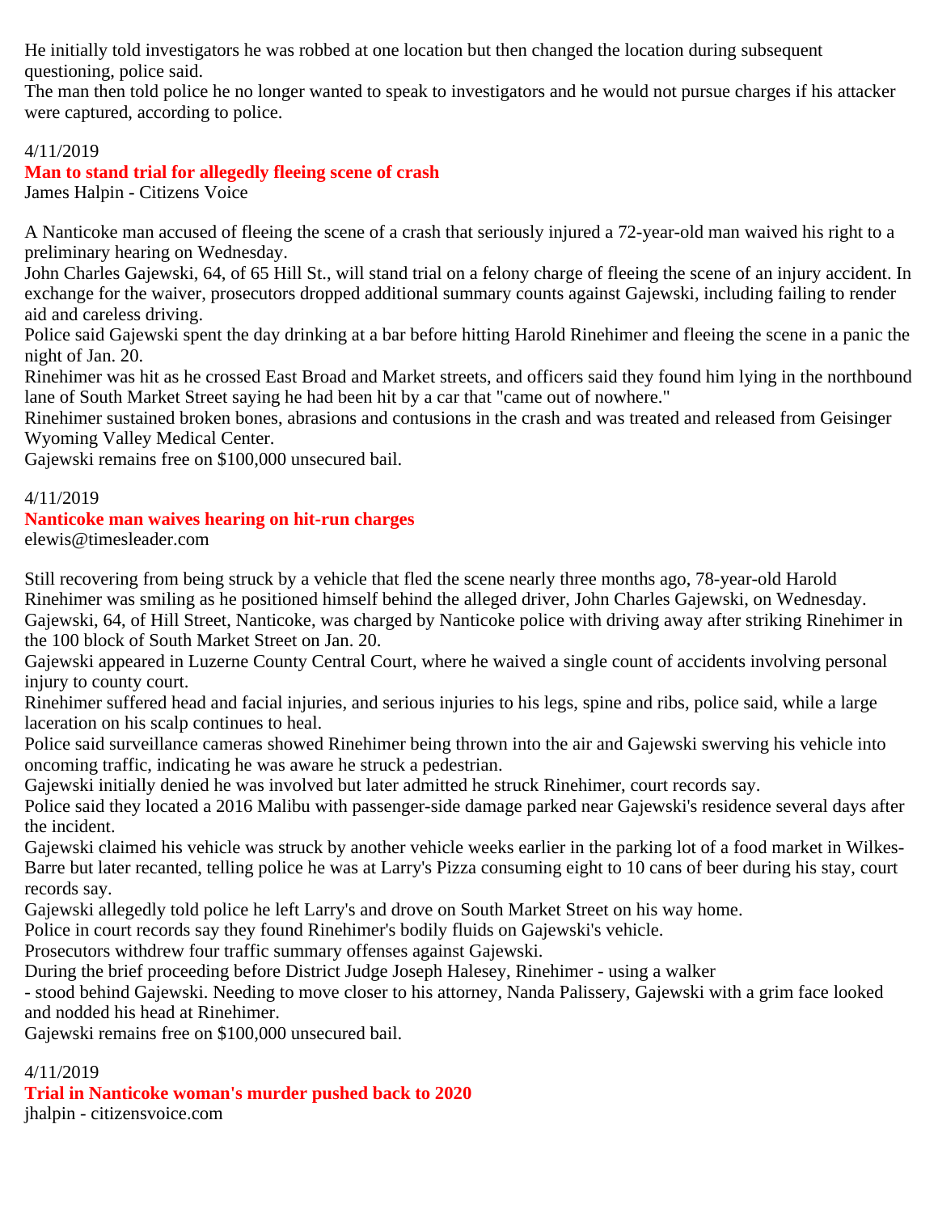He initially told investigators he was robbed at one location but then changed the location during subsequent questioning, police said.

The man then told police he no longer wanted to speak to investigators and he would not pursue charges if his attacker were captured, according to police.

4/11/2019

**Man to stand trial for allegedly fleeing scene of crash**

James Halpin - Citizens Voice

A Nanticoke man accused of fleeing the scene of a crash that seriously injured a 72-year-old man waived his right to a preliminary hearing on Wednesday.

John Charles Gajewski, 64, of 65 Hill St., will stand trial on a felony charge of fleeing the scene of an injury accident. In exchange for the waiver, prosecutors dropped additional summary counts against Gajewski, including failing to render aid and careless driving.

Police said Gajewski spent the day drinking at a bar before hitting Harold Rinehimer and fleeing the scene in a panic the night of Jan. 20.

Rinehimer was hit as he crossed East Broad and Market streets, and officers said they found him lying in the northbound lane of South Market Street saying he had been hit by a car that "came out of nowhere."

Rinehimer sustained broken bones, abrasions and contusions in the crash and was treated and released from Geisinger Wyoming Valley Medical Center.

Gajewski remains free on $100,000 unsecured bail.

4/11/2019

**Nanticoke man waives hearing on hit-run charges**

elewis@timesleader.com

Still recovering from being struck by a vehicle that fled the scene nearly three months ago, 78-year-old Harold Rinehimer was smiling as he positioned himself behind the alleged driver, John Charles Gajewski, on Wednesday.

Gajewski, 64, of Hill Street, Nanticoke, was charged by Nanticoke police with driving away after striking Rinehimer in the 100 block of South Market Street on Jan. 20.

Gajewski appeared in Luzerne County Central Court, where he waived a single count of accidents involving personal injury to county court.

Rinehimer suffered head and facial injuries, and serious injuries to his legs, spine and ribs, police said, while a large laceration on his scalp continues to heal.

Police said surveillance cameras showed Rinehimer being thrown into the air and Gajewski swerving his vehicle into oncoming traffic, indicating he was aware he struck a pedestrian.

Gajewski initially denied he was involved but later admitted he struck Rinehimer, court records say.

Police said they located a 2016 Malibu with passenger-side damage parked near Gajewski's residence several days after the incident.

Gajewski claimed his vehicle was struck by another vehicle weeks earlier in the parking lot of a food market in Wilkes-Barre but later recanted, telling police he was at Larry's Pizza consuming eight to 10 cans of beer during his stay, court records say.

Gajewski allegedly told police he left Larry's and drove on South Market Street on his way home.

Police in court records say they found Rinehimer's bodily fluids on Gajewski's vehicle.

Prosecutors withdrew four traffic summary offenses against Gajewski.

During the brief proceeding before District Judge Joseph Halesey, Rinehimer - using a walker - stood behind Gajewski. Needing to move closer to his attorney, Nanda Palissery, Gajewski with a grim face looked and nodded his head at Rinehimer.

Gajewski remains free on $100,000 unsecured bail.

4/11/2019

**Trial in Nanticoke woman's murder pushed back to 2020**

jhalpin - citizensvoice.com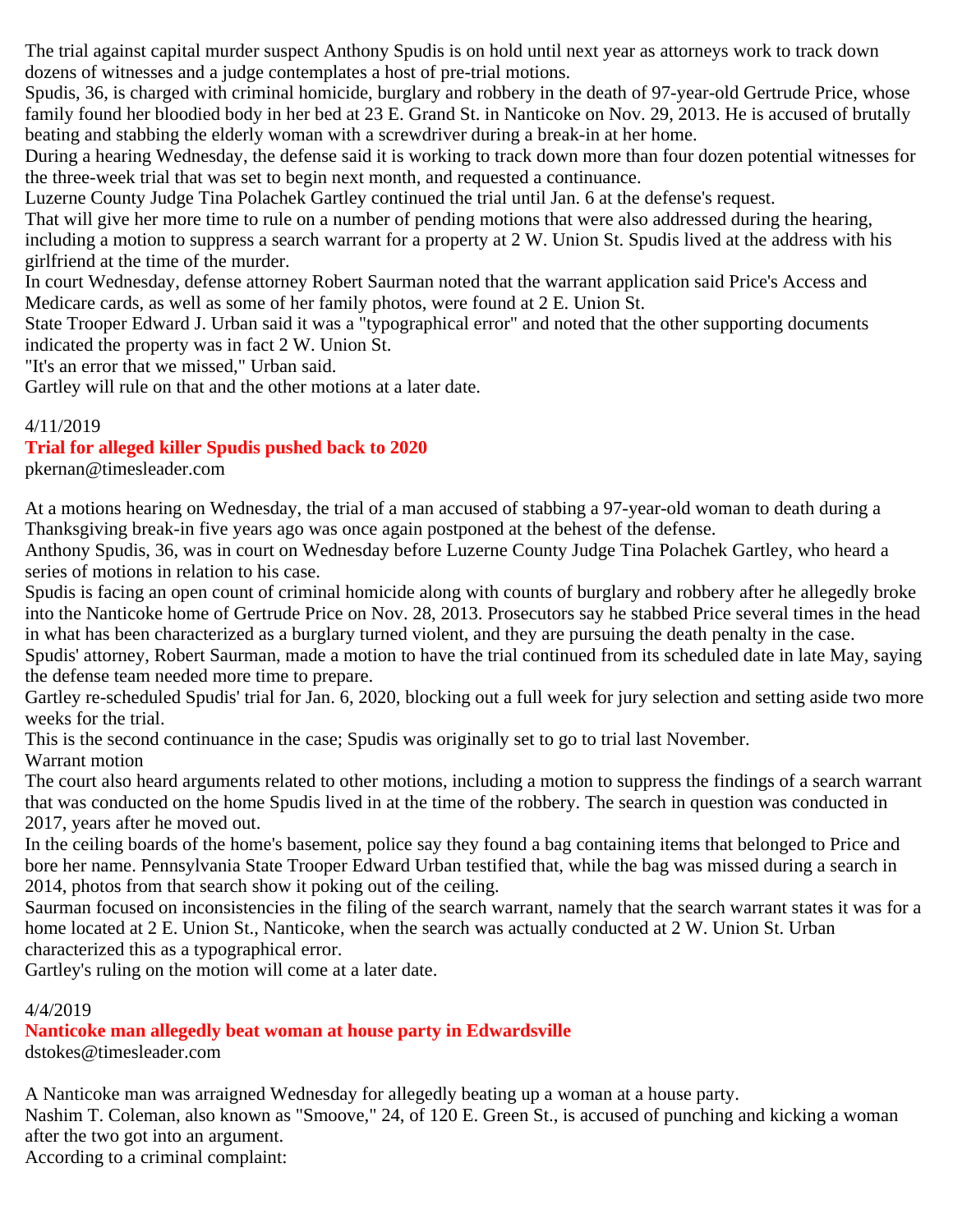The trial against capital murder suspect Anthony Spudis is on hold until next year as attorneys work to track down dozens of witnesses and a judge contemplates a host of pre-trial motions.

Spudis, 36, is charged with criminal homicide, burglary and robbery in the death of 97-year-old Gertrude Price, whose family found her bloodied body in her bed at 23 E. Grand St. in Nanticoke on Nov. 29, 2013. He is accused of brutally beating and stabbing the elderly woman with a screwdriver during a break-in at her home.

During a hearing Wednesday, the defense said it is working to track down more than four dozen potential witnesses for the three-week trial that was set to begin next month, and requested a continuance.

Luzerne County Judge Tina Polachek Gartley continued the trial until Jan. 6 at the defense's request.

That will give her more time to rule on a number of pending motions that were also addressed during the hearing, including a motion to suppress a search warrant for a property at 2 W. Union St. Spudis lived at the address with his girlfriend at the time of the murder.

In court Wednesday, defense attorney Robert Saurman noted that the warrant application said Price's Access and Medicare cards, as well as some of her family photos, were found at 2 E. Union St.

State Trooper Edward J. Urban said it was a "typographical error" and noted that the other supporting documents indicated the property was in fact 2 W. Union St.

"It's an error that we missed," Urban said.

Gartley will rule on that and the other motions at a later date.

4/11/2019

**Trial for alleged killer Spudis pushed back to 2020**

pkernan@timesleader.com

At a motions hearing on Wednesday, the trial of a man accused of stabbing a 97-year-old woman to death during a Thanksgiving break-in five years ago was once again postponed at the behest of the defense.

Anthony Spudis, 36, was in court on Wednesday before Luzerne County Judge Tina Polachek Gartley, who heard a series of motions in relation to his case.

Spudis is facing an open count of criminal homicide along with counts of burglary and robbery after he allegedly broke into the Nanticoke home of Gertrude Price on Nov. 28, 2013. Prosecutors say he stabbed Price several times in the head in what has been characterized as a burglary turned violent, and they are pursuing the death penalty in the case.

Spudis' attorney, Robert Saurman, made a motion to have the trial continued from its scheduled date in late May, saying the defense team needed more time to prepare.

Gartley re-scheduled Spudis' trial for Jan. 6, 2020, blocking out a full week for jury selection and setting aside two more weeks for the trial.

This is the second continuance in the case; Spudis was originally set to go to trial last November.

Warrant motion

The court also heard arguments related to other motions, including a motion to suppress the findings of a search warrant that was conducted on the home Spudis lived in at the time of the robbery. The search in question was conducted in 2017, years after he moved out.

In the ceiling boards of the home's basement, police say they found a bag containing items that belonged to Price and bore her name. Pennsylvania State Trooper Edward Urban testified that, while the bag was missed during a search in 2014, photos from that search show it poking out of the ceiling.

Saurman focused on inconsistencies in the filing of the search warrant, namely that the search warrant states it was for a home located at 2 E. Union St., Nanticoke, when the search was actually conducted at 2 W. Union St. Urban characterized this as a typographical error.

Gartley's ruling on the motion will come at a later date.

4/4/2019

**Nanticoke man allegedly beat woman at house party in Edwardsville**

dstokes@timesleader.com

A Nanticoke man was arraigned Wednesday for allegedly beating up a woman at a house party.

Nashim T. Coleman, also known as "Smoove," 24, of 120 E. Green St., is accused of punching and kicking a woman after the two got into an argument.

According to a criminal complaint: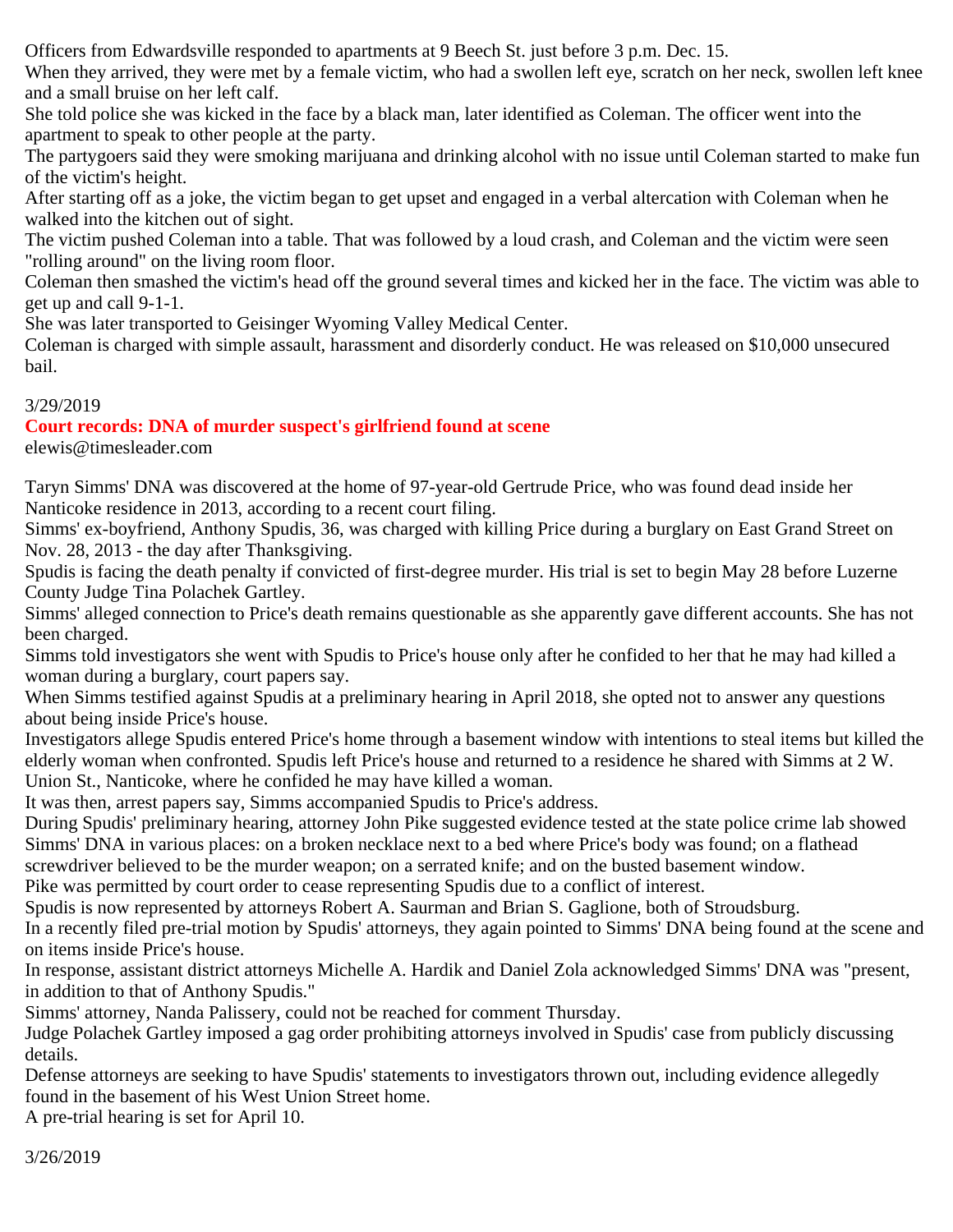Officers from Edwardsville responded to apartments at 9 Beech St. just before 3 p.m. Dec. 15.

When they arrived, they were met by a female victim, who had a swollen left eye, scratch on her neck, swollen left knee and a small bruise on her left calf.

She told police she was kicked in the face by a black man, later identified as Coleman. The officer went into the apartment to speak to other people at the party.

The partygoers said they were smoking marijuana and drinking alcohol with no issue until Coleman started to make fun of the victim's height.

After starting off as a joke, the victim began to get upset and engaged in a verbal altercation with Coleman when he walked into the kitchen out of sight.

The victim pushed Coleman into a table. That was followed by a loud crash, and Coleman and the victim were seen "rolling around" on the living room floor.

Coleman then smashed the victim's head off the ground several times and kicked her in the face. The victim was able to get up and call 9-1-1.

She was later transported to Geisinger Wyoming Valley Medical Center.

Coleman is charged with simple assault, harassment and disorderly conduct. He was released on $10,000 unsecured bail.

3/29/2019

**Court records: DNA of murder suspect's girlfriend found at scene**

elewis@timesleader.com

Taryn Simms' DNA was discovered at the home of 97-year-old Gertrude Price, who was found dead inside her Nanticoke residence in 2013, according to a recent court filing.

Simms' ex-boyfriend, Anthony Spudis, 36, was charged with killing Price during a burglary on East Grand Street on Nov. 28, 2013 - the day after Thanksgiving.

Spudis is facing the death penalty if convicted of first-degree murder. His trial is set to begin May 28 before Luzerne County Judge Tina Polachek Gartley.

Simms' alleged connection to Price's death remains questionable as she apparently gave different accounts. She has not been charged.

Simms told investigators she went with Spudis to Price's house only after he confided to her that he may had killed a woman during a burglary, court papers say.

When Simms testified against Spudis at a preliminary hearing in April 2018, she opted not to answer any questions about being inside Price's house.

Investigators allege Spudis entered Price's home through a basement window with intentions to steal items but killed the elderly woman when confronted. Spudis left Price's house and returned to a residence he shared with Simms at 2 W. Union St., Nanticoke, where he confided he may have killed a woman.

It was then, arrest papers say, Simms accompanied Spudis to Price's address.

During Spudis' preliminary hearing, attorney John Pike suggested evidence tested at the state police crime lab showed Simms' DNA in various places: on a broken necklace next to a bed where Price's body was found; on a flathead screwdriver believed to be the murder weapon; on a serrated knife; and on the busted basement window.

Pike was permitted by court order to cease representing Spudis due to a conflict of interest.

Spudis is now represented by attorneys Robert A. Saurman and Brian S. Gaglione, both of Stroudsburg.

In a recently filed pre-trial motion by Spudis' attorneys, they again pointed to Simms' DNA being found at the scene and on items inside Price's house.

In response, assistant district attorneys Michelle A. Hardik and Daniel Zola acknowledged Simms' DNA was "present, in addition to that of Anthony Spudis."

Simms' attorney, Nanda Palissery, could not be reached for comment Thursday.

Judge Polachek Gartley imposed a gag order prohibiting attorneys involved in Spudis' case from publicly discussing details.

Defense attorneys are seeking to have Spudis' statements to investigators thrown out, including evidence allegedly found in the basement of his West Union Street home.

A pre-trial hearing is set for April 10.

3/26/2019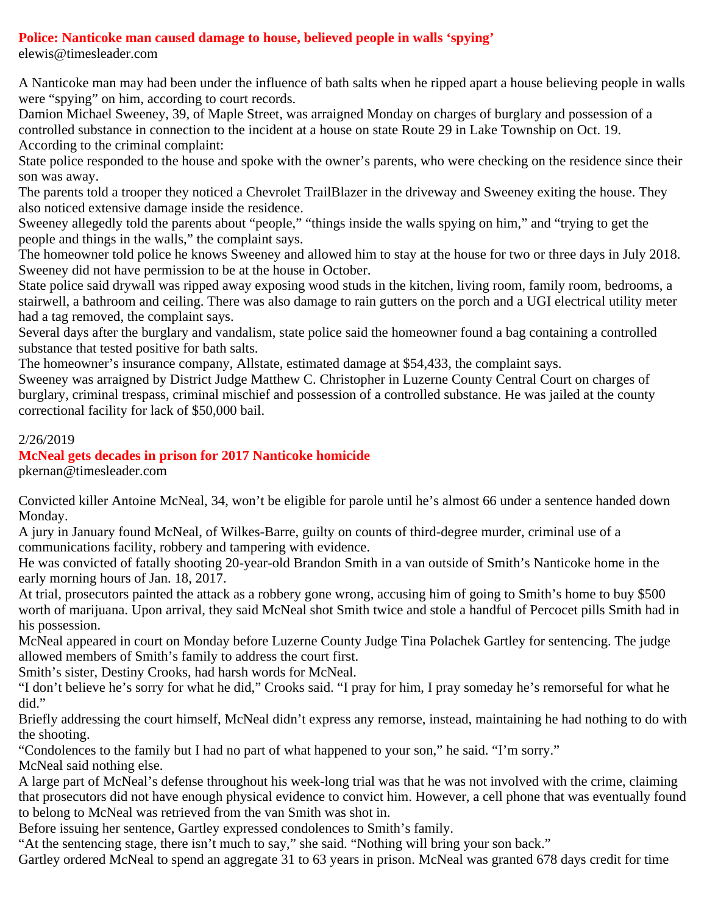## Police: Nanticoke man caused damage to house, believed people in walls 'spying'

elewis@timesleader.com

A Nanticoke man may had been under the influence of bath salts when he ripped apart a house believing people in walls were "spying" on him, according to court records.

Damion Michael Sweeney, 39, of Maple Street, was arraigned Monday on charges of burglary and possession of a controlled substance in connection to the incident at a house on state Route 29 in Lake Township on Oct. 19.

According to the criminal complaint:

State police responded to the house and spoke with the owner's parents, who were checking on the residence since their son was away.

The parents told a trooper they noticed a Chevrolet TrailBlazer in the driveway and Sweeney exiting the house. They also noticed extensive damage inside the residence.

Sweeney allegedly told the parents about "people," "things inside the walls spying on him," and "trying to get the people and things in the walls," the complaint says.

The homeowner told police he knows Sweeney and allowed him to stay at the house for two or three days in July 2018. Sweeney did not have permission to be at the house in October.

State police said drywall was ripped away exposing wood studs in the kitchen, living room, family room, bedrooms, a stairwell, a bathroom and ceiling. There was also damage to rain gutters on the porch and a UGI electrical utility meter had a tag removed, the complaint says.

Several days after the burglary and vandalism, state police said the homeowner found a bag containing a controlled substance that tested positive for bath salts.

The homeowner's insurance company, Allstate, estimated damage at $54,433, the complaint says.

Sweeney was arraigned by District Judge Matthew C. Christopher in Luzerne County Central Court on charges of burglary, criminal trespass, criminal mischief and possession of a controlled substance. He was jailed at the county correctional facility for lack of $50,000 bail.

2/26/2019

## McNeal gets decades in prison for 2017 Nanticoke homicide

pkernan@timesleader.com

Convicted killer Antoine McNeal, 34, won't be eligible for parole until he's almost 66 under a sentence handed down Monday.

A jury in January found McNeal, of Wilkes-Barre, guilty on counts of third-degree murder, criminal use of a communications facility, robbery and tampering with evidence.

He was convicted of fatally shooting 20-year-old Brandon Smith in a van outside of Smith's Nanticoke home in the early morning hours of Jan. 18, 2017.

At trial, prosecutors painted the attack as a robbery gone wrong, accusing him of going to Smith's home to buy $500 worth of marijuana. Upon arrival, they said McNeal shot Smith twice and stole a handful of Percocet pills Smith had in his possession.

McNeal appeared in court on Monday before Luzerne County Judge Tina Polachek Gartley for sentencing. The judge allowed members of Smith's family to address the court first.

Smith's sister, Destiny Crooks, had harsh words for McNeal.

"I don't believe he's sorry for what he did," Crooks said. "I pray for him, I pray someday he's remorseful for what he did."

Briefly addressing the court himself, McNeal didn't express any remorse, instead, maintaining he had nothing to do with the shooting.

"Condolences to the family but I had no part of what happened to your son," he said. "I'm sorry."

McNeal said nothing else.

A large part of McNeal's defense throughout his week-long trial was that he was not involved with the crime, claiming that prosecutors did not have enough physical evidence to convict him. However, a cell phone that was eventually found to belong to McNeal was retrieved from the van Smith was shot in.

Before issuing her sentence, Gartley expressed condolences to Smith's family.

"At the sentencing stage, there isn't much to say," she said. "Nothing will bring your son back."

Gartley ordered McNeal to spend an aggregate 31 to 63 years in prison. McNeal was granted 678 days credit for time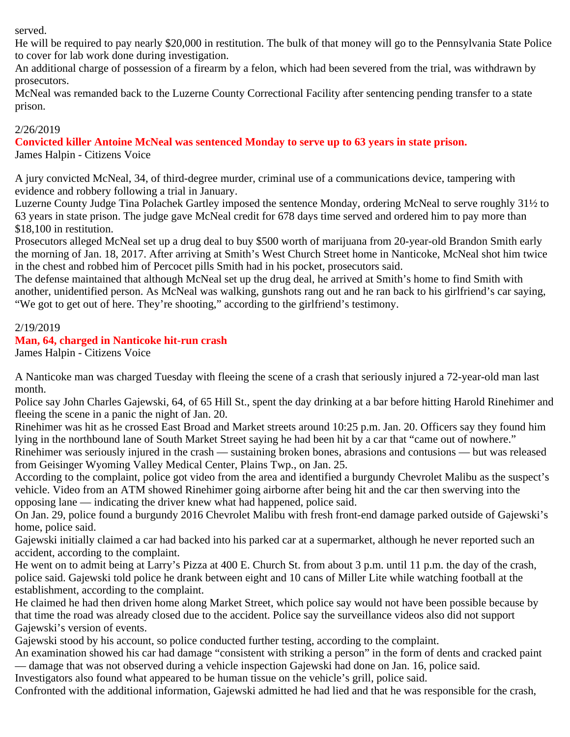served.

He will be required to pay nearly $20,000 in restitution. The bulk of that money will go to the Pennsylvania State Police to cover for lab work done during investigation.

An additional charge of possession of a firearm by a felon, which had been severed from the trial, was withdrawn by prosecutors.

McNeal was remanded back to the Luzerne County Correctional Facility after sentencing pending transfer to a state prison.

2/26/2019

**Convicted killer Antoine McNeal was sentenced Monday to serve up to 63 years in state prison.**

James Halpin - Citizens Voice

A jury convicted McNeal, 34, of third-degree murder, criminal use of a communications device, tampering with evidence and robbery following a trial in January.

Luzerne County Judge Tina Polachek Gartley imposed the sentence Monday, ordering McNeal to serve roughly 31½ to 63 years in state prison. The judge gave McNeal credit for 678 days time served and ordered him to pay more than $18,100 in restitution.

Prosecutors alleged McNeal set up a drug deal to buy $500 worth of marijuana from 20-year-old Brandon Smith early the morning of Jan. 18, 2017. After arriving at Smith's West Church Street home in Nanticoke, McNeal shot him twice in the chest and robbed him of Percocet pills Smith had in his pocket, prosecutors said.

The defense maintained that although McNeal set up the drug deal, he arrived at Smith's home to find Smith with another, unidentified person. As McNeal was walking, gunshots rang out and he ran back to his girlfriend's car saying, "We got to get out of here. They're shooting," according to the girlfriend's testimony.

2/19/2019

**Man, 64, charged in Nanticoke hit-run crash**

James Halpin - Citizens Voice

A Nanticoke man was charged Tuesday with fleeing the scene of a crash that seriously injured a 72-year-old man last month.

Police say John Charles Gajewski, 64, of 65 Hill St., spent the day drinking at a bar before hitting Harold Rinehimer and fleeing the scene in a panic the night of Jan. 20.

Rinehimer was hit as he crossed East Broad and Market streets around 10:25 p.m. Jan. 20. Officers say they found him lying in the northbound lane of South Market Street saying he had been hit by a car that "came out of nowhere."

Rinehimer was seriously injured in the crash — sustaining broken bones, abrasions and contusions — but was released from Geisinger Wyoming Valley Medical Center, Plains Twp., on Jan. 25.

According to the complaint, police got video from the area and identified a burgundy Chevrolet Malibu as the suspect's vehicle. Video from an ATM showed Rinehimer going airborne after being hit and the car then swerving into the opposing lane — indicating the driver knew what had happened, police said.

On Jan. 29, police found a burgundy 2016 Chevrolet Malibu with fresh front-end damage parked outside of Gajewski's home, police said.

Gajewski initially claimed a car had backed into his parked car at a supermarket, although he never reported such an accident, according to the complaint.

He went on to admit being at Larry's Pizza at 400 E. Church St. from about 3 p.m. until 11 p.m. the day of the crash, police said. Gajewski told police he drank between eight and 10 cans of Miller Lite while watching football at the establishment, according to the complaint.

He claimed he had then driven home along Market Street, which police say would not have been possible because by that time the road was already closed due to the accident. Police say the surveillance videos also did not support Gajewski's version of events.

Gajewski stood by his account, so police conducted further testing, according to the complaint.

An examination showed his car had damage "consistent with striking a person" in the form of dents and cracked paint — damage that was not observed during a vehicle inspection Gajewski had done on Jan. 16, police said.

Investigators also found what appeared to be human tissue on the vehicle's grill, police said.

Confronted with the additional information, Gajewski admitted he had lied and that he was responsible for the crash,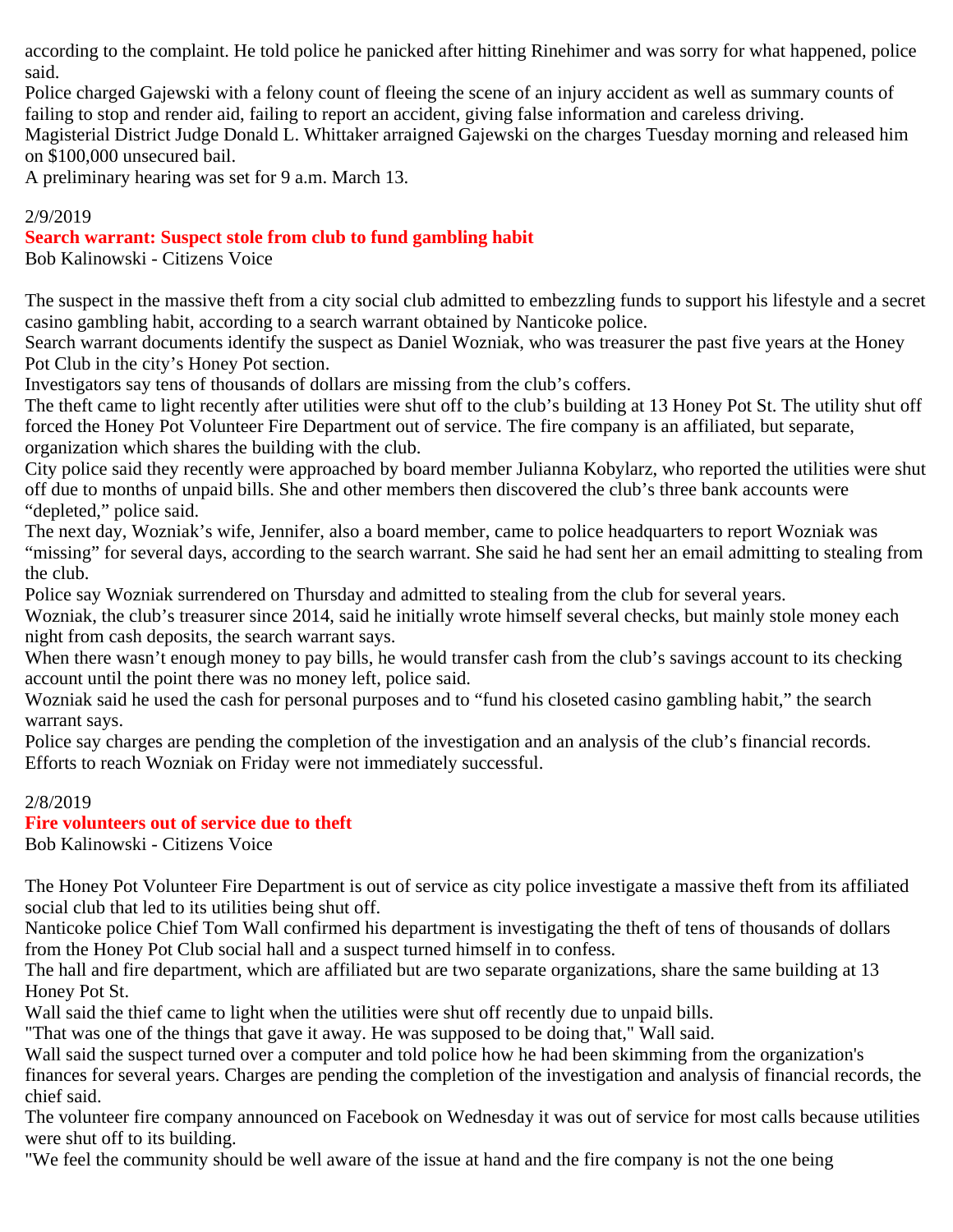according to the complaint. He told police he panicked after hitting Rinehimer and was sorry for what happened, police said.

Police charged Gajewski with a felony count of fleeing the scene of an injury accident as well as summary counts of failing to stop and render aid, failing to report an accident, giving false information and careless driving.

Magisterial District Judge Donald L. Whittaker arraigned Gajewski on the charges Tuesday morning and released him on $100,000 unsecured bail.

A preliminary hearing was set for 9 a.m. March 13.

2/9/2019

**Search warrant: Suspect stole from club to fund gambling habit**

Bob Kalinowski - Citizens Voice

The suspect in the massive theft from a city social club admitted to embezzling funds to support his lifestyle and a secret casino gambling habit, according to a search warrant obtained by Nanticoke police.

Search warrant documents identify the suspect as Daniel Wozniak, who was treasurer the past five years at the Honey Pot Club in the city's Honey Pot section.

Investigators say tens of thousands of dollars are missing from the club's coffers.

The theft came to light recently after utilities were shut off to the club's building at 13 Honey Pot St. The utility shut off forced the Honey Pot Volunteer Fire Department out of service. The fire company is an affiliated, but separate, organization which shares the building with the club.

City police said they recently were approached by board member Julianna Kobylarz, who reported the utilities were shut off due to months of unpaid bills. She and other members then discovered the club's three bank accounts were "depleted," police said.

The next day, Wozniak's wife, Jennifer, also a board member, came to police headquarters to report Wozniak was "missing" for several days, according to the search warrant. She said he had sent her an email admitting to stealing from the club.

Police say Wozniak surrendered on Thursday and admitted to stealing from the club for several years.

Wozniak, the club's treasurer since 2014, said he initially wrote himself several checks, but mainly stole money each night from cash deposits, the search warrant says.

When there wasn't enough money to pay bills, he would transfer cash from the club's savings account to its checking account until the point there was no money left, police said.

Wozniak said he used the cash for personal purposes and to "fund his closeted casino gambling habit," the search warrant says.

Police say charges are pending the completion of the investigation and an analysis of the club's financial records.

Efforts to reach Wozniak on Friday were not immediately successful.

2/8/2019

**Fire volunteers out of service due to theft**

Bob Kalinowski - Citizens Voice

The Honey Pot Volunteer Fire Department is out of service as city police investigate a massive theft from its affiliated social club that led to its utilities being shut off.

Nanticoke police Chief Tom Wall confirmed his department is investigating the theft of tens of thousands of dollars from the Honey Pot Club social hall and a suspect turned himself in to confess.

The hall and fire department, which are affiliated but are two separate organizations, share the same building at 13 Honey Pot St.

Wall said the thief came to light when the utilities were shut off recently due to unpaid bills.

"That was one of the things that gave it away. He was supposed to be doing that," Wall said.

Wall said the suspect turned over a computer and told police how he had been skimming from the organization's finances for several years. Charges are pending the completion of the investigation and analysis of financial records, the chief said.

The volunteer fire company announced on Facebook on Wednesday it was out of service for most calls because utilities were shut off to its building.

"We feel the community should be well aware of the issue at hand and the fire company is not the one being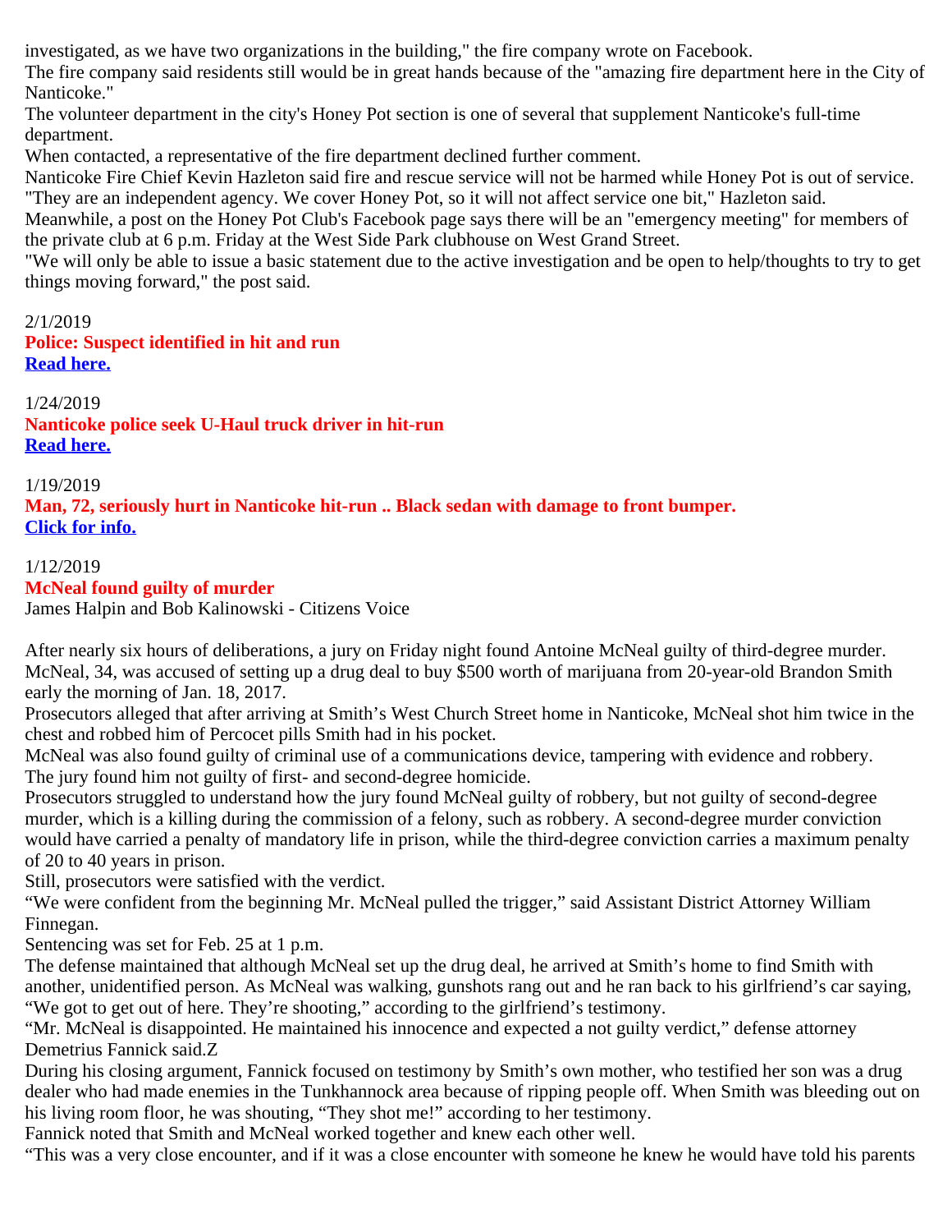investigated, as we have two organizations in the building," the fire company wrote on Facebook.
The fire company said residents still would be in great hands because of the "amazing fire department here in the City of Nanticoke."
The volunteer department in the city's Honey Pot section is one of several that supplement Nanticoke's full-time department.
When contacted, a representative of the fire department declined further comment.
Nanticoke Fire Chief Kevin Hazleton said fire and rescue service will not be harmed while Honey Pot is out of service.
"They are an independent agency. We cover Honey Pot, so it will not affect service one bit," Hazleton said.
Meanwhile, a post on the Honey Pot Club's Facebook page says there will be an "emergency meeting" for members of the private club at 6 p.m. Friday at the West Side Park clubhouse on West Grand Street.
"We will only be able to issue a basic statement due to the active investigation and be open to help/thoughts to try to get things moving forward," the post said.

2/1/2019
**Police: Suspect identified in hit and run**
**Read here.**

1/24/2019
**Nanticoke police seek U-Haul truck driver in hit-run**
**Read here.**

1/19/2019
**Man, 72, seriously hurt in Nanticoke hit-run .. Black sedan with damage to front bumper.**
**Click for info.**

1/12/2019
**McNeal found guilty of murder**
James Halpin and Bob Kalinowski - Citizens Voice

After nearly six hours of deliberations, a jury on Friday night found Antoine McNeal guilty of third-degree murder.
McNeal, 34, was accused of setting up a drug deal to buy $500 worth of marijuana from 20-year-old Brandon Smith early the morning of Jan. 18, 2017.
Prosecutors alleged that after arriving at Smith's West Church Street home in Nanticoke, McNeal shot him twice in the chest and robbed him of Percocet pills Smith had in his pocket.
McNeal was also found guilty of criminal use of a communications device, tampering with evidence and robbery.
The jury found him not guilty of first- and second-degree homicide.
Prosecutors struggled to understand how the jury found McNeal guilty of robbery, but not guilty of second-degree murder, which is a killing during the commission of a felony, such as robbery. A second-degree murder conviction would have carried a penalty of mandatory life in prison, while the third-degree conviction carries a maximum penalty of 20 to 40 years in prison.
Still, prosecutors were satisfied with the verdict.
"We were confident from the beginning Mr. McNeal pulled the trigger," said Assistant District Attorney William Finnegan.
Sentencing was set for Feb. 25 at 1 p.m.
The defense maintained that although McNeal set up the drug deal, he arrived at Smith's home to find Smith with another, unidentified person. As McNeal was walking, gunshots rang out and he ran back to his girlfriend's car saying, "We got to get out of here. They're shooting," according to the girlfriend's testimony.
"Mr. McNeal is disappointed. He maintained his innocence and expected a not guilty verdict," defense attorney Demetrius Fannick said.Z
During his closing argument, Fannick focused on testimony by Smith's own mother, who testified her son was a drug dealer who had made enemies in the Tunkhannock area because of ripping people off. When Smith was bleeding out on his living room floor, he was shouting, "They shot me!" according to her testimony.
Fannick noted that Smith and McNeal worked together and knew each other well.
"This was a very close encounter, and if it was a close encounter with someone he knew he would have told his parents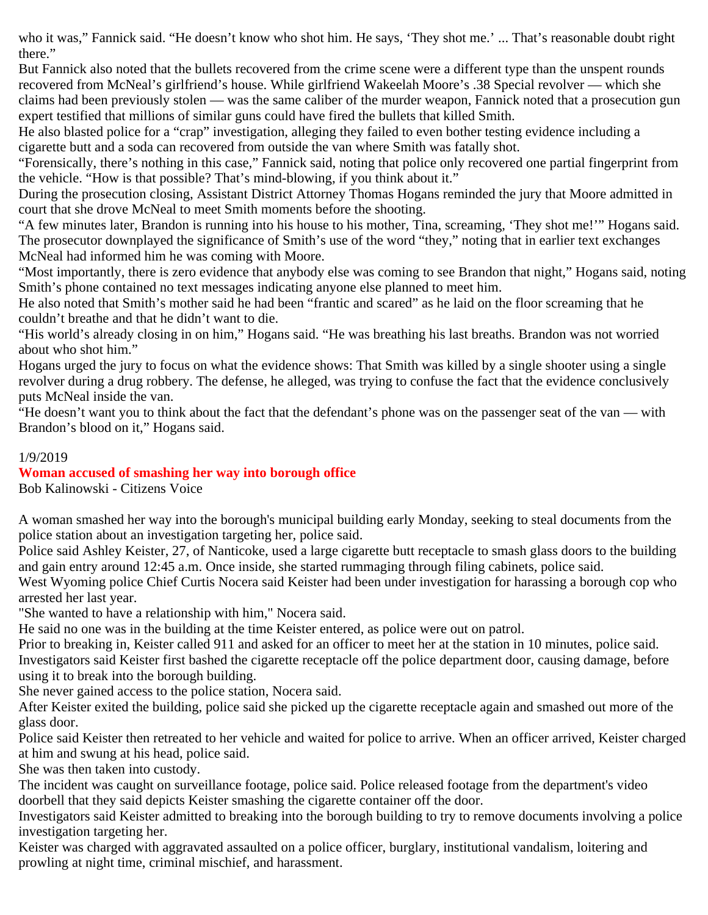who it was," Fannick said. "He doesn't know who shot him. He says, 'They shot me.' ... That's reasonable doubt right there."

But Fannick also noted that the bullets recovered from the crime scene were a different type than the unspent rounds recovered from McNeal's girlfriend's house. While girlfriend Wakeelah Moore's .38 Special revolver — which she claims had been previously stolen — was the same caliber of the murder weapon, Fannick noted that a prosecution gun expert testified that millions of similar guns could have fired the bullets that killed Smith.

He also blasted police for a "crap" investigation, alleging they failed to even bother testing evidence including a cigarette butt and a soda can recovered from outside the van where Smith was fatally shot.

"Forensically, there's nothing in this case," Fannick said, noting that police only recovered one partial fingerprint from the vehicle. "How is that possible? That's mind-blowing, if you think about it."

During the prosecution closing, Assistant District Attorney Thomas Hogans reminded the jury that Moore admitted in court that she drove McNeal to meet Smith moments before the shooting.

"A few minutes later, Brandon is running into his house to his mother, Tina, screaming, 'They shot me!'" Hogans said.

The prosecutor downplayed the significance of Smith's use of the word "they," noting that in earlier text exchanges McNeal had informed him he was coming with Moore.

"Most importantly, there is zero evidence that anybody else was coming to see Brandon that night," Hogans said, noting Smith's phone contained no text messages indicating anyone else planned to meet him.

He also noted that Smith's mother said he had been "frantic and scared" as he laid on the floor screaming that he couldn't breathe and that he didn't want to die.

"His world's already closing in on him," Hogans said. "He was breathing his last breaths. Brandon was not worried about who shot him."

Hogans urged the jury to focus on what the evidence shows: That Smith was killed by a single shooter using a single revolver during a drug robbery. The defense, he alleged, was trying to confuse the fact that the evidence conclusively puts McNeal inside the van.

"He doesn't want you to think about the fact that the defendant's phone was on the passenger seat of the van — with Brandon's blood on it," Hogans said.

1/9/2019

## Woman accused of smashing her way into borough office

Bob Kalinowski - Citizens Voice

A woman smashed her way into the borough's municipal building early Monday, seeking to steal documents from the police station about an investigation targeting her, police said.

Police said Ashley Keister, 27, of Nanticoke, used a large cigarette butt receptacle to smash glass doors to the building and gain entry around 12:45 a.m. Once inside, she started rummaging through filing cabinets, police said.

West Wyoming police Chief Curtis Nocera said Keister had been under investigation for harassing a borough cop who arrested her last year.

"She wanted to have a relationship with him," Nocera said.

He said no one was in the building at the time Keister entered, as police were out on patrol.

Prior to breaking in, Keister called 911 and asked for an officer to meet her at the station in 10 minutes, police said.

Investigators said Keister first bashed the cigarette receptacle off the police department door, causing damage, before using it to break into the borough building.

She never gained access to the police station, Nocera said.

After Keister exited the building, police said she picked up the cigarette receptacle again and smashed out more of the glass door.

Police said Keister then retreated to her vehicle and waited for police to arrive. When an officer arrived, Keister charged at him and swung at his head, police said.

She was then taken into custody.

The incident was caught on surveillance footage, police said. Police released footage from the department's video doorbell that they said depicts Keister smashing the cigarette container off the door.

Investigators said Keister admitted to breaking into the borough building to try to remove documents involving a police investigation targeting her.

Keister was charged with aggravated assaulted on a police officer, burglary, institutional vandalism, loitering and prowling at night time, criminal mischief, and harassment.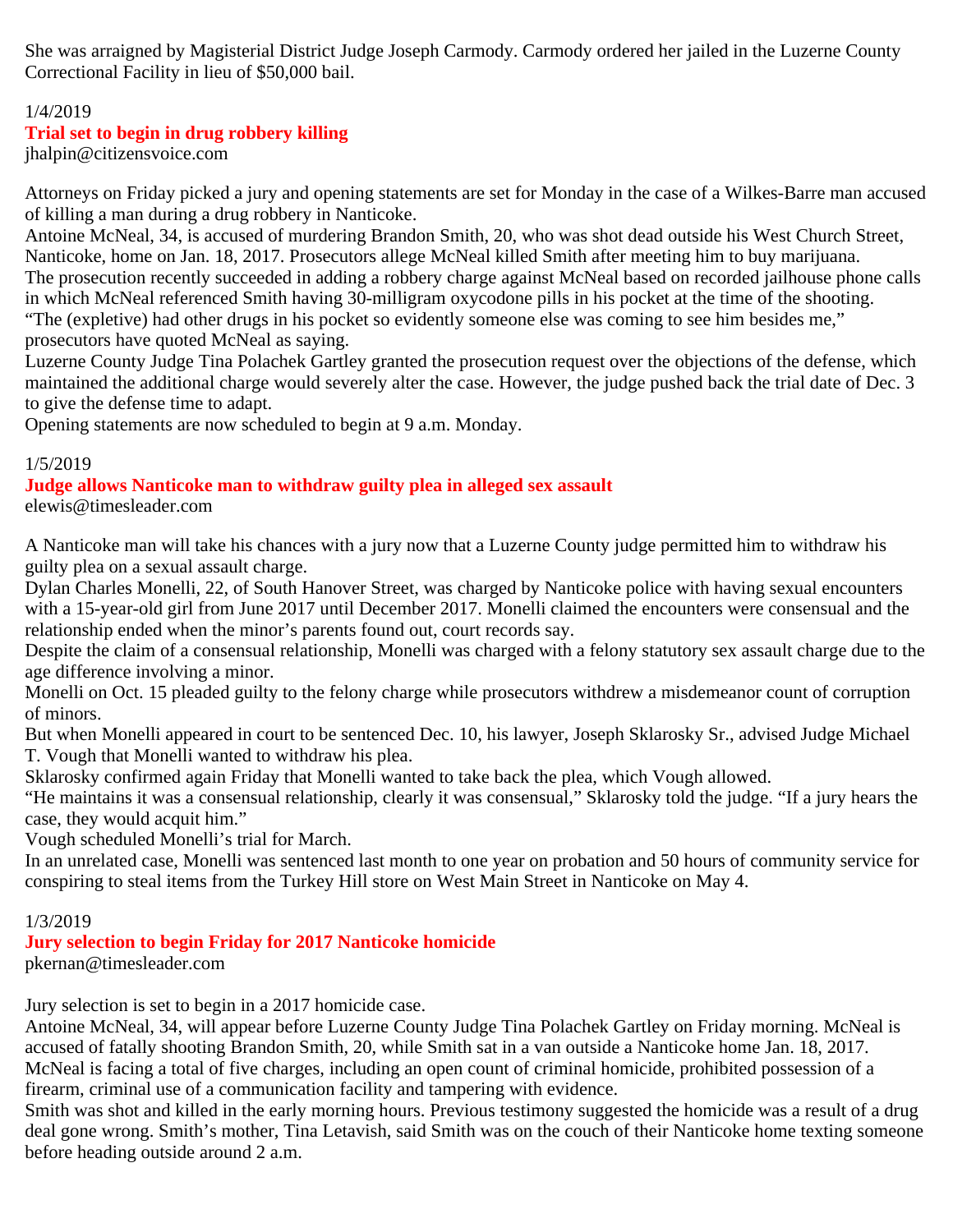She was arraigned by Magisterial District Judge Joseph Carmody. Carmody ordered her jailed in the Luzerne County Correctional Facility in lieu of $50,000 bail.

1/4/2019

**Trial set to begin in drug robbery killing**

jhalpin@citizensvoice.com

Attorneys on Friday picked a jury and opening statements are set for Monday in the case of a Wilkes-Barre man accused of killing a man during a drug robbery in Nanticoke.

Antoine McNeal, 34, is accused of murdering Brandon Smith, 20, who was shot dead outside his West Church Street, Nanticoke, home on Jan. 18, 2017. Prosecutors allege McNeal killed Smith after meeting him to buy marijuana.

The prosecution recently succeeded in adding a robbery charge against McNeal based on recorded jailhouse phone calls in which McNeal referenced Smith having 30-milligram oxycodone pills in his pocket at the time of the shooting.

"The (expletive) had other drugs in his pocket so evidently someone else was coming to see him besides me," prosecutors have quoted McNeal as saying.

Luzerne County Judge Tina Polachek Gartley granted the prosecution request over the objections of the defense, which maintained the additional charge would severely alter the case. However, the judge pushed back the trial date of Dec. 3 to give the defense time to adapt.

Opening statements are now scheduled to begin at 9 a.m. Monday.

1/5/2019

**Judge allows Nanticoke man to withdraw guilty plea in alleged sex assault**

elewis@timesleader.com

A Nanticoke man will take his chances with a jury now that a Luzerne County judge permitted him to withdraw his guilty plea on a sexual assault charge.

Dylan Charles Monelli, 22, of South Hanover Street, was charged by Nanticoke police with having sexual encounters with a 15-year-old girl from June 2017 until December 2017. Monelli claimed the encounters were consensual and the relationship ended when the minor's parents found out, court records say.

Despite the claim of a consensual relationship, Monelli was charged with a felony statutory sex assault charge due to the age difference involving a minor.

Monelli on Oct. 15 pleaded guilty to the felony charge while prosecutors withdrew a misdemeanor count of corruption of minors.

But when Monelli appeared in court to be sentenced Dec. 10, his lawyer, Joseph Sklarosky Sr., advised Judge Michael T. Vough that Monelli wanted to withdraw his plea.

Sklarosky confirmed again Friday that Monelli wanted to take back the plea, which Vough allowed.

"He maintains it was a consensual relationship, clearly it was consensual," Sklarosky told the judge. "If a jury hears the case, they would acquit him."

Vough scheduled Monelli's trial for March.

In an unrelated case, Monelli was sentenced last month to one year on probation and 50 hours of community service for conspiring to steal items from the Turkey Hill store on West Main Street in Nanticoke on May 4.

1/3/2019

**Jury selection to begin Friday for 2017 Nanticoke homicide**

pkernan@timesleader.com

Jury selection is set to begin in a 2017 homicide case.

Antoine McNeal, 34, will appear before Luzerne County Judge Tina Polachek Gartley on Friday morning. McNeal is accused of fatally shooting Brandon Smith, 20, while Smith sat in a van outside a Nanticoke home Jan. 18, 2017.

McNeal is facing a total of five charges, including an open count of criminal homicide, prohibited possession of a firearm, criminal use of a communication facility and tampering with evidence.

Smith was shot and killed in the early morning hours. Previous testimony suggested the homicide was a result of a drug deal gone wrong. Smith's mother, Tina Letavish, said Smith was on the couch of their Nanticoke home texting someone before heading outside around 2 a.m.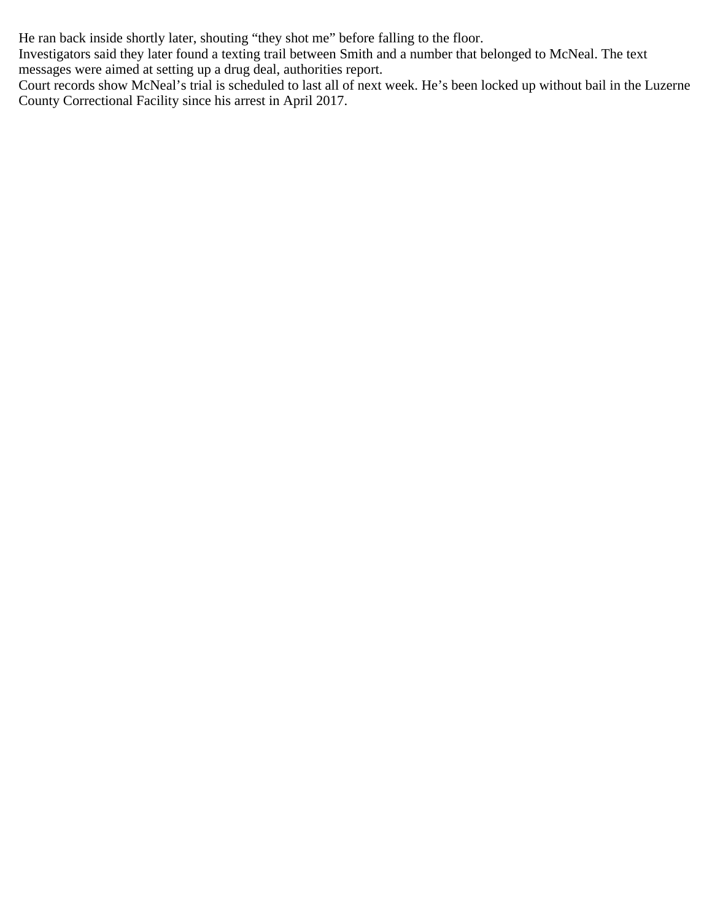He ran back inside shortly later, shouting “they shot me” before falling to the floor.

Investigators said they later found a texting trail between Smith and a number that belonged to McNeal. The text messages were aimed at setting up a drug deal, authorities report.

Court records show McNeal’s trial is scheduled to last all of next week. He’s been locked up without bail in the Luzerne County Correctional Facility since his arrest in April 2017.